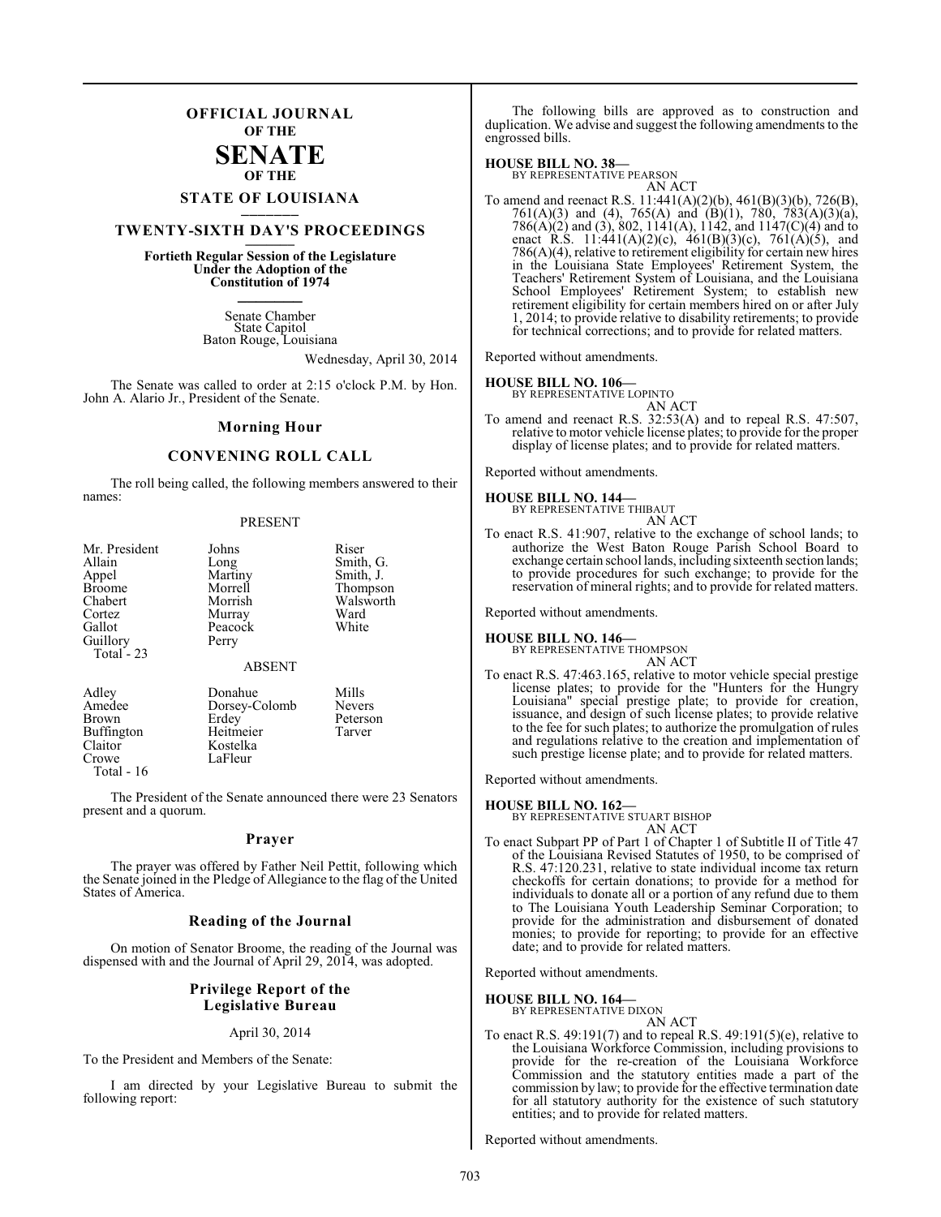# OFFICIAL JOURNAL OF THE SENATE OF THE STATE OF LOUISIANA

## TWENTY-SIXTH DAY'S PROCEEDINGS

**Fortieth Regular Session of the Legislature Under the Adoption of the Constitution of 1974**

Senate Chamber
State Capitol
Baton Rouge, Louisiana

Wednesday, April 30, 2014

The Senate was called to order at 2:15 o'clock P.M. by Hon. John A. Alario Jr., President of the Senate.

### Morning Hour

### CONVENING ROLL CALL

The roll being called, the following members answered to their names:

PRESENT

| | | |
|---|---|---|
| Mr. President | Johns | Riser |
| Allain | Long | Smith, G. |
| Appel | Martiny | Smith, J. |
| Broome | Morrell | Thompson |
| Chabert | Morrish | Walsworth |
| Cortez | Murray | Ward |
| Gallot | Peacock | White |
| Guillory | Perry | |

Total - 23

ABSENT

| | | |
|---|---|---|
| Adley | Donahue | Mills |
| Amedee | Dorsey-Colomb | Nevers |
| Brown | Erdey | Peterson |
| Buffington | Heitmeier | Tarver |
| Claitor | Kostelka | |
| Crowe | LaFleur | |

Total - 16

The President of the Senate announced there were 23 Senators present and a quorum.

### Prayer

The prayer was offered by Father Neil Pettit, following which the Senate joined in the Pledge of Allegiance to the flag of the United States of America.

### Reading of the Journal

On motion of Senator Broome, the reading of the Journal was dispensed with and the Journal of April 29, 2014, was adopted.

### Privilege Report of the Legislative Bureau

April 30, 2014

To the President and Members of the Senate:

I am directed by your Legislative Bureau to submit the following report:

The following bills are approved as to construction and duplication. We advise and suggest the following amendments to the engrossed bills.

**HOUSE BILL NO. 38—**
BY REPRESENTATIVE PEARSON
AN ACT

To amend and reenact R.S. 11:441(A)(2)(b), 461(B)(3)(b), 726(B), 761(A)(3) and (4), 765(A) and (B)(1), 780, 783(A)(3)(a), 786(A)(2) and (3), 802, 1141(A), 1142, and 1147(C)(4) and to enact R.S. 11:441(A)(2)(c), 461(B)(3)(c), 761(A)(5), and 786(A)(4), relative to retirement eligibility for certain new hires in the Louisiana State Employees' Retirement System, the Teachers' Retirement System of Louisiana, and the Louisiana School Employees' Retirement System; to establish new retirement eligibility for certain members hired on or after July 1, 2014; to provide relative to disability retirements; to provide for technical corrections; and to provide for related matters.

Reported without amendments.

**HOUSE BILL NO. 106—**
BY REPRESENTATIVE LOPINTO
AN ACT

To amend and reenact R.S. 32:53(A) and to repeal R.S. 47:507, relative to motor vehicle license plates; to provide for the proper display of license plates; and to provide for related matters.

Reported without amendments.

**HOUSE BILL NO. 144—**
BY REPRESENTATIVE THIBAUT
AN ACT

To enact R.S. 41:907, relative to the exchange of school lands; to authorize the West Baton Rouge Parish School Board to exchange certain school lands, including sixteenth section lands; to provide procedures for such exchange; to provide for the reservation of mineral rights; and to provide for related matters.

Reported without amendments.

**HOUSE BILL NO. 146—**
BY REPRESENTATIVE THOMPSON
AN ACT

To enact R.S. 47:463.165, relative to motor vehicle special prestige license plates; to provide for the "Hunters for the Hungry Louisiana" special prestige plate; to provide for creation, issuance, and design of such license plates; to provide relative to the fee for such plates; to authorize the promulgation of rules and regulations relative to the creation and implementation of such prestige license plate; and to provide for related matters.

Reported without amendments.

**HOUSE BILL NO. 162—**
BY REPRESENTATIVE STUART BISHOP
AN ACT

To enact Subpart PP of Part 1 of Chapter 1 of Subtitle II of Title 47 of the Louisiana Revised Statutes of 1950, to be comprised of R.S. 47:120.231, relative to state individual income tax return checkoffs for certain donations; to provide for a method for individuals to donate all or a portion of any refund due to them to The Louisiana Youth Leadership Seminar Corporation; to provide for the administration and disbursement of donated monies; to provide for reporting; to provide for an effective date; and to provide for related matters.

Reported without amendments.

**HOUSE BILL NO. 164—**
BY REPRESENTATIVE DIXON
AN ACT

To enact R.S. 49:191(7) and to repeal R.S. 49:191(5)(e), relative to the Louisiana Workforce Commission, including provisions to provide for the re-creation of the Louisiana Workforce Commission and the statutory entities made a part of the commission by law; to provide for the effective termination date for all statutory authority for the existence of such statutory entities; and to provide for related matters.

Reported without amendments.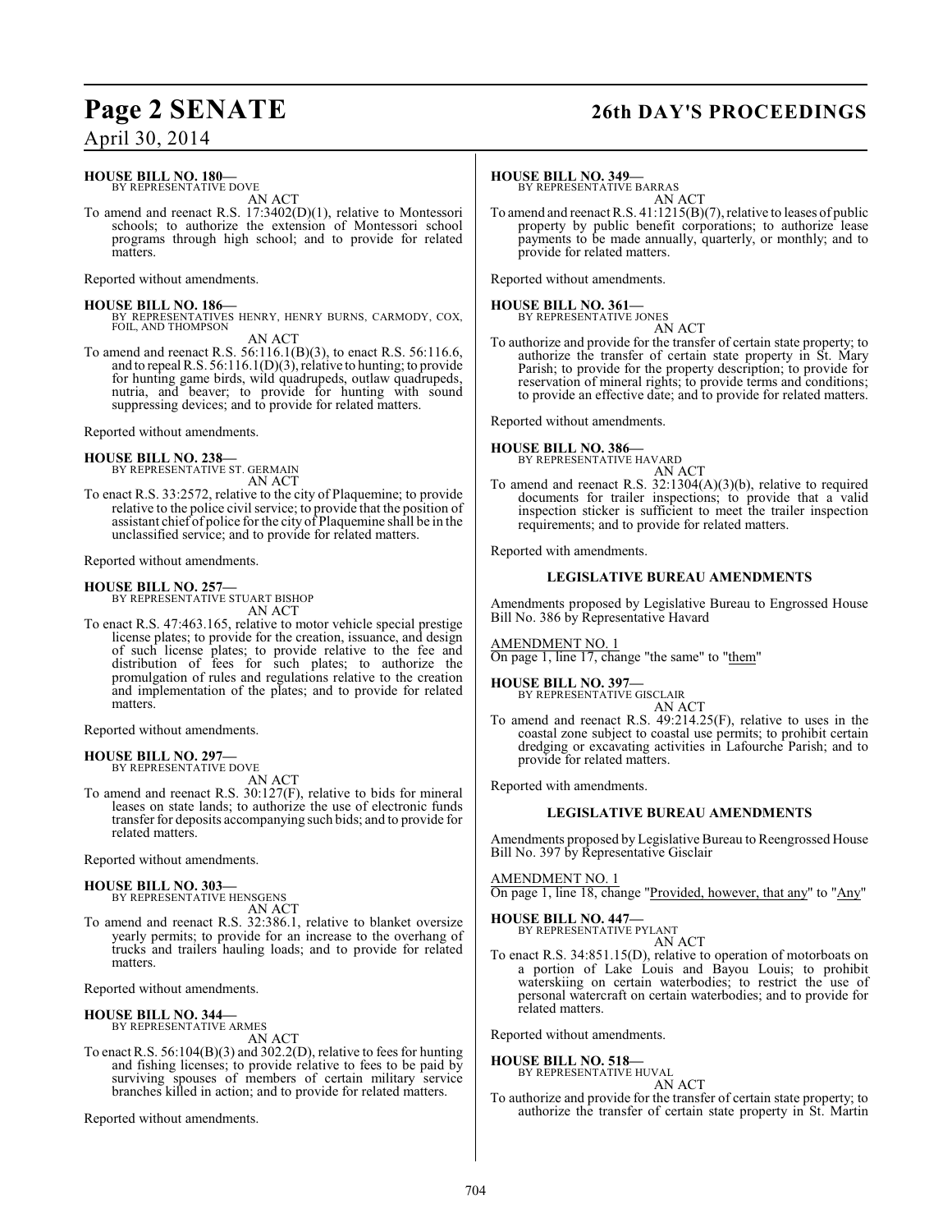**HOUSE BILL NO. 180—**
BY REPRESENTATIVE DOVE

AN ACT

To amend and reenact R.S. 17:3402(D)(1), relative to Montessori schools; to authorize the extension of Montessori school programs through high school; and to provide for related matters.

Reported without amendments.

**HOUSE BILL NO. 186—**
BY REPRESENTATIVES HENRY, HENRY BURNS, CARMODY, COX, FOIL, AND THOMPSON

AN ACT

To amend and reenact R.S. 56:116.1(B)(3), to enact R.S. 56:116.6, and to repeal R.S. 56:116.1(D)(3), relative to hunting; to provide for hunting game birds, wild quadrupeds, outlaw quadrupeds, nutria, and beaver; to provide for hunting with sound suppressing devices; and to provide for related matters.

Reported without amendments.

**HOUSE BILL NO. 238—**
BY REPRESENTATIVE ST. GERMAIN

AN ACT

To enact R.S. 33:2572, relative to the city of Plaquemine; to provide relative to the police civil service; to provide that the position of assistant chief of police for the city of Plaquemine shall be in the unclassified service; and to provide for related matters.

Reported without amendments.

**HOUSE BILL NO. 257—**
BY REPRESENTATIVE STUART BISHOP

AN ACT

To enact R.S. 47:463.165, relative to motor vehicle special prestige license plates; to provide for the creation, issuance, and design of such license plates; to provide relative to the fee and distribution of fees for such plates; to authorize the promulgation of rules and regulations relative to the creation and implementation of the plates; and to provide for related matters.

Reported without amendments.

**HOUSE BILL NO. 297—**
BY REPRESENTATIVE DOVE

AN ACT

To amend and reenact R.S. 30:127(F), relative to bids for mineral leases on state lands; to authorize the use of electronic funds transfer for deposits accompanying such bids; and to provide for related matters.

Reported without amendments.

**HOUSE BILL NO. 303—**
BY REPRESENTATIVE HENSGENS

AN ACT

To amend and reenact R.S. 32:386.1, relative to blanket oversize yearly permits; to provide for an increase to the overhang of trucks and trailers hauling loads; and to provide for related matters.

Reported without amendments.

**HOUSE BILL NO. 344—**
BY REPRESENTATIVE ARMES

AN ACT

To enact R.S. 56:104(B)(3) and 302.2(D), relative to fees for hunting and fishing licenses; to provide relative to fees to be paid by surviving spouses of members of certain military service branches killed in action; and to provide for related matters.

Reported without amendments.

**HOUSE BILL NO. 349—**
BY REPRESENTATIVE BARRAS

AN ACT

To amend and reenact R.S. 41:1215(B)(7), relative to leases of public property by public benefit corporations; to authorize lease payments to be made annually, quarterly, or monthly; and to provide for related matters.

Reported without amendments.

**HOUSE BILL NO. 361—**
BY REPRESENTATIVE JONES

AN ACT

To authorize and provide for the transfer of certain state property; to authorize the transfer of certain state property in St. Mary Parish; to provide for the property description; to provide for reservation of mineral rights; to provide terms and conditions; to provide an effective date; and to provide for related matters.

Reported without amendments.

**HOUSE BILL NO. 386—**
BY REPRESENTATIVE HAVARD

AN ACT

To amend and reenact R.S. 32:1304(A)(3)(b), relative to required documents for trailer inspections; to provide that a valid inspection sticker is sufficient to meet the trailer inspection requirements; and to provide for related matters.

Reported with amendments.

### LEGISLATIVE BUREAU AMENDMENTS

Amendments proposed by Legislative Bureau to Engrossed House Bill No. 386 by Representative Havard

AMENDMENT NO. 1
On page 1, line 17, change "the same" to "them"

**HOUSE BILL NO. 397—**
BY REPRESENTATIVE GISCLAIR

AN ACT

To amend and reenact R.S. 49:214.25(F), relative to uses in the coastal zone subject to coastal use permits; to prohibit certain dredging or excavating activities in Lafourche Parish; and to provide for related matters.

Reported with amendments.

### LEGISLATIVE BUREAU AMENDMENTS

Amendments proposed by Legislative Bureau to Reengrossed House Bill No. 397 by Representative Gisclair

AMENDMENT NO. 1
On page 1, line 18, change "Provided, however, that any" to "Any"

**HOUSE BILL NO. 447—**
BY REPRESENTATIVE PYLANT

AN ACT

To enact R.S. 34:851.15(D), relative to operation of motorboats on a portion of Lake Louis and Bayou Louis; to prohibit waterskiing on certain waterbodies; to restrict the use of personal watercraft on certain waterbodies; and to provide for related matters.

Reported without amendments.

**HOUSE BILL NO. 518—**
BY REPRESENTATIVE HUVAL

AN ACT

To authorize and provide for the transfer of certain state property; to authorize the transfer of certain state property in St. Martin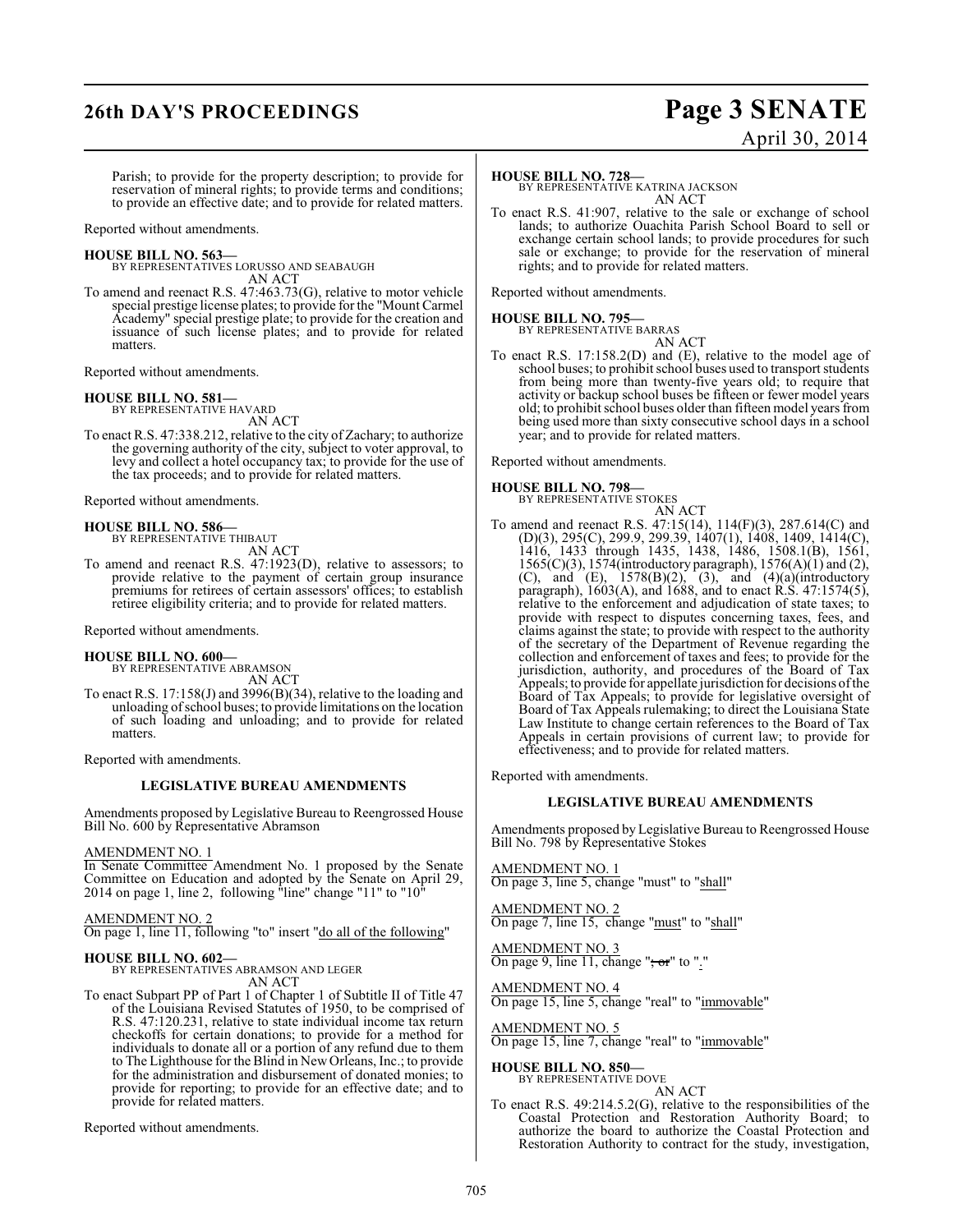Parish; to provide for the property description; to provide for reservation of mineral rights; to provide terms and conditions; to provide an effective date; and to provide for related matters.

Reported without amendments.

**HOUSE BILL NO. 563—**
BY REPRESENTATIVES LORUSSO AND SEABAUGH
AN ACT

To amend and reenact R.S. 47:463.73(G), relative to motor vehicle special prestige license plates; to provide for the "Mount Carmel Academy" special prestige plate; to provide for the creation and issuance of such license plates; and to provide for related matters.

Reported without amendments.

**HOUSE BILL NO. 581—**
BY REPRESENTATIVE HAVARD
AN ACT

To enact R.S. 47:338.212, relative to the city of Zachary; to authorize the governing authority of the city, subject to voter approval, to levy and collect a hotel occupancy tax; to provide for the use of the tax proceeds; and to provide for related matters.

Reported without amendments.

**HOUSE BILL NO. 586—**
BY REPRESENTATIVE THIBAUT
AN ACT

To amend and reenact R.S. 47:1923(D), relative to assessors; to provide relative to the payment of certain group insurance premiums for retirees of certain assessors' offices; to establish retiree eligibility criteria; and to provide for related matters.

Reported without amendments.

**HOUSE BILL NO. 600—**
BY REPRESENTATIVE ABRAMSON
AN ACT

To enact R.S. 17:158(J) and 3996(B)(34), relative to the loading and unloading of school buses; to provide limitations on the location of such loading and unloading; and to provide for related matters.

Reported with amendments.

**LEGISLATIVE BUREAU AMENDMENTS**

Amendments proposed by Legislative Bureau to Reengrossed House Bill No. 600 by Representative Abramson

AMENDMENT NO. 1
In Senate Committee Amendment No. 1 proposed by the Senate Committee on Education and adopted by the Senate on April 29, 2014 on page 1, line 2, following "line" change "11" to "10"

AMENDMENT NO. 2
On page 1, line 11, following "to" insert "do all of the following"

**HOUSE BILL NO. 602—**
BY REPRESENTATIVES ABRAMSON AND LEGER
AN ACT

To enact Subpart PP of Part 1 of Chapter 1 of Subtitle II of Title 47 of the Louisiana Revised Statutes of 1950, to be comprised of R.S. 47:120.231, relative to state individual income tax return checkoffs for certain donations; to provide for a method for individuals to donate all or a portion of any refund due to them to The Lighthouse for the Blind in New Orleans, Inc.; to provide for the administration and disbursement of donated monies; to provide for reporting; to provide for an effective date; and to provide for related matters.

Reported without amendments.

**HOUSE BILL NO. 728—**
BY REPRESENTATIVE KATRINA JACKSON
AN ACT

To enact R.S. 41:907, relative to the sale or exchange of school lands; to authorize Ouachita Parish School Board to sell or exchange certain school lands; to provide procedures for such sale or exchange; to provide for the reservation of mineral rights; and to provide for related matters.

Reported without amendments.

**HOUSE BILL NO. 795—**
BY REPRESENTATIVE BARRAS
AN ACT

To enact R.S. 17:158.2(D) and (E), relative to the model age of school buses; to prohibit school buses used to transport students from being more than twenty-five years old; to require that activity or backup school buses be fifteen or fewer model years old; to prohibit school buses older than fifteen model years from being used more than sixty consecutive school days in a school year; and to provide for related matters.

Reported without amendments.

**HOUSE BILL NO. 798—**
BY REPRESENTATIVE STOKES
AN ACT

To amend and reenact R.S. 47:15(14), 114(F)(3), 287.614(C) and (D)(3), 295(C), 299.9, 299.39, 1407(1), 1408, 1409, 1414(C), 1416, 1433 through 1435, 1438, 1486, 1508.1(B), 1561, 1565(C)(3), 1574(introductory paragraph), 1576(A)(1) and (2), (C), and (E), 1578(B)(2), (3), and (4)(a)(introductory paragraph), 1603(A), and 1688, and to enact R.S. 47:1574(5), relative to the enforcement and adjudication of state taxes; to provide with respect to disputes concerning taxes, fees, and claims against the state; to provide with respect to the authority of the secretary of the Department of Revenue regarding the collection and enforcement of taxes and fees; to provide for the jurisdiction, authority, and procedures of the Board of Tax Appeals; to provide for appellate jurisdiction for decisions of the Board of Tax Appeals; to provide for legislative oversight of Board of Tax Appeals rulemaking; to direct the Louisiana State Law Institute to change certain references to the Board of Tax Appeals in certain provisions of current law; to provide for effectiveness; and to provide for related matters.

Reported with amendments.

**LEGISLATIVE BUREAU AMENDMENTS**

Amendments proposed by Legislative Bureau to Reengrossed House Bill No. 798 by Representative Stokes

AMENDMENT NO. 1
On page 3, line 5, change "must" to "shall"

AMENDMENT NO. 2
On page 7, line 15, change "must" to "shall"

AMENDMENT NO. 3
On page 9, line 11, change "; or" to "."

AMENDMENT NO. 4
On page 15, line 5, change "real" to "immovable"

AMENDMENT NO. 5
On page 15, line 7, change "real" to "immovable"

**HOUSE BILL NO. 850—**
BY REPRESENTATIVE DOVE
AN ACT

To enact R.S. 49:214.5.2(G), relative to the responsibilities of the Coastal Protection and Restoration Authority Board; to authorize the board to authorize the Coastal Protection and Restoration Authority to contract for the study, investigation,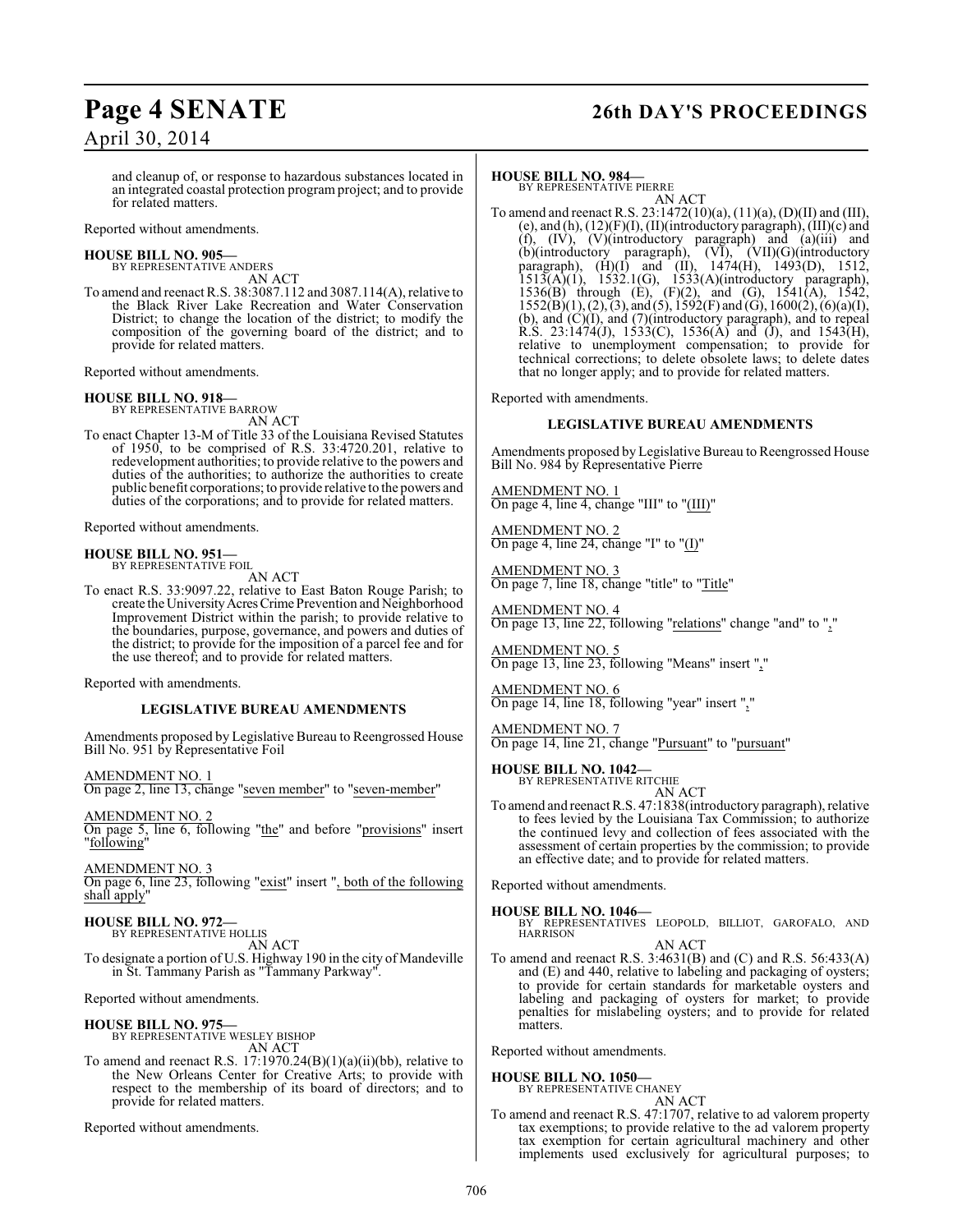and cleanup of, or response to hazardous substances located in an integrated coastal protection program project; and to provide for related matters.

Reported without amendments.

**HOUSE BILL NO. 905—**
BY REPRESENTATIVE ANDERS
AN ACT

To amend and reenact R.S. 38:3087.112 and 3087.114(A), relative to the Black River Lake Recreation and Water Conservation District; to change the location of the district; to modify the composition of the governing board of the district; and to provide for related matters.

Reported without amendments.

**HOUSE BILL NO. 918—**
BY REPRESENTATIVE BARROW
AN ACT

To enact Chapter 13-M of Title 33 of the Louisiana Revised Statutes of 1950, to be comprised of R.S. 33:4720.201, relative to redevelopment authorities; to provide relative to the powers and duties of the authorities; to authorize the authorities to create public benefit corporations; to provide relative to the powers and duties of the corporations; and to provide for related matters.

Reported without amendments.

**HOUSE BILL NO. 951—**
BY REPRESENTATIVE FOIL
AN ACT

To enact R.S. 33:9097.22, relative to East Baton Rouge Parish; to create the University Acres Crime Prevention and Neighborhood Improvement District within the parish; to provide relative to the boundaries, purpose, governance, and powers and duties of the district; to provide for the imposition of a parcel fee and for the use thereof; and to provide for related matters.

Reported with amendments.

**LEGISLATIVE BUREAU AMENDMENTS**

Amendments proposed by Legislative Bureau to Reengrossed House Bill No. 951 by Representative Foil

AMENDMENT NO. 1
On page 2, line 13, change "seven member" to "seven-member"

AMENDMENT NO. 2
On page 5, line 6, following "the" and before "provisions" insert "following"

AMENDMENT NO. 3
On page 6, line 23, following "exist" insert ", both of the following shall apply"

**HOUSE BILL NO. 972—**
BY REPRESENTATIVE HOLLIS
AN ACT

To designate a portion of U.S. Highway 190 in the city of Mandeville in St. Tammany Parish as "Tammany Parkway".

Reported without amendments.

**HOUSE BILL NO. 975—**
BY REPRESENTATIVE WESLEY BISHOP
AN ACT

To amend and reenact R.S. 17:1970.24(B)(1)(a)(ii)(bb), relative to the New Orleans Center for Creative Arts; to provide with respect to the membership of its board of directors; and to provide for related matters.

Reported without amendments.

**HOUSE BILL NO. 984—**
BY REPRESENTATIVE PIERRE
AN ACT

To amend and reenact R.S. 23:1472(10)(a), (11)(a), (D)(II) and (III), (e), and (h), (12)(F)(I), (II)(introductory paragraph), (III)(c) and (f), (IV), (V)(introductory paragraph) and (a)(iii) and (b)(introductory paragraph), (VI), (VII)(G)(introductory paragraph), (H)(I) and (II), 1474(H), 1493(D), 1512, 1513(A)(1), 1532.1(G), 1533(A)(introductory paragraph), 1536(B) through (E), (F)(2), and (G), 1541(A), 1542, 1552(B)(1), (2), (3), and (5), 1592(F) and (G), 1600(2), (6)(a)(I), (b), and (C)(I), and (7)(introductory paragraph), and to repeal R.S. 23:1474(J), 1533(C), 1536(A) and (J), and 1543(H), relative to unemployment compensation; to provide for technical corrections; to delete obsolete laws; to delete dates that no longer apply; and to provide for related matters.

Reported with amendments.

**LEGISLATIVE BUREAU AMENDMENTS**

Amendments proposed by Legislative Bureau to Reengrossed House Bill No. 984 by Representative Pierre

AMENDMENT NO. 1
On page 4, line 4, change "III" to "(III)"

AMENDMENT NO. 2
On page 4, line 24, change "I" to "(I)"

AMENDMENT NO. 3
On page 7, line 18, change "title" to "Title"

AMENDMENT NO. 4
On page 13, line 22, following "relations" change "and" to ","

AMENDMENT NO. 5
On page 13, line 23, following "Means" insert ","

AMENDMENT NO. 6
On page 14, line 18, following "year" insert ","

AMENDMENT NO. 7
On page 14, line 21, change "Pursuant" to "pursuant"

**HOUSE BILL NO. 1042—**
BY REPRESENTATIVE RITCHIE
AN ACT

To amend and reenact R.S. 47:1838(introductory paragraph), relative to fees levied by the Louisiana Tax Commission; to authorize the continued levy and collection of fees associated with the assessment of certain properties by the commission; to provide an effective date; and to provide for related matters.

Reported without amendments.

**HOUSE BILL NO. 1046—**
BY REPRESENTATIVES LEOPOLD, BILLIOT, GAROFALO, AND HARRISON
AN ACT

To amend and reenact R.S. 3:4631(B) and (C) and R.S. 56:433(A) and (E) and 440, relative to labeling and packaging of oysters; to provide for certain standards for marketable oysters and labeling and packaging of oysters for market; to provide penalties for mislabeling oysters; and to provide for related matters.

Reported without amendments.

**HOUSE BILL NO. 1050—**
BY REPRESENTATIVE CHANEY
AN ACT

To amend and reenact R.S. 47:1707, relative to ad valorem property tax exemptions; to provide relative to the ad valorem property tax exemption for certain agricultural machinery and other implements used exclusively for agricultural purposes; to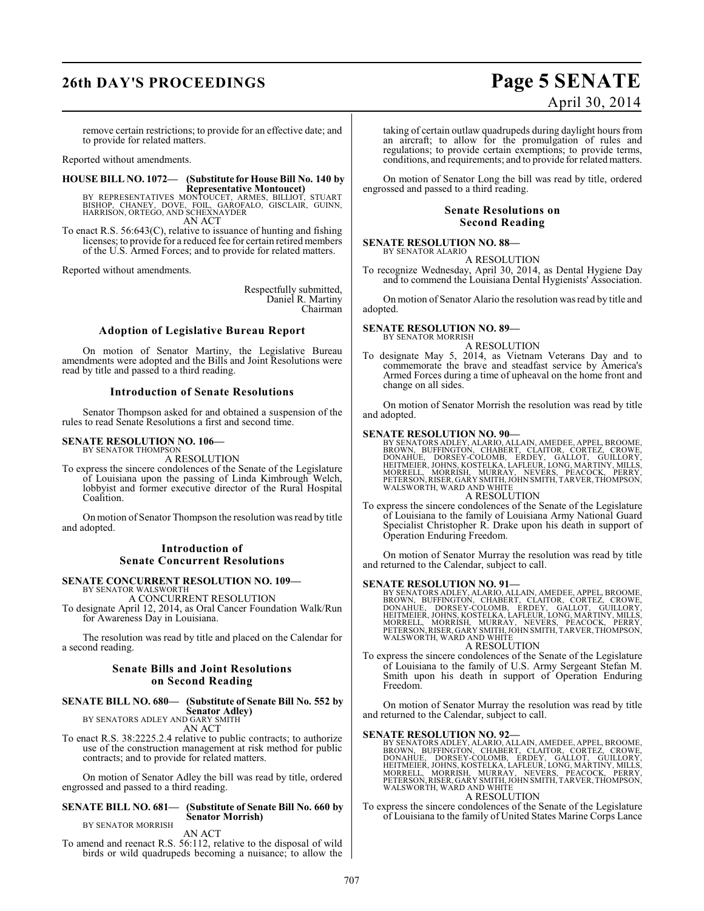remove certain restrictions; to provide for an effective date; and to provide for related matters.

Reported without amendments.

**HOUSE BILL NO. 1072— (Substitute for House Bill No. 140 by Representative Montoucet)**
BY REPRESENTATIVES MONTOUCET, ARMES, BILLIOT, STUART BISHOP, CHANEY, DOVE, FOIL, GAROFALO, GISCLAIR, GUINN, HARRISON, ORTEGO, AND SCHEXNAYDER

AN ACT

To enact R.S. 56:643(C), relative to issuance of hunting and fishing licenses; to provide for a reduced fee for certain retired members of the U.S. Armed Forces; and to provide for related matters.

Reported without amendments.

Respectfully submitted,
Daniel R. Martiny
Chairman

### Adoption of Legislative Bureau Report

On motion of Senator Martiny, the Legislative Bureau amendments were adopted and the Bills and Joint Resolutions were read by title and passed to a third reading.

### Introduction of Senate Resolutions

Senator Thompson asked for and obtained a suspension of the rules to read Senate Resolutions a first and second time.

**SENATE RESOLUTION NO. 106—**
BY SENATOR THOMPSON

A RESOLUTION

To express the sincere condolences of the Senate of the Legislature of Louisiana upon the passing of Linda Kimbrough Welch, lobbyist and former executive director of the Rural Hospital Coalition.

On motion of Senator Thompson the resolution was read by title and adopted.

### Introduction of Senate Concurrent Resolutions

**SENATE CONCURRENT RESOLUTION NO. 109—**
BY SENATOR WALSWORTH

A CONCURRENT RESOLUTION

To designate April 12, 2014, as Oral Cancer Foundation Walk/Run for Awareness Day in Louisiana.

The resolution was read by title and placed on the Calendar for a second reading.

### Senate Bills and Joint Resolutions on Second Reading

**SENATE BILL NO. 680— (Substitute of Senate Bill No. 552 by Senator Adley)**
BY SENATORS ADLEY AND GARY SMITH

AN ACT

To enact R.S. 38:2225.2.4 relative to public contracts; to authorize use of the construction management at risk method for public contracts; and to provide for related matters.

On motion of Senator Adley the bill was read by title, ordered engrossed and passed to a third reading.

**SENATE BILL NO. 681— (Substitute of Senate Bill No. 660 by Senator Morrish)**
BY SENATOR MORRISH

AN ACT

To amend and reenact R.S. 56:112, relative to the disposal of wild birds or wild quadrupeds becoming a nuisance; to allow the taking of certain outlaw quadrupeds during daylight hours from an aircraft; to allow for the promulgation of rules and regulations; to provide certain exemptions; to provide terms, conditions, and requirements; and to provide for related matters.

On motion of Senator Long the bill was read by title, ordered engrossed and passed to a third reading.

### Senate Resolutions on Second Reading

**SENATE RESOLUTION NO. 88—**
BY SENATOR ALARIO

A RESOLUTION

To recognize Wednesday, April 30, 2014, as Dental Hygiene Day and to commend the Louisiana Dental Hygienists' Association.

On motion of Senator Alario the resolution was read by title and adopted.

**SENATE RESOLUTION NO. 89—**
BY SENATOR MORRISH

A RESOLUTION

To designate May 5, 2014, as Vietnam Veterans Day and to commemorate the brave and steadfast service by America's Armed Forces during a time of upheaval on the home front and change on all sides.

On motion of Senator Morrish the resolution was read by title and adopted.

**SENATE RESOLUTION NO. 90—**
BY SENATORS ADLEY, ALARIO, ALLAIN, AMEDEE, APPEL, BROOME, BROWN, BUFFINGTON, CHABERT, CLAITOR, CORTEZ, CROWE, DONAHUE, DORSEY-COLOMB, ERDEY, GALLOT, GUILLORY, HEITMEIER, JOHNS, KOSTELKA, LAFLEUR, LONG, MARTINY, MILLS, MORRELL, MORRISH, MURRAY, NEVERS, PEACOCK, PERRY, PETERSON, RISER, GARY SMITH, JOHN SMITH, TARVER, THOMPSON, WALSWORTH, WARD AND WHITE

A RESOLUTION

To express the sincere condolences of the Senate of the Legislature of Louisiana to the family of Louisiana Army National Guard Specialist Christopher R. Drake upon his death in support of Operation Enduring Freedom.

On motion of Senator Murray the resolution was read by title and returned to the Calendar, subject to call.

**SENATE RESOLUTION NO. 91—**
BY SENATORS ADLEY, ALARIO, ALLAIN, AMEDEE, APPEL, BROOME, BROWN, BUFFINGTON, CHABERT, CLAITOR, CORTEZ, CROWE, DONAHUE, DORSEY-COLOMB, ERDEY, GALLOT, GUILLORY, HEITMEIER, JOHNS, KOSTELKA, LAFLEUR, LONG, MARTINY, MILLS, MORRELL, MORRISH, MURRAY, NEVERS, PEACOCK, PERRY, PETERSON, RISER, GARY SMITH, JOHN SMITH, TARVER, THOMPSON, WALSWORTH, WARD AND WHITE

A RESOLUTION

To express the sincere condolences of the Senate of the Legislature of Louisiana to the family of U.S. Army Sergeant Stefan M. Smith upon his death in support of Operation Enduring Freedom.

On motion of Senator Murray the resolution was read by title and returned to the Calendar, subject to call.

**SENATE RESOLUTION NO. 92—**
BY SENATORS ADLEY, ALARIO, ALLAIN, AMEDEE, APPEL, BROOME, BROWN, BUFFINGTON, CHABERT, CLAITOR, CORTEZ, CROWE, DONAHUE, DORSEY-COLOMB, ERDEY, GALLOT, GUILLORY, HEITMEIER, JOHNS, KOSTELKA, LAFLEUR, LONG, MARTINY, MILLS, MORRELL, MORRISH, MURRAY, NEVERS, PEACOCK, PERRY, PETERSON, RISER, GARY SMITH, JOHN SMITH, TARVER, THOMPSON, WALSWORTH, WARD AND WHITE

A RESOLUTION

To express the sincere condolences of the Senate of the Legislature of Louisiana to the family of United States Marine Corps Lance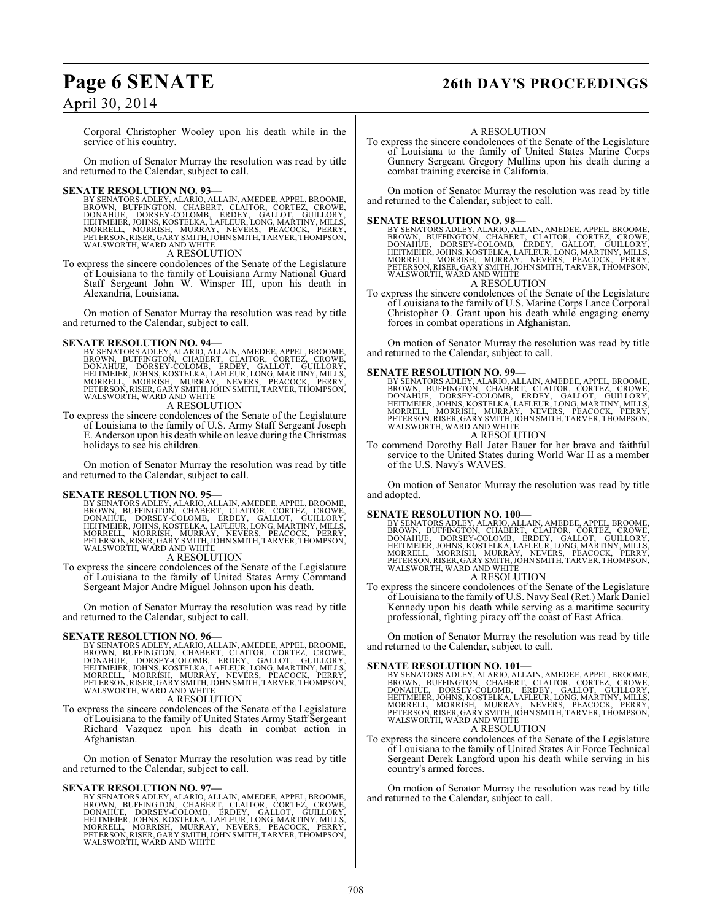Corporal Christopher Wooley upon his death while in the service of his country.

On motion of Senator Murray the resolution was read by title and returned to the Calendar, subject to call.

**SENATE RESOLUTION NO. 93—**

BY SENATORS ADLEY, ALARIO, ALLAIN, AMEDEE, APPEL, BROOME, BROWN, BUFFINGTON, CHABERT, CLAITOR, CORTEZ, CROWE, DONAHUE, DORSEY-COLOMB, ERDEY, GALLOT, GUILLORY, HEITMEIER, JOHNS, KOSTELKA, LAFLEUR, LONG, MARTINY, MILLS, MORRELL, MORRISH, MURRAY, NEVERS, PEACOCK, PERRY, PETERSON, RISER, GARY SMITH, JOHN SMITH, TARVER, THOMPSON, WALSWORTH, WARD AND WHITE

A RESOLUTION

To express the sincere condolences of the Senate of the Legislature of Louisiana to the family of Louisiana Army National Guard Staff Sergeant John W. Winsper III, upon his death in Alexandria, Louisiana.

On motion of Senator Murray the resolution was read by title and returned to the Calendar, subject to call.

**SENATE RESOLUTION NO. 94—**

BY SENATORS ADLEY, ALARIO, ALLAIN, AMEDEE, APPEL, BROOME, BROWN, BUFFINGTON, CHABERT, CLAITOR, CORTEZ, CROWE, DONAHUE, DORSEY-COLOMB, ERDEY, GALLOT, GUILLORY, HEITMEIER, JOHNS, KOSTELKA, LAFLEUR, LONG, MARTINY, MILLS, MORRELL, MORRISH, MURRAY, NEVERS, PEACOCK, PERRY, PETERSON, RISER, GARY SMITH, JOHN SMITH, TARVER, THOMPSON, WALSWORTH, WARD AND WHITE

A RESOLUTION

To express the sincere condolences of the Senate of the Legislature of Louisiana to the family of U.S. Army Staff Sergeant Joseph E. Anderson upon his death while on leave during the Christmas holidays to see his children.

On motion of Senator Murray the resolution was read by title and returned to the Calendar, subject to call.

**SENATE RESOLUTION NO. 95—**

BY SENATORS ADLEY, ALARIO, ALLAIN, AMEDEE, APPEL, BROOME, BROWN, BUFFINGTON, CHABERT, CLAITOR, CORTEZ, CROWE, DONAHUE, DORSEY-COLOMB, ERDEY, GALLOT, GUILLORY, HEITMEIER, JOHNS, KOSTELKA, LAFLEUR, LONG, MARTINY, MILLS, MORRELL, MORRISH, MURRAY, NEVERS, PEACOCK, PERRY, PETERSON, RISER, GARY SMITH, JOHN SMITH, TARVER, THOMPSON, WALSWORTH, WARD AND WHITE

A RESOLUTION

To express the sincere condolences of the Senate of the Legislature of Louisiana to the family of United States Army Command Sergeant Major Andre Miguel Johnson upon his death.

On motion of Senator Murray the resolution was read by title and returned to the Calendar, subject to call.

**SENATE RESOLUTION NO. 96—**

BY SENATORS ADLEY, ALARIO, ALLAIN, AMEDEE, APPEL, BROOME, BROWN, BUFFINGTON, CHABERT, CLAITOR, CORTEZ, CROWE, DONAHUE, DORSEY-COLOMB, ERDEY, GALLOT, GUILLORY, HEITMEIER, JOHNS, KOSTELKA, LAFLEUR, LONG, MARTINY, MILLS, MORRELL, MORRISH, MURRAY, NEVERS, PEACOCK, PERRY, PETERSON, RISER, GARY SMITH, JOHN SMITH, TARVER, THOMPSON, WALSWORTH, WARD AND WHITE

A RESOLUTION

To express the sincere condolences of the Senate of the Legislature of Louisiana to the family of United States Army Staff Sergeant Richard Vazquez upon his death in combat action in Afghanistan.

On motion of Senator Murray the resolution was read by title and returned to the Calendar, subject to call.

**SENATE RESOLUTION NO. 97—**

BY SENATORS ADLEY, ALARIO, ALLAIN, AMEDEE, APPEL, BROOME, BROWN, BUFFINGTON, CHABERT, CLAITOR, CORTEZ, CROWE, DONAHUE, DORSEY-COLOMB, ERDEY, GALLOT, GUILLORY, HEITMEIER, JOHNS, KOSTELKA, LAFLEUR, LONG, MARTINY, MILLS, MORRELL, MORRISH, MURRAY, NEVERS, PEACOCK, PERRY, PETERSON, RISER, GARY SMITH, JOHN SMITH, TARVER, THOMPSON, WALSWORTH, WARD AND WHITE

A RESOLUTION

To express the sincere condolences of the Senate of the Legislature of Louisiana to the family of United States Marine Corps Gunnery Sergeant Gregory Mullins upon his death during a combat training exercise in California.

On motion of Senator Murray the resolution was read by title and returned to the Calendar, subject to call.

**SENATE RESOLUTION NO. 98—**

BY SENATORS ADLEY, ALARIO, ALLAIN, AMEDEE, APPEL, BROOME, BROWN, BUFFINGTON, CHABERT, CLAITOR, CORTEZ, CROWE, DONAHUE, DORSEY-COLOMB, ERDEY, GALLOT, GUILLORY, HEITMEIER, JOHNS, KOSTELKA, LAFLEUR, LONG, MARTINY, MILLS, MORRELL, MORRISH, MURRAY, NEVERS, PEACOCK, PERRY, PETERSON, RISER, GARY SMITH, JOHN SMITH, TARVER, THOMPSON, WALSWORTH, WARD AND WHITE

A RESOLUTION

To express the sincere condolences of the Senate of the Legislature of Louisiana to the family of U.S. Marine Corps Lance Corporal Christopher O. Grant upon his death while engaging enemy forces in combat operations in Afghanistan.

On motion of Senator Murray the resolution was read by title and returned to the Calendar, subject to call.

**SENATE RESOLUTION NO. 99—**

BY SENATORS ADLEY, ALARIO, ALLAIN, AMEDEE, APPEL, BROOME, BROWN, BUFFINGTON, CHABERT, CLAITOR, CORTEZ, CROWE, DONAHUE, DORSEY-COLOMB, ERDEY, GALLOT, GUILLORY, HEITMEIER, JOHNS, KOSTELKA, LAFLEUR, LONG, MARTINY, MILLS, MORRELL, MORRISH, MURRAY, NEVERS, PEACOCK, PERRY, PETERSON, RISER, GARY SMITH, JOHN SMITH, TARVER, THOMPSON, WALSWORTH, WARD AND WHITE

A RESOLUTION

To commend Dorothy Bell Jeter Bauer for her brave and faithful service to the United States during World War II as a member of the U.S. Navy's WAVES.

On motion of Senator Murray the resolution was read by title and adopted.

**SENATE RESOLUTION NO. 100—**

BY SENATORS ADLEY, ALARIO, ALLAIN, AMEDEE, APPEL, BROOME, BROWN, BUFFINGTON, CHABERT, CLAITOR, CORTEZ, CROWE, DONAHUE, DORSEY-COLOMB, ERDEY, GALLOT, GUILLORY, HEITMEIER, JOHNS, KOSTELKA, LAFLEUR, LONG, MARTINY, MILLS, MORRELL, MORRISH, MURRAY, NEVERS, PEACOCK, PERRY, PETERSON, RISER, GARY SMITH, JOHN SMITH, TARVER, THOMPSON, WALSWORTH, WARD AND WHITE

A RESOLUTION

To express the sincere condolences of the Senate of the Legislature of Louisiana to the family of U.S. Navy Seal (Ret.) Mark Daniel Kennedy upon his death while serving as a maritime security professional, fighting piracy off the coast of East Africa.

On motion of Senator Murray the resolution was read by title and returned to the Calendar, subject to call.

**SENATE RESOLUTION NO. 101—**

BY SENATORS ADLEY, ALARIO, ALLAIN, AMEDEE, APPEL, BROOME, BROWN, BUFFINGTON, CHABERT, CLAITOR, CORTEZ, CROWE, DONAHUE, DORSEY-COLOMB, ERDEY, GALLOT, GUILLORY, HEITMEIER, JOHNS, KOSTELKA, LAFLEUR, LONG, MARTINY, MILLS, MORRELL, MORRISH, MURRAY, NEVERS, PEACOCK, PERRY, PETERSON, RISER, GARY SMITH, JOHN SMITH, TARVER, THOMPSON, WALSWORTH, WARD AND WHITE

A RESOLUTION

To express the sincere condolences of the Senate of the Legislature of Louisiana to the family of United States Air Force Technical Sergeant Derek Langford upon his death while serving in his country's armed forces.

On motion of Senator Murray the resolution was read by title and returned to the Calendar, subject to call.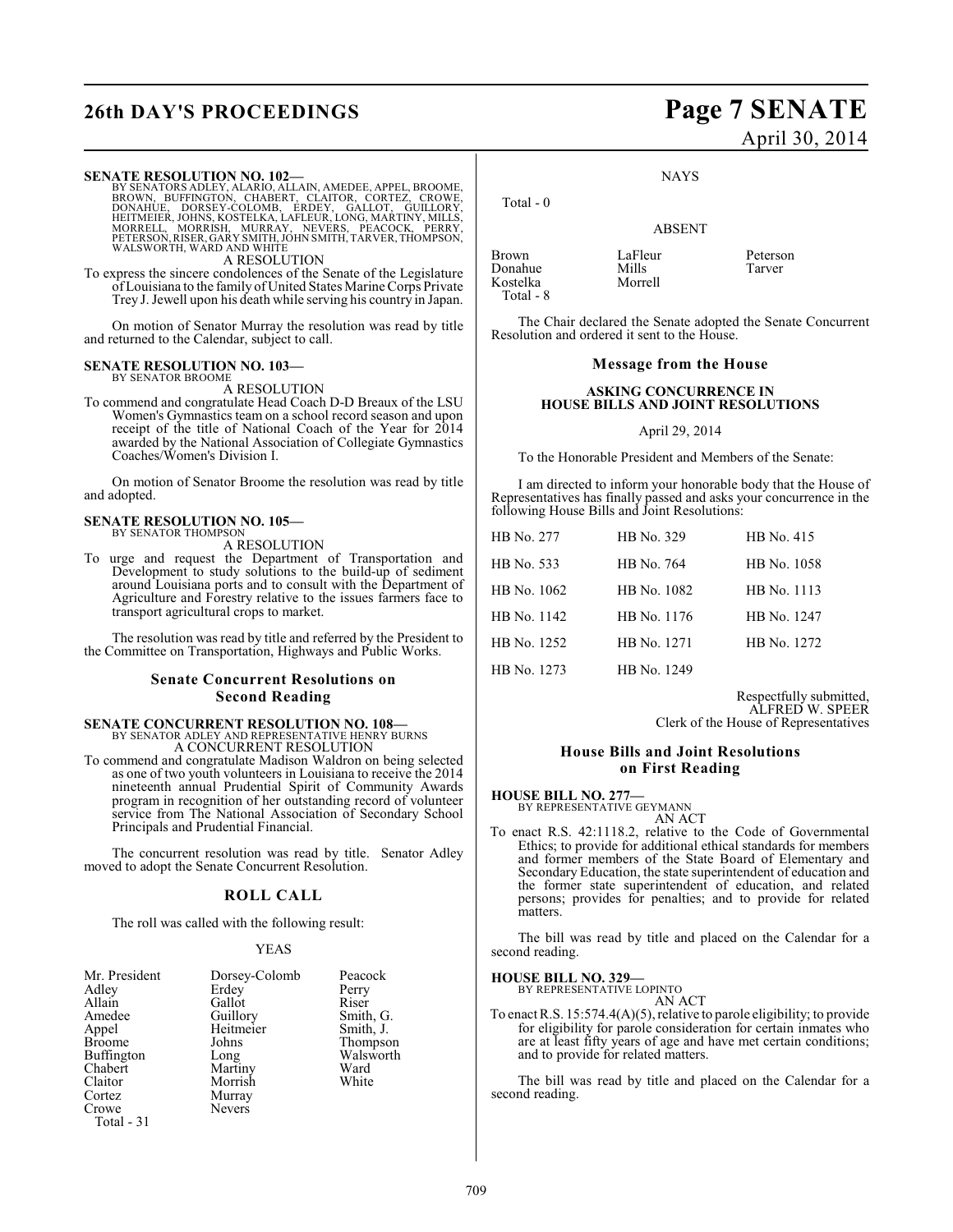**SENATE RESOLUTION NO. 102—**
BY SENATORS ADLEY, ALARIO, ALLAIN, AMEDEE, APPEL, BROOME, BROWN, BUFFINGTON, CHABERT, CLAITOR, CORTEZ, CROWE, DONAHUE, DORSEY-COLOMB, ERDEY, GALLOT, GUILLORY, HEITMEIER, JOHNS, KOSTELKA, LAFLEUR, LONG, MARTINY, MILLS, MORRELL, MORRISH, MURRAY, NEVERS, PEACOCK, PERRY, PETERSON, RISER, GARY SMITH, JOHN SMITH, TARVER, THOMPSON, WALSWORTH, WARD AND WHITE

A RESOLUTION

To express the sincere condolences of the Senate of the Legislature of Louisiana to the family of United States Marine Corps Private Trey J. Jewell upon his death while serving his country in Japan.

On motion of Senator Murray the resolution was read by title and returned to the Calendar, subject to call.

**SENATE RESOLUTION NO. 103—**
BY SENATOR BROOME

A RESOLUTION

To commend and congratulate Head Coach D-D Breaux of the LSU Women's Gymnastics team on a school record season and upon receipt of the title of National Coach of the Year for 2014 awarded by the National Association of Collegiate Gymnastics Coaches/Women's Division I.

On motion of Senator Broome the resolution was read by title and adopted.

**SENATE RESOLUTION NO. 105—**
BY SENATOR THOMPSON

A RESOLUTION

To urge and request the Department of Transportation and Development to study solutions to the build-up of sediment around Louisiana ports and to consult with the Department of Agriculture and Forestry relative to the issues farmers face to transport agricultural crops to market.

The resolution was read by title and referred by the President to the Committee on Transportation, Highways and Public Works.

## Senate Concurrent Resolutions on Second Reading

**SENATE CONCURRENT RESOLUTION NO. 108—**
BY SENATOR ADLEY AND REPRESENTATIVE HENRY BURNS

A CONCURRENT RESOLUTION

To commend and congratulate Madison Waldron on being selected as one of two youth volunteers in Louisiana to receive the 2014 nineteenth annual Prudential Spirit of Community Awards program in recognition of her outstanding record of volunteer service from The National Association of Secondary School Principals and Prudential Financial.

The concurrent resolution was read by title. Senator Adley moved to adopt the Senate Concurrent Resolution.

## ROLL CALL

The roll was called with the following result:

YEAS

| | | |
|---|---|---|
| Mr. President | Dorsey-Colomb | Peacock |
| Adley | Erdey | Perry |
| Allain | Gallot | Riser |
| Amedee | Guillory | Smith, G. |
| Appel | Heitmeier | Smith, J. |
| Broome | Johns | Thompson |
| Buffington | Long | Walsworth |
| Chabert | Martiny | Ward |
| Claitor | Morrish | White |
| Cortez | Murray | |
| Crowe | Nevers | |

Total - 31

NAYS

Total - 0

ABSENT

| | | |
|---|---|---|
| Brown | LaFleur | Peterson |
| Donahue | Mills | Tarver |
| Kostelka | Morrell | |

Total - 8

The Chair declared the Senate adopted the Senate Concurrent Resolution and ordered it sent to the House.

## Message from the House

**ASKING CONCURRENCE IN HOUSE BILLS AND JOINT RESOLUTIONS**

April 29, 2014

To the Honorable President and Members of the Senate:

I am directed to inform your honorable body that the House of Representatives has finally passed and asks your concurrence in the following House Bills and Joint Resolutions:

| | | |
|---|---|---|
| HB No. 277 | HB No. 329 | HB No. 415 |
| HB No. 533 | HB No. 764 | HB No. 1058 |
| HB No. 1062 | HB No. 1082 | HB No. 1113 |
| HB No. 1142 | HB No. 1176 | HB No. 1247 |
| HB No. 1252 | HB No. 1271 | HB No. 1272 |
| HB No. 1273 | HB No. 1249 | |

Respectfully submitted,
ALFRED W. SPEER
Clerk of the House of Representatives

## House Bills and Joint Resolutions on First Reading

**HOUSE BILL NO. 277—**
BY REPRESENTATIVE GEYMANN

AN ACT

To enact R.S. 42:1118.2, relative to the Code of Governmental Ethics; to provide for additional ethical standards for members and former members of the State Board of Elementary and Secondary Education, the state superintendent of education and the former state superintendent of education, and related persons; provides for penalties; and to provide for related matters.

The bill was read by title and placed on the Calendar for a second reading.

**HOUSE BILL NO. 329—**
BY REPRESENTATIVE LOPINTO

AN ACT

To enact R.S. 15:574.4(A)(5), relative to parole eligibility; to provide for eligibility for parole consideration for certain inmates who are at least fifty years of age and have met certain conditions; and to provide for related matters.

The bill was read by title and placed on the Calendar for a second reading.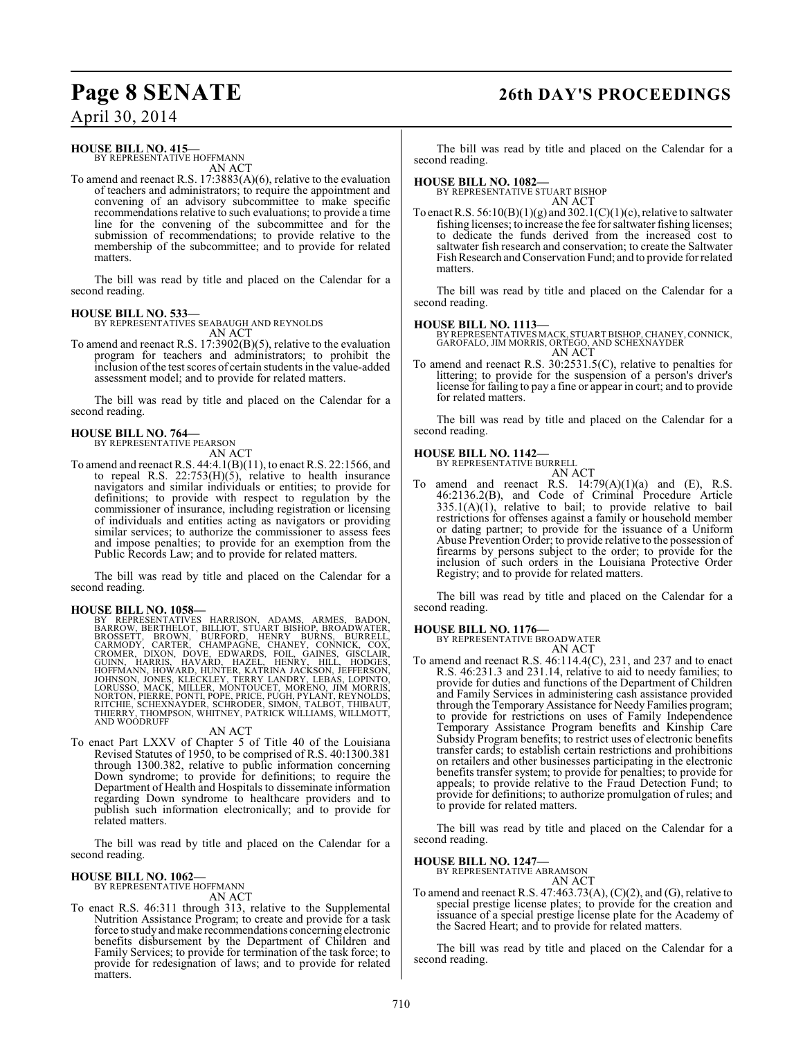**HOUSE BILL NO. 415—**
BY REPRESENTATIVE HOFFMANN
AN ACT

To amend and reenact R.S. 17:3883(A)(6), relative to the evaluation of teachers and administrators; to require the appointment and convening of an advisory subcommittee to make specific recommendations relative to such evaluations; to provide a time line for the convening of the subcommittee and for the submission of recommendations; to provide relative to the membership of the subcommittee; and to provide for related matters.

The bill was read by title and placed on the Calendar for a second reading.

**HOUSE BILL NO. 533—**
BY REPRESENTATIVES SEABAUGH AND REYNOLDS
AN ACT

To amend and reenact R.S. 17:3902(B)(5), relative to the evaluation program for teachers and administrators; to prohibit the inclusion of the test scores of certain students in the value-added assessment model; and to provide for related matters.

The bill was read by title and placed on the Calendar for a second reading.

**HOUSE BILL NO. 764—**
BY REPRESENTATIVE PEARSON
AN ACT

To amend and reenact R.S. 44:4.1(B)(11), to enact R.S. 22:1566, and to repeal R.S. 22:753(H)(5), relative to health insurance navigators and similar individuals or entities; to provide for definitions; to provide with respect to regulation by the commissioner of insurance, including registration or licensing of individuals and entities acting as navigators or providing similar services; to authorize the commissioner to assess fees and impose penalties; to provide for an exemption from the Public Records Law; and to provide for related matters.

The bill was read by title and placed on the Calendar for a second reading.

**HOUSE BILL NO. 1058—**
BY REPRESENTATIVES HARRISON, ADAMS, ARMES, BADON, BARROW, BERTHELOT, BILLIOT, STUART BISHOP, BROADWATER, BROSSETT, BROWN, BURFORD, HENRY BURNS, BURRELL, CARMODY, CARTER, CHAMPAGNE, CHANEY, CONNICK, COX, CROMER, DIXON, DOVE, EDWARDS, FOIL, GAINES, GISCLAIR, GUINN, HARRIS, HAVARD, HAZEL, HENRY, HILL, HODGES, HOFFMANN, HOWARD, HUNTER, KATRINA JACKSON, JEFFERSON, JOHNSON, JONES, KLECKLEY, TERRY LANDRY, LEBAS, LOPINTO, LORUSSO, MACK, MILLER, MONTOUCET, MORENO, JIM MORRIS, NORTON, PIERRE, PONTI, POPE, PRICE, PUGH, PYLANT, REYNOLDS, RITCHIE, SCHEXNAYDER, SCHRODER, SIMON, TALBOT, THIBAUT, THIERRY, THOMPSON, WHITNEY, PATRICK WILLIAMS, WILLMOTT, AND WOODRUFF
AN ACT

To enact Part LXXV of Chapter 5 of Title 40 of the Louisiana Revised Statutes of 1950, to be comprised of R.S. 40:1300.381 through 1300.382, relative to public information concerning Down syndrome; to provide for definitions; to require the Department of Health and Hospitals to disseminate information regarding Down syndrome to healthcare providers and to publish such information electronically; and to provide for related matters.

The bill was read by title and placed on the Calendar for a second reading.

**HOUSE BILL NO. 1062—**
BY REPRESENTATIVE HOFFMANN
AN ACT

To enact R.S. 46:311 through 313, relative to the Supplemental Nutrition Assistance Program; to create and provide for a task force to study and make recommendations concerning electronic benefits disbursement by the Department of Children and Family Services; to provide for termination of the task force; to provide for redesignation of laws; and to provide for related matters.

The bill was read by title and placed on the Calendar for a second reading.

**HOUSE BILL NO. 1082—**
BY REPRESENTATIVE STUART BISHOP
AN ACT

To enact R.S. 56:10(B)(1)(g) and 302.1(C)(1)(c), relative to saltwater fishing licenses; to increase the fee for saltwater fishing licenses; to dedicate the funds derived from the increased cost to saltwater fish research and conservation; to create the Saltwater Fish Research and Conservation Fund; and to provide for related matters.

The bill was read by title and placed on the Calendar for a second reading.

**HOUSE BILL NO. 1113—**
BY REPRESENTATIVES MACK, STUART BISHOP, CHANEY, CONNICK, GAROFALO, JIM MORRIS, ORTEGO, AND SCHEXNAYDER
AN ACT

To amend and reenact R.S. 30:2531.5(C), relative to penalties for littering; to provide for the suspension of a person's driver's license for failing to pay a fine or appear in court; and to provide for related matters.

The bill was read by title and placed on the Calendar for a second reading.

**HOUSE BILL NO. 1142—**
BY REPRESENTATIVE BURRELL
AN ACT

To amend and reenact R.S. 14:79(A)(1)(a) and (E), R.S. 46:2136.2(B), and Code of Criminal Procedure Article 335.1(A)(1), relative to bail; to provide relative to bail restrictions for offenses against a family or household member or dating partner; to provide for the issuance of a Uniform Abuse Prevention Order; to provide relative to the possession of firearms by persons subject to the order; to provide for the inclusion of such orders in the Louisiana Protective Order Registry; and to provide for related matters.

The bill was read by title and placed on the Calendar for a second reading.

**HOUSE BILL NO. 1176—**
BY REPRESENTATIVE BROADWATER
AN ACT

To amend and reenact R.S. 46:114.4(C), 231, and 237 and to enact R.S. 46:231.3 and 231.14, relative to aid to needy families; to provide for duties and functions of the Department of Children and Family Services in administering cash assistance provided through the Temporary Assistance for Needy Families program; to provide for restrictions on uses of Family Independence Temporary Assistance Program benefits and Kinship Care Subsidy Program benefits; to restrict uses of electronic benefits transfer cards; to establish certain restrictions and prohibitions on retailers and other businesses participating in the electronic benefits transfer system; to provide for penalties; to provide for appeals; to provide relative to the Fraud Detection Fund; to provide for definitions; to authorize promulgation of rules; and to provide for related matters.

The bill was read by title and placed on the Calendar for a second reading.

**HOUSE BILL NO. 1247—**
BY REPRESENTATIVE ABRAMSON
AN ACT

To amend and reenact R.S. 47:463.73(A), (C)(2), and (G), relative to special prestige license plates; to provide for the creation and issuance of a special prestige license plate for the Academy of the Sacred Heart; and to provide for related matters.

The bill was read by title and placed on the Calendar for a second reading.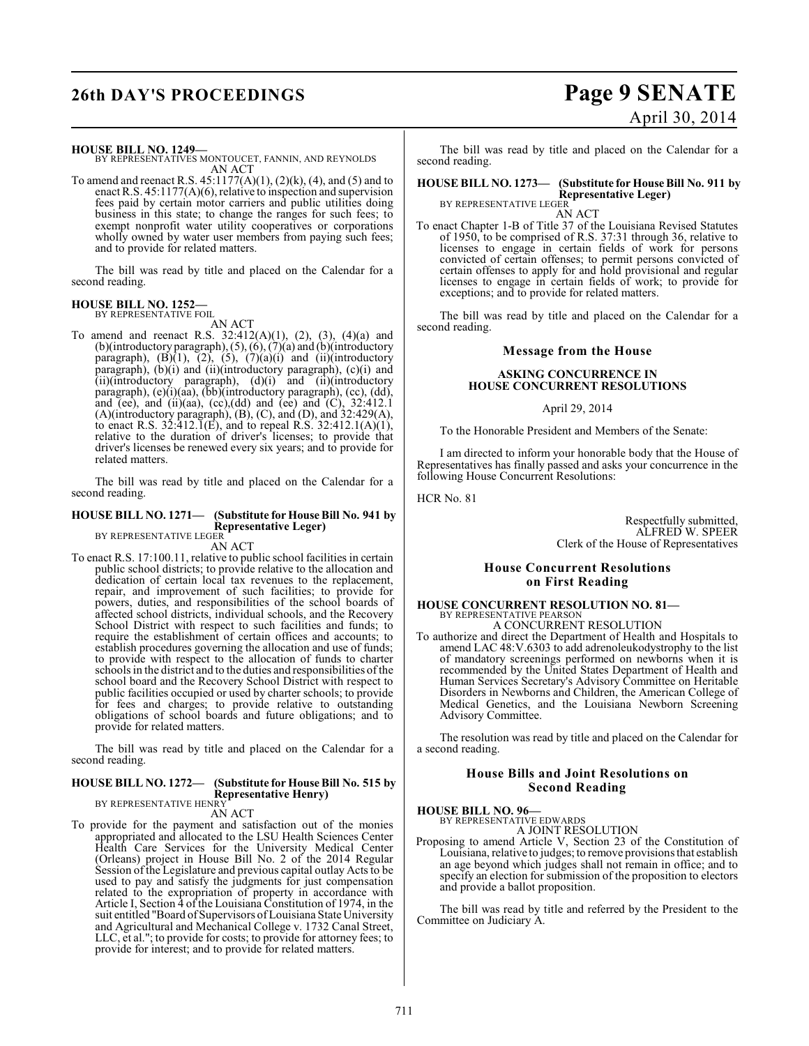**HOUSE BILL NO. 1249—**
BY REPRESENTATIVES MONTOUCET, FANNIN, AND REYNOLDS
AN ACT

To amend and reenact R.S. 45:1177(A)(1), (2)(k), (4), and (5) and to enact R.S. 45:1177(A)(6), relative to inspection and supervision fees paid by certain motor carriers and public utilities doing business in this state; to change the ranges for such fees; to exempt nonprofit water utility cooperatives or corporations wholly owned by water user members from paying such fees; and to provide for related matters.

The bill was read by title and placed on the Calendar for a second reading.

**HOUSE BILL NO. 1252—**
BY REPRESENTATIVE FOIL
AN ACT

To amend and reenact R.S. 32:412(A)(1), (2), (3), (4)(a) and (b)(introductory paragraph), (5), (6), (7)(a) and (b)(introductory paragraph), (B)(1), (2), (5), (7)(a)(i) and (ii)(introductory paragraph), (b)(i) and (ii)(introductory paragraph), (c)(i) and (ii)(introductory paragraph), (d)(i) and (ii)(introductory paragraph), (e)(i)(aa), (bb)(introductory paragraph), (cc), (dd), and (ee), and (ii)(aa), (cc),(dd) and (ee) and (C), 32:412.1 (A)(introductory paragraph), (B), (C), and (D), and 32:429(A), to enact R.S. 32:412.1(E), and to repeal R.S. 32:412.1(A)(1), relative to the duration of driver's licenses; to provide that driver's licenses be renewed every six years; and to provide for related matters.

The bill was read by title and placed on the Calendar for a second reading.

**HOUSE BILL NO. 1271— (Substitute for House Bill No. 941 by Representative Leger)**
BY REPRESENTATIVE LEGER
AN ACT

To enact R.S. 17:100.11, relative to public school facilities in certain public school districts; to provide relative to the allocation and dedication of certain local tax revenues to the replacement, repair, and improvement of such facilities; to provide for powers, duties, and responsibilities of the school boards of affected school districts, individual schools, and the Recovery School District with respect to such facilities and funds; to require the establishment of certain offices and accounts; to establish procedures governing the allocation and use of funds; to provide with respect to the allocation of funds to charter schools in the district and to the duties and responsibilities of the school board and the Recovery School District with respect to public facilities occupied or used by charter schools; to provide for fees and charges; to provide relative to outstanding obligations of school boards and future obligations; and to provide for related matters.

The bill was read by title and placed on the Calendar for a second reading.

**HOUSE BILL NO. 1272— (Substitute for House Bill No. 515 by Representative Henry)**
BY REPRESENTATIVE HENRY
AN ACT

To provide for the payment and satisfaction out of the monies appropriated and allocated to the LSU Health Sciences Center Health Care Services for the University Medical Center (Orleans) project in House Bill No. 2 of the 2014 Regular Session of the Legislature and previous capital outlay Acts to be used to pay and satisfy the judgments for just compensation related to the expropriation of property in accordance with Article I, Section 4 of the Louisiana Constitution of 1974, in the suit entitled "Board of Supervisors of Louisiana State University and Agricultural and Mechanical College v. 1732 Canal Street, LLC, et al."; to provide for costs; to provide for attorney fees; to provide for interest; and to provide for related matters.

The bill was read by title and placed on the Calendar for a second reading.

**HOUSE BILL NO. 1273— (Substitute for House Bill No. 911 by Representative Leger)**
BY REPRESENTATIVE LEGER
AN ACT

To enact Chapter 1-B of Title 37 of the Louisiana Revised Statutes of 1950, to be comprised of R.S. 37:31 through 36, relative to licenses to engage in certain fields of work for persons convicted of certain offenses; to permit persons convicted of certain offenses to apply for and hold provisional and regular licenses to engage in certain fields of work; to provide for exceptions; and to provide for related matters.

The bill was read by title and placed on the Calendar for a second reading.

## Message from the House

### ASKING CONCURRENCE IN HOUSE CONCURRENT RESOLUTIONS

April 29, 2014

To the Honorable President and Members of the Senate:

I am directed to inform your honorable body that the House of Representatives has finally passed and asks your concurrence in the following House Concurrent Resolutions:

HCR No. 81

Respectfully submitted,
ALFRED W. SPEER
Clerk of the House of Representatives

## House Concurrent Resolutions on First Reading

**HOUSE CONCURRENT RESOLUTION NO. 81—**
BY REPRESENTATIVE PEARSON
A CONCURRENT RESOLUTION

To authorize and direct the Department of Health and Hospitals to amend LAC 48:V.6303 to add adrenoleukodystrophy to the list of mandatory screenings performed on newborns when it is recommended by the United States Department of Health and Human Services Secretary's Advisory Committee on Heritable Disorders in Newborns and Children, the American College of Medical Genetics, and the Louisiana Newborn Screening Advisory Committee.

The resolution was read by title and placed on the Calendar for a second reading.

## House Bills and Joint Resolutions on Second Reading

**HOUSE BILL NO. 96—**
BY REPRESENTATIVE EDWARDS
A JOINT RESOLUTION

Proposing to amend Article V, Section 23 of the Constitution of Louisiana, relative to judges; to remove provisions that establish an age beyond which judges shall not remain in office; and to specify an election for submission of the proposition to electors and provide a ballot proposition.

The bill was read by title and referred by the President to the Committee on Judiciary A.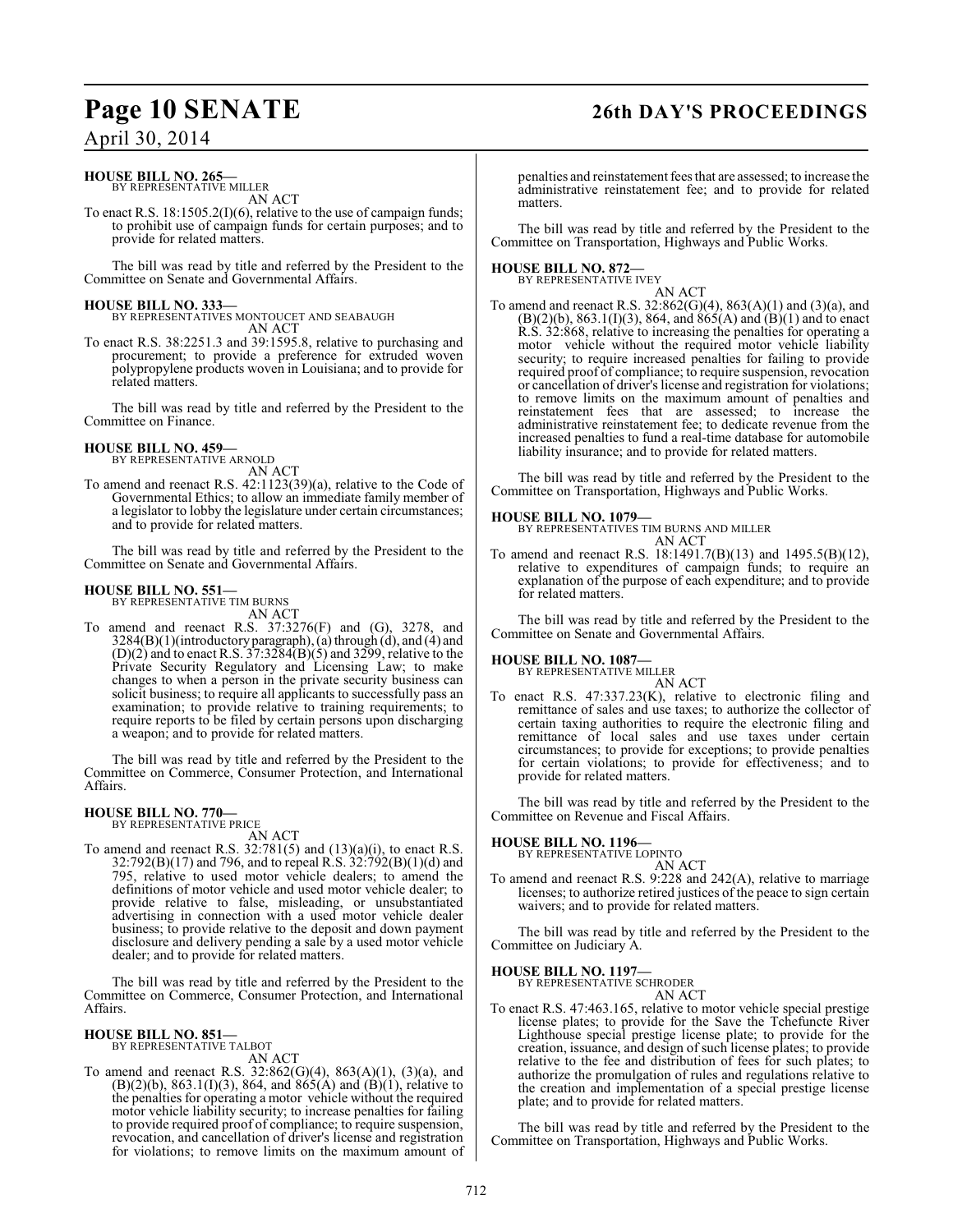**HOUSE BILL NO. 265—**
BY REPRESENTATIVE MILLER

AN ACT

To enact R.S. 18:1505.2(I)(6), relative to the use of campaign funds; to prohibit use of campaign funds for certain purposes; and to provide for related matters.

The bill was read by title and referred by the President to the Committee on Senate and Governmental Affairs.

**HOUSE BILL NO. 333—**
BY REPRESENTATIVES MONTOUCET AND SEABAUGH

AN ACT

To enact R.S. 38:2251.3 and 39:1595.8, relative to purchasing and procurement; to provide a preference for extruded woven polypropylene products woven in Louisiana; and to provide for related matters.

The bill was read by title and referred by the President to the Committee on Finance.

**HOUSE BILL NO. 459—**
BY REPRESENTATIVE ARNOLD

AN ACT

To amend and reenact R.S. 42:1123(39)(a), relative to the Code of Governmental Ethics; to allow an immediate family member of a legislator to lobby the legislature under certain circumstances; and to provide for related matters.

The bill was read by title and referred by the President to the Committee on Senate and Governmental Affairs.

**HOUSE BILL NO. 551—**
BY REPRESENTATIVE TIM BURNS

AN ACT

To amend and reenact R.S. 37:3276(F) and (G), 3278, and 3284(B)(1)(introductory paragraph), (a) through (d), and (4) and (D)(2) and to enact R.S. 37:3284(B)(5) and 3299, relative to the Private Security Regulatory and Licensing Law; to make changes to when a person in the private security business can solicit business; to require all applicants to successfully pass an examination; to provide relative to training requirements; to require reports to be filed by certain persons upon discharging a weapon; and to provide for related matters.

The bill was read by title and referred by the President to the Committee on Commerce, Consumer Protection, and International Affairs.

**HOUSE BILL NO. 770—**
BY REPRESENTATIVE PRICE

AN ACT

To amend and reenact R.S. 32:781(5) and (13)(a)(i), to enact R.S. 32:792(B)(17) and 796, and to repeal R.S. 32:792(B)(1)(d) and 795, relative to used motor vehicle dealers; to amend the definitions of motor vehicle and used motor vehicle dealer; to provide relative to false, misleading, or unsubstantiated advertising in connection with a used motor vehicle dealer business; to provide relative to the deposit and down payment disclosure and delivery pending a sale by a used motor vehicle dealer; and to provide for related matters.

The bill was read by title and referred by the President to the Committee on Commerce, Consumer Protection, and International Affairs.

**HOUSE BILL NO. 851—**
BY REPRESENTATIVE TALBOT

AN ACT

To amend and reenact R.S. 32:862(G)(4), 863(A)(1), (3)(a), and (B)(2)(b), 863.1(I)(3), 864, and 865(A) and (B)(1), relative to the penalties for operating a motor vehicle without the required motor vehicle liability security; to increase penalties for failing to provide required proof of compliance; to require suspension, revocation, and cancellation of driver's license and registration for violations; to remove limits on the maximum amount of penalties and reinstatement fees that are assessed; to increase the administrative reinstatement fee; and to provide for related matters.

The bill was read by title and referred by the President to the Committee on Transportation, Highways and Public Works.

**HOUSE BILL NO. 872—**
BY REPRESENTATIVE IVEY

AN ACT

To amend and reenact R.S. 32:862(G)(4), 863(A)(1) and (3)(a), and (B)(2)(b), 863.1(I)(3), 864, and 865(A) and (B)(1) and to enact R.S. 32:868, relative to increasing the penalties for operating a motor vehicle without the required motor vehicle liability security; to require increased penalties for failing to provide required proof of compliance; to require suspension, revocation or cancellation of driver's license and registration for violations; to remove limits on the maximum amount of penalties and reinstatement fees that are assessed; to increase the administrative reinstatement fee; to dedicate revenue from the increased penalties to fund a real-time database for automobile liability insurance; and to provide for related matters.

The bill was read by title and referred by the President to the Committee on Transportation, Highways and Public Works.

**HOUSE BILL NO. 1079—**
BY REPRESENTATIVES TIM BURNS AND MILLER

AN ACT

To amend and reenact R.S. 18:1491.7(B)(13) and 1495.5(B)(12), relative to expenditures of campaign funds; to require an explanation of the purpose of each expenditure; and to provide for related matters.

The bill was read by title and referred by the President to the Committee on Senate and Governmental Affairs.

**HOUSE BILL NO. 1087—**
BY REPRESENTATIVE MILLER

AN ACT

To enact R.S. 47:337.23(K), relative to electronic filing and remittance of sales and use taxes; to authorize the collector of certain taxing authorities to require the electronic filing and remittance of local sales and use taxes under certain circumstances; to provide for exceptions; to provide penalties for certain violations; to provide for effectiveness; and to provide for related matters.

The bill was read by title and referred by the President to the Committee on Revenue and Fiscal Affairs.

**HOUSE BILL NO. 1196—**
BY REPRESENTATIVE LOPINTO

AN ACT

To amend and reenact R.S. 9:228 and 242(A), relative to marriage licenses; to authorize retired justices of the peace to sign certain waivers; and to provide for related matters.

The bill was read by title and referred by the President to the Committee on Judiciary A.

**HOUSE BILL NO. 1197—**
BY REPRESENTATIVE SCHRODER

AN ACT

To enact R.S. 47:463.165, relative to motor vehicle special prestige license plates; to provide for the Save the Tchefuncte River Lighthouse special prestige license plate; to provide for the creation, issuance, and design of such license plates; to provide relative to the fee and distribution of fees for such plates; to authorize the promulgation of rules and regulations relative to the creation and implementation of a special prestige license plate; and to provide for related matters.

The bill was read by title and referred by the President to the Committee on Transportation, Highways and Public Works.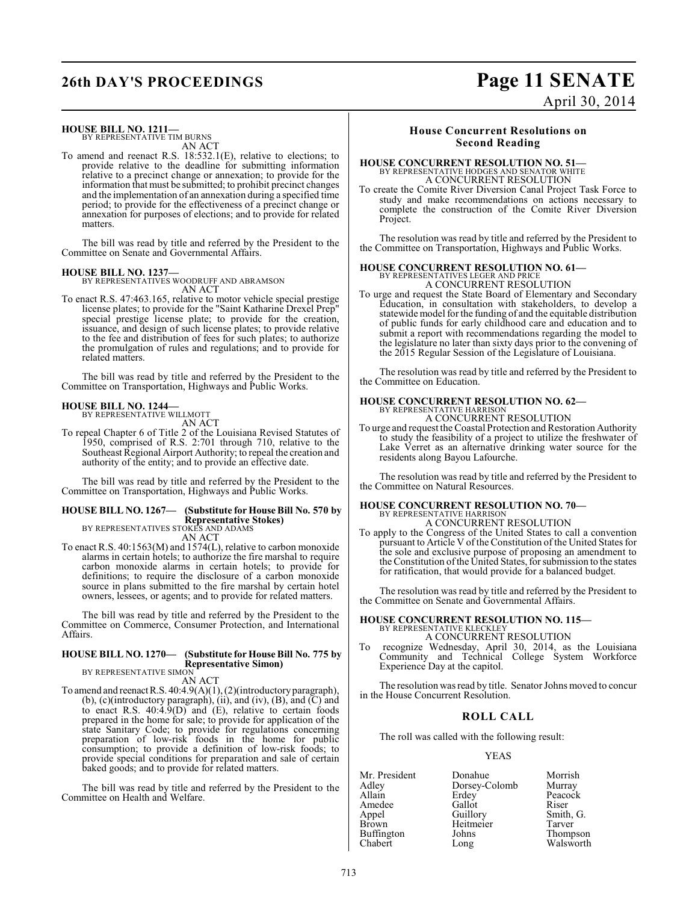**HOUSE BILL NO. 1211—**
BY REPRESENTATIVE TIM BURNS

AN ACT

To amend and reenact R.S. 18:532.1(E), relative to elections; to provide relative to the deadline for submitting information relative to a precinct change or annexation; to provide for the information that must be submitted; to prohibit precinct changes and the implementation of an annexation during a specified time period; to provide for the effectiveness of a precinct change or annexation for purposes of elections; and to provide for related matters.

The bill was read by title and referred by the President to the Committee on Senate and Governmental Affairs.

**HOUSE BILL NO. 1237—**
BY REPRESENTATIVES WOODRUFF AND ABRAMSON

AN ACT

To enact R.S. 47:463.165, relative to motor vehicle special prestige license plates; to provide for the "Saint Katharine Drexel Prep" special prestige license plate; to provide for the creation, issuance, and design of such license plates; to provide relative to the fee and distribution of fees for such plates; to authorize the promulgation of rules and regulations; and to provide for related matters.

The bill was read by title and referred by the President to the Committee on Transportation, Highways and Public Works.

**HOUSE BILL NO. 1244—**
BY REPRESENTATIVE WILLMOTT

AN ACT

To repeal Chapter 6 of Title 2 of the Louisiana Revised Statutes of 1950, comprised of R.S. 2:701 through 710, relative to the Southeast Regional Airport Authority; to repeal the creation and authority of the entity; and to provide an effective date.

The bill was read by title and referred by the President to the Committee on Transportation, Highways and Public Works.

**HOUSE BILL NO. 1267— (Substitute for House Bill No. 570 by Representative Stokes)**
BY REPRESENTATIVES STOKES AND ADAMS

AN ACT

To enact R.S. 40:1563(M) and 1574(L), relative to carbon monoxide alarms in certain hotels; to authorize the fire marshal to require carbon monoxide alarms in certain hotels; to provide for definitions; to require the disclosure of a carbon monoxide source in plans submitted to the fire marshal by certain hotel owners, lessees, or agents; and to provide for related matters.

The bill was read by title and referred by the President to the Committee on Commerce, Consumer Protection, and International Affairs.

**HOUSE BILL NO. 1270— (Substitute for House Bill No. 775 by Representative Simon)**
BY REPRESENTATIVE SIMON

AN ACT

To amend and reenact R.S. 40:4.9(A)(1), (2)(introductory paragraph), (b), (c)(introductory paragraph), (ii), and (iv), (B), and (C) and to enact R.S. 40:4.9(D) and (E), relative to certain foods prepared in the home for sale; to provide for application of the state Sanitary Code; to provide for regulations concerning preparation of low-risk foods in the home for public consumption; to provide a definition of low-risk foods; to provide special conditions for preparation and sale of certain baked goods; and to provide for related matters.

The bill was read by title and referred by the President to the Committee on Health and Welfare.

## House Concurrent Resolutions on Second Reading

**HOUSE CONCURRENT RESOLUTION NO. 51—**
BY REPRESENTATIVE HODGES AND SENATOR WHITE

A CONCURRENT RESOLUTION

To create the Comite River Diversion Canal Project Task Force to study and make recommendations on actions necessary to complete the construction of the Comite River Diversion Project.

The resolution was read by title and referred by the President to the Committee on Transportation, Highways and Public Works.

**HOUSE CONCURRENT RESOLUTION NO. 61—**
BY REPRESENTATIVES LEGER AND PRICE

A CONCURRENT RESOLUTION

To urge and request the State Board of Elementary and Secondary Education, in consultation with stakeholders, to develop a statewide model for the funding of and the equitable distribution of public funds for early childhood care and education and to submit a report with recommendations regarding the model to the legislature no later than sixty days prior to the convening of the 2015 Regular Session of the Legislature of Louisiana.

The resolution was read by title and referred by the President to the Committee on Education.

**HOUSE CONCURRENT RESOLUTION NO. 62—**
BY REPRESENTATIVE HARRISON

A CONCURRENT RESOLUTION

To urge and request the Coastal Protection and Restoration Authority to study the feasibility of a project to utilize the freshwater of Lake Verret as an alternative drinking water source for the residents along Bayou Lafourche.

The resolution was read by title and referred by the President to the Committee on Natural Resources.

**HOUSE CONCURRENT RESOLUTION NO. 70—**
BY REPRESENTATIVE HARRISON

A CONCURRENT RESOLUTION

To apply to the Congress of the United States to call a convention pursuant to Article V of the Constitution of the United States for the sole and exclusive purpose of proposing an amendment to the Constitution of the United States, for submission to the states for ratification, that would provide for a balanced budget.

The resolution was read by title and referred by the President to the Committee on Senate and Governmental Affairs.

**HOUSE CONCURRENT RESOLUTION NO. 115—**
BY REPRESENTATIVE KLECKLEY

A CONCURRENT RESOLUTION

To recognize Wednesday, April 30, 2014, as the Louisiana Community and Technical College System Workforce Experience Day at the capitol.

The resolution was read by title. Senator Johns moved to concur in the House Concurrent Resolution.

## ROLL CALL

The roll was called with the following result:

YEAS

| | | |
|---|---|---|
| Mr. President | Donahue | Morrish |
| Adley | Dorsey-Colomb | Murray |
| Allain | Erdey | Peacock |
| Amedee | Gallot | Riser |
| Appel | Guillory | Smith, G. |
| Brown | Heitmeier | Tarver |
| Buffington | Johns | Thompson |
| Chabert | Long | Walsworth |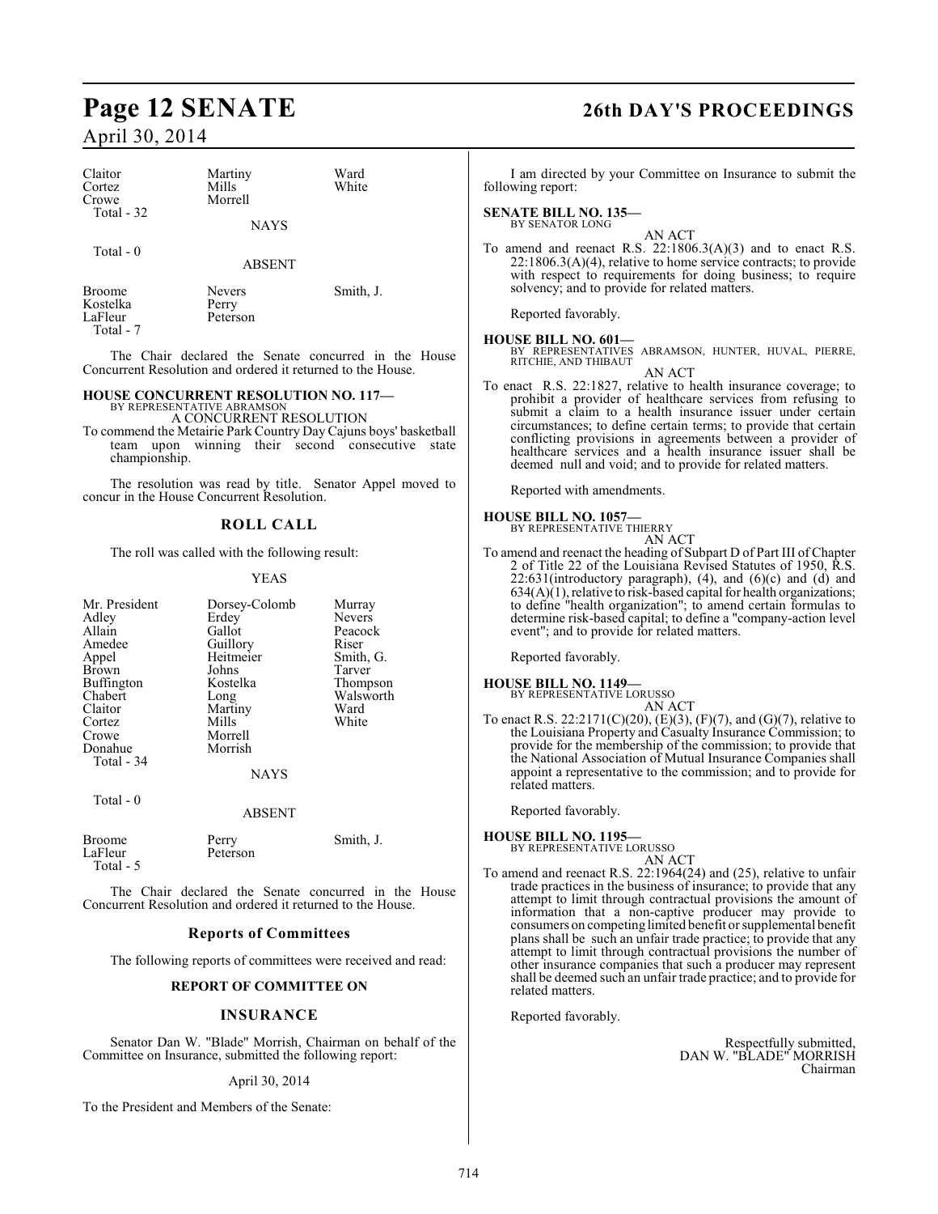| Claitor | Martiny | Ward |
|---|---|---|
| Cortez | Mills | White |
| Crowe | Morrell | |
| Total - 32 | | |

NAYS

Total - 0

ABSENT

| Broome | Nevers | Smith, J. |
|---|---|---|
| Kostelka | Perry | |
| LaFleur | Peterson | |
| Total - 7 | | |

The Chair declared the Senate concurred in the House Concurrent Resolution and ordered it returned to the House.

**HOUSE CONCURRENT RESOLUTION NO. 117—**
BY REPRESENTATIVE ABRAMSON

A CONCURRENT RESOLUTION

To commend the Metairie Park Country Day Cajuns boys' basketball team upon winning their second consecutive state championship.

The resolution was read by title. Senator Appel moved to concur in the House Concurrent Resolution.

## ROLL CALL

The roll was called with the following result:

YEAS

| Mr. President | Dorsey-Colomb | Murray |
|---|---|---|
| Adley | Erdey | Nevers |
| Allain | Gallot | Peacock |
| Amedee | Guillory | Riser |
| Appel | Heitmeier | Smith, G. |
| Brown | Johns | Tarver |
| Buffington | Kostelka | Thompson |
| Chabert | Long | Walsworth |
| Claitor | Martiny | Ward |
| Cortez | Mills | White |
| Crowe | Morrell | |
| Donahue | Morrish | |
| Total - 34 | | |

NAYS

Total - 0

ABSENT

| Broome | Perry | Smith, J. |
|---|---|---|
| LaFleur | Peterson | |
| Total - 5 | | |

The Chair declared the Senate concurred in the House Concurrent Resolution and ordered it returned to the House.

## Reports of Committees

The following reports of committees were received and read:

### REPORT OF COMMITTEE ON

### INSURANCE

Senator Dan W. "Blade" Morrish, Chairman on behalf of the Committee on Insurance, submitted the following report:

April 30, 2014

To the President and Members of the Senate:

I am directed by your Committee on Insurance to submit the following report:

**SENATE BILL NO. 135—**
BY SENATOR LONG

AN ACT

To amend and reenact R.S. 22:1806.3(A)(3) and to enact R.S. 22:1806.3(A)(4), relative to home service contracts; to provide with respect to requirements for doing business; to require solvency; and to provide for related matters.

Reported favorably.

**HOUSE BILL NO. 601—**
BY REPRESENTATIVES ABRAMSON, HUNTER, HUVAL, PIERRE, RITCHIE, AND THIBAUT

AN ACT

To enact R.S. 22:1827, relative to health insurance coverage; to prohibit a provider of healthcare services from refusing to submit a claim to a health insurance issuer under certain circumstances; to define certain terms; to provide that certain conflicting provisions in agreements between a provider of healthcare services and a health insurance issuer shall be deemed null and void; and to provide for related matters.

Reported with amendments.

**HOUSE BILL NO. 1057—**
BY REPRESENTATIVE THIERRY

AN ACT

To amend and reenact the heading of Subpart D of Part III of Chapter 2 of Title 22 of the Louisiana Revised Statutes of 1950, R.S. 22:631(introductory paragraph), (4), and (6)(c) and (d) and 634(A)(1), relative to risk-based capital for health organizations; to define "health organization"; to amend certain formulas to determine risk-based capital; to define a "company-action level event"; and to provide for related matters.

Reported favorably.

**HOUSE BILL NO. 1149—**
BY REPRESENTATIVE LORUSSO

AN ACT

To enact R.S. 22:2171(C)(20), (E)(3), (F)(7), and (G)(7), relative to the Louisiana Property and Casualty Insurance Commission; to provide for the membership of the commission; to provide that the National Association of Mutual Insurance Companies shall appoint a representative to the commission; and to provide for related matters.

Reported favorably.

**HOUSE BILL NO. 1195—**
BY REPRESENTATIVE LORUSSO

AN ACT

To amend and reenact R.S. 22:1964(24) and (25), relative to unfair trade practices in the business of insurance; to provide that any attempt to limit through contractual provisions the amount of information that a non-captive producer may provide to consumers on competing limited benefit or supplemental benefit plans shall be such an unfair trade practice; to provide that any attempt to limit through contractual provisions the number of other insurance companies that such a producer may represent shall be deemed such an unfair trade practice; and to provide for related matters.

Reported favorably.

Respectfully submitted,
DAN W. "BLADE" MORRISH
Chairman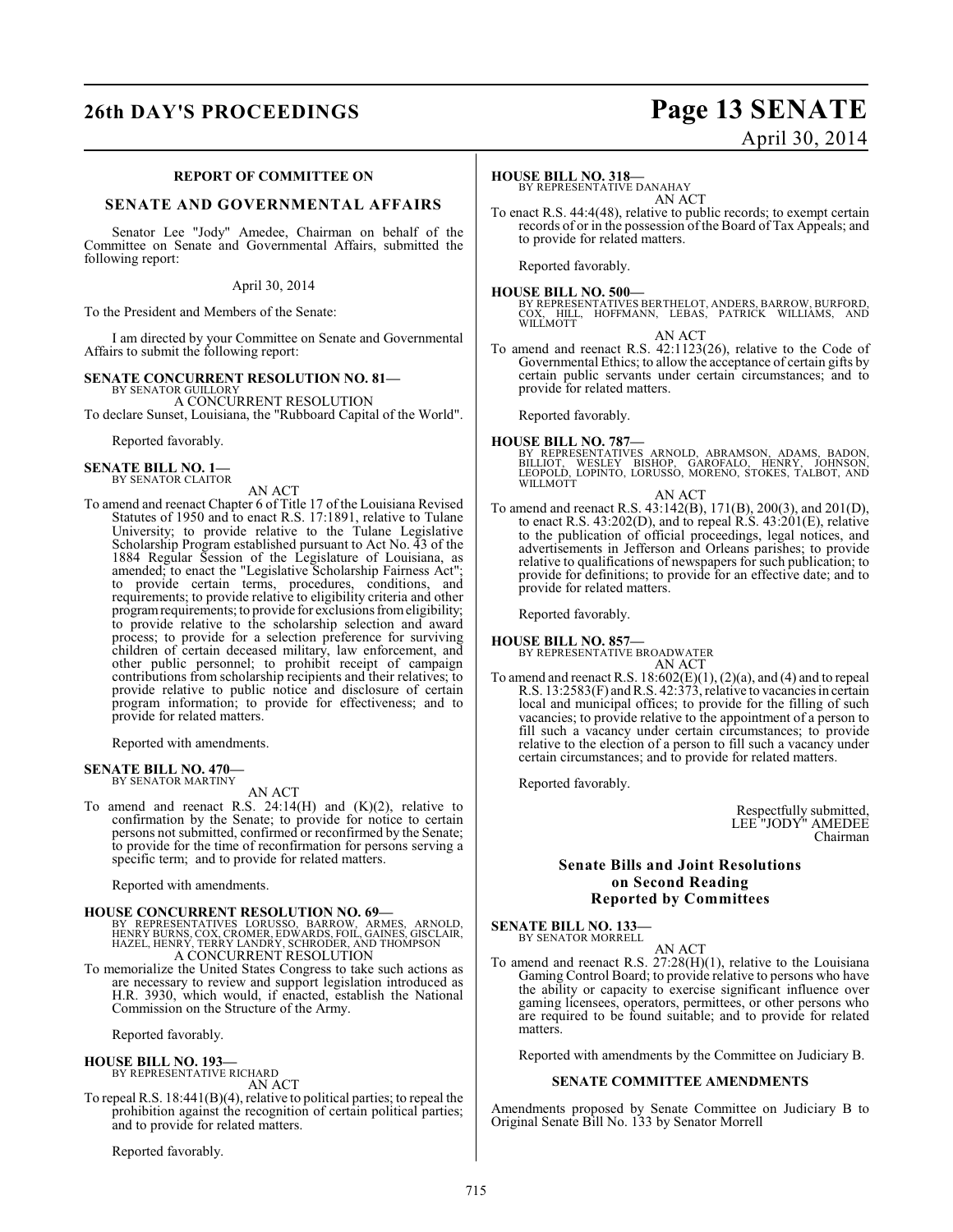### REPORT OF COMMITTEE ON

### SENATE AND GOVERNMENTAL AFFAIRS

Senator Lee "Jody" Amedee, Chairman on behalf of the Committee on Senate and Governmental Affairs, submitted the following report:

April 30, 2014

To the President and Members of the Senate:

I am directed by your Committee on Senate and Governmental Affairs to submit the following report:

**SENATE CONCURRENT RESOLUTION NO. 81—**
BY SENATOR GUILLORY
A CONCURRENT RESOLUTION
To declare Sunset, Louisiana, the "Rubboard Capital of the World".

Reported favorably.

**SENATE BILL NO. 1—**
BY SENATOR CLAITOR
AN ACT
To amend and reenact Chapter 6 of Title 17 of the Louisiana Revised Statutes of 1950 and to enact R.S. 17:1891, relative to Tulane University; to provide relative to the Tulane Legislative Scholarship Program established pursuant to Act No. 43 of the 1884 Regular Session of the Legislature of Louisiana, as amended; to enact the "Legislative Scholarship Fairness Act"; to provide certain terms, procedures, conditions, and requirements; to provide relative to eligibility criteria and other program requirements; to provide for exclusions from eligibility; to provide relative to the scholarship selection and award process; to provide for a selection preference for surviving children of certain deceased military, law enforcement, and other public personnel; to prohibit receipt of campaign contributions from scholarship recipients and their relatives; to provide relative to public notice and disclosure of certain program information; to provide for effectiveness; and to provide for related matters.

Reported with amendments.

**SENATE BILL NO. 470—**
BY SENATOR MARTINY
AN ACT
To amend and reenact R.S. 24:14(H) and (K)(2), relative to confirmation by the Senate; to provide for notice to certain persons not submitted, confirmed or reconfirmed by the Senate; to provide for the time of reconfirmation for persons serving a specific term; and to provide for related matters.

Reported with amendments.

**HOUSE CONCURRENT RESOLUTION NO. 69—**
BY REPRESENTATIVES LORUSSO, BARROW, ARMES, ARNOLD, HENRY BURNS, COX, CROMER, EDWARDS, FOIL, GAINES, GISCLAIR, HAZEL, HENRY, TERRY LANDRY, SCHRODER, AND THOMPSON
A CONCURRENT RESOLUTION
To memorialize the United States Congress to take such actions as are necessary to review and support legislation introduced as H.R. 3930, which would, if enacted, establish the National Commission on the Structure of the Army.

Reported favorably.

**HOUSE BILL NO. 193—**
BY REPRESENTATIVE RICHARD
AN ACT
To repeal R.S. 18:441(B)(4), relative to political parties; to repeal the prohibition against the recognition of certain political parties; and to provide for related matters.

Reported favorably.

**HOUSE BILL NO. 318—**
BY REPRESENTATIVE DANAHAY
AN ACT
To enact R.S. 44:4(48), relative to public records; to exempt certain records of or in the possession of the Board of Tax Appeals; and to provide for related matters.

Reported favorably.

**HOUSE BILL NO. 500—**
BY REPRESENTATIVES BERTHELOT, ANDERS, BARROW, BURFORD, COX, HILL, HOFFMANN, LEBAS, PATRICK WILLIAMS, AND WILLMOTT
AN ACT
To amend and reenact R.S. 42:1123(26), relative to the Code of Governmental Ethics; to allow the acceptance of certain gifts by certain public servants under certain circumstances; and to provide for related matters.

Reported favorably.

**HOUSE BILL NO. 787—**
BY REPRESENTATIVES ARNOLD, ABRAMSON, ADAMS, BADON, BILLIOT, WESLEY BISHOP, GAROFALO, HENRY, JOHNSON, LEOPOLD, LOPINTO, LORUSSO, MORENO, STOKES, TALBOT, AND WILLMOTT
AN ACT
To amend and reenact R.S. 43:142(B), 171(B), 200(3), and 201(D), to enact R.S. 43:202(D), and to repeal R.S. 43:201(E), relative to the publication of official proceedings, legal notices, and advertisements in Jefferson and Orleans parishes; to provide relative to qualifications of newspapers for such publication; to provide for definitions; to provide for an effective date; and to provide for related matters.

Reported favorably.

**HOUSE BILL NO. 857—**
BY REPRESENTATIVE BROADWATER
AN ACT
To amend and reenact R.S. 18:602(E)(1), (2)(a), and (4) and to repeal R.S. 13:2583(F) and R.S. 42:373, relative to vacancies in certain local and municipal offices; to provide for the filling of such vacancies; to provide relative to the appointment of a person to fill such a vacancy under certain circumstances; to provide relative to the election of a person to fill such a vacancy under certain circumstances; and to provide for related matters.

Reported favorably.

Respectfully submitted,
LEE "JODY" AMEDEE
Chairman

### Senate Bills and Joint Resolutions on Second Reading Reported by Committees

**SENATE BILL NO. 133—**
BY SENATOR MORRELL
AN ACT
To amend and reenact R.S. 27:28(H)(1), relative to the Louisiana Gaming Control Board; to provide relative to persons who have the ability or capacity to exercise significant influence over gaming licensees, operators, permittees, or other persons who are required to be found suitable; and to provide for related matters.

Reported with amendments by the Committee on Judiciary B.

### SENATE COMMITTEE AMENDMENTS

Amendments proposed by Senate Committee on Judiciary B to Original Senate Bill No. 133 by Senator Morrell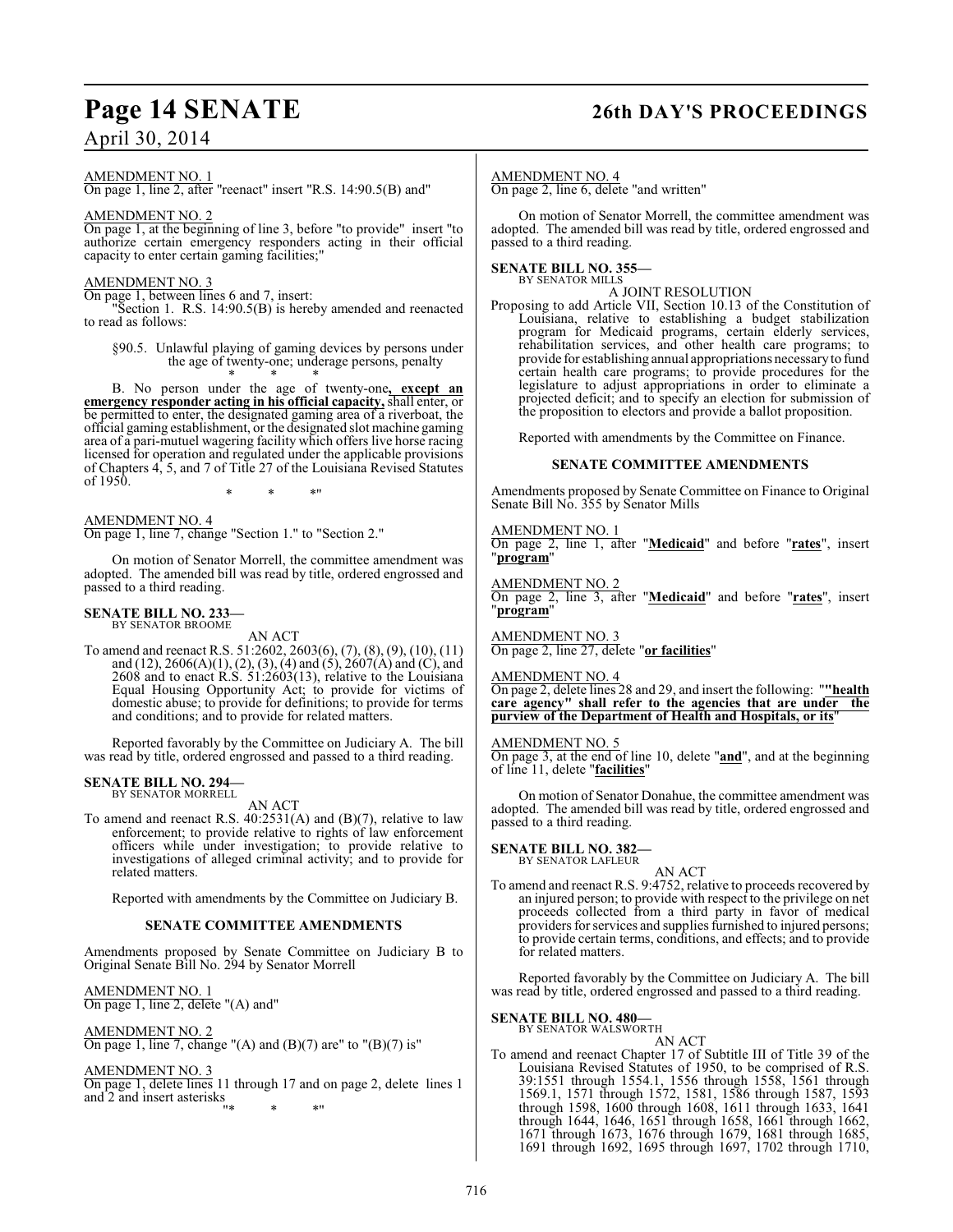AMENDMENT NO. 1
On page 1, line 2, after "reenact" insert "R.S. 14:90.5(B) and"

AMENDMENT NO. 2
On page 1, at the beginning of line 3, before "to provide" insert "to authorize certain emergency responders acting in their official capacity to enter certain gaming facilities;"

AMENDMENT NO. 3
On page 1, between lines 6 and 7, insert:

"Section 1. R.S. 14:90.5(B) is hereby amended and reenacted to read as follows:

§90.5. Unlawful playing of gaming devices by persons under the age of twenty-one; underage persons, penalty

\* \* \*

B. No person under the age of twenty-one**, except an emergency responder acting in his official capacity,** shall enter, or be permitted to enter, the designated gaming area of a riverboat, the official gaming establishment, or the designated slot machine gaming area of a pari-mutuel wagering facility which offers live horse racing licensed for operation and regulated under the applicable provisions of Chapters 4, 5, and 7 of Title 27 of the Louisiana Revised Statutes of 1950.

\* \* \*"

AMENDMENT NO. 4
On page 1, line 7, change "Section 1." to "Section 2."

On motion of Senator Morrell, the committee amendment was adopted. The amended bill was read by title, ordered engrossed and passed to a third reading.

**SENATE BILL NO. 233—**
BY SENATOR BROOME

AN ACT

To amend and reenact R.S. 51:2602, 2603(6), (7), (8), (9), (10), (11) and (12), 2606(A)(1), (2), (3), (4) and (5), 2607(A) and (C), and 2608 and to enact R.S. 51:2603(13), relative to the Louisiana Equal Housing Opportunity Act; to provide for victims of domestic abuse; to provide for definitions; to provide for terms and conditions; and to provide for related matters.

Reported favorably by the Committee on Judiciary A. The bill was read by title, ordered engrossed and passed to a third reading.

**SENATE BILL NO. 294—**
BY SENATOR MORRELL

AN ACT

To amend and reenact R.S. 40:2531(A) and (B)(7), relative to law enforcement; to provide relative to rights of law enforcement officers while under investigation; to provide relative to investigations of alleged criminal activity; and to provide for related matters.

Reported with amendments by the Committee on Judiciary B.

**SENATE COMMITTEE AMENDMENTS**

Amendments proposed by Senate Committee on Judiciary B to Original Senate Bill No. 294 by Senator Morrell

AMENDMENT NO. 1
On page 1, line 2, delete "(A) and"

AMENDMENT NO. 2
On page 1, line 7, change "(A) and (B)(7) are" to "(B)(7) is"

AMENDMENT NO. 3
On page 1, delete lines 11 through 17 and on page 2, delete lines 1 and 2 and insert asterisks

"\* \* \*"

AMENDMENT NO. 4
On page 2, line 6, delete "and written"

On motion of Senator Morrell, the committee amendment was adopted. The amended bill was read by title, ordered engrossed and passed to a third reading.

**SENATE BILL NO. 355—**
BY SENATOR MILLS

A JOINT RESOLUTION

Proposing to add Article VII, Section 10.13 of the Constitution of Louisiana, relative to establishing a budget stabilization program for Medicaid programs, certain elderly services, rehabilitation services, and other health care programs; to provide for establishing annual appropriations necessary to fund certain health care programs; to provide procedures for the legislature to adjust appropriations in order to eliminate a projected deficit; and to specify an election for submission of the proposition to electors and provide a ballot proposition.

Reported with amendments by the Committee on Finance.

**SENATE COMMITTEE AMENDMENTS**

Amendments proposed by Senate Committee on Finance to Original Senate Bill No. 355 by Senator Mills

AMENDMENT NO. 1
On page 2, line 1, after "**Medicaid**" and before "**rates**", insert "**program**"

AMENDMENT NO. 2
On page 2, line 3, after "**Medicaid**" and before "**rates**", insert "**program**"

AMENDMENT NO. 3
On page 2, line 27, delete "**or facilities**"

AMENDMENT NO. 4
On page 2, delete lines 28 and 29, and insert the following: "**"health care agency" shall refer to the agencies that are under the purview of the Department of Health and Hospitals, or its**"

AMENDMENT NO. 5
On page 3, at the end of line 10, delete "**and**", and at the beginning of line 11, delete "**facilities**"

On motion of Senator Donahue, the committee amendment was adopted. The amended bill was read by title, ordered engrossed and passed to a third reading.

**SENATE BILL NO. 382—**
BY SENATOR LAFLEUR

AN ACT

To amend and reenact R.S. 9:4752, relative to proceeds recovered by an injured person; to provide with respect to the privilege on net proceeds collected from a third party in favor of medical providers for services and supplies furnished to injured persons; to provide certain terms, conditions, and effects; and to provide for related matters.

Reported favorably by the Committee on Judiciary A. The bill was read by title, ordered engrossed and passed to a third reading.

**SENATE BILL NO. 480—**
BY SENATOR WALSWORTH

AN ACT

To amend and reenact Chapter 17 of Subtitle III of Title 39 of the Louisiana Revised Statutes of 1950, to be comprised of R.S. 39:1551 through 1554.1, 1556 through 1558, 1561 through 1569.1, 1571 through 1572, 1581, 1586 through 1587, 1593 through 1598, 1600 through 1608, 1611 through 1633, 1641 through 1644, 1646, 1651 through 1658, 1661 through 1662, 1671 through 1673, 1676 through 1679, 1681 through 1685, 1691 through 1692, 1695 through 1697, 1702 through 1710,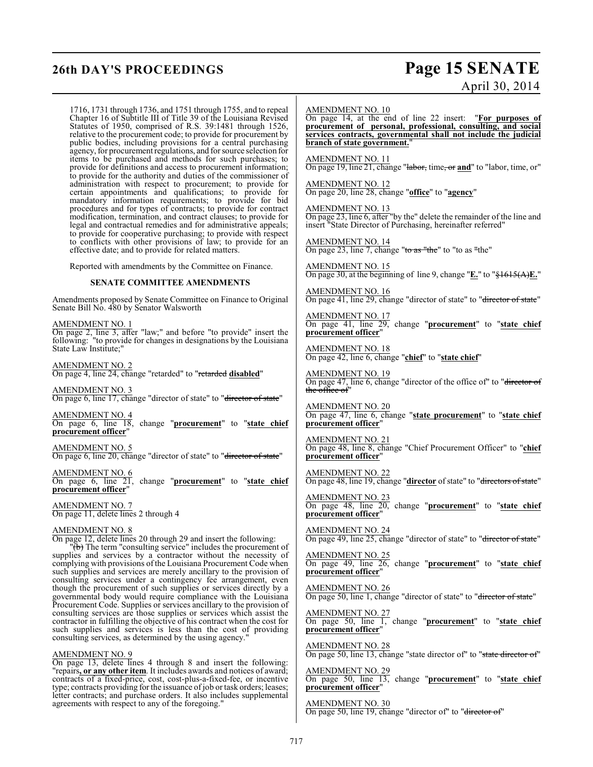1716, 1731 through 1736, and 1751 through 1755, and to repeal Chapter 16 of Subtitle III of Title 39 of the Louisiana Revised Statutes of 1950, comprised of R.S. 39:1481 through 1526, relative to the procurement code; to provide for procurement by public bodies, including provisions for a central purchasing agency, for procurement regulations, and for source selection for items to be purchased and methods for such purchases; to provide for definitions and access to procurement information; to provide for the authority and duties of the commissioner of administration with respect to procurement; to provide for certain appointments and qualifications; to provide for mandatory information requirements; to provide for bid procedures and for types of contracts; to provide for contract modification, termination, and contract clauses; to provide for legal and contractual remedies and for administrative appeals; to provide for cooperative purchasing; to provide with respect to conflicts with other provisions of law; to provide for an effective date; and to provide for related matters.

Reported with amendments by the Committee on Finance.

**SENATE COMMITTEE AMENDMENTS**

Amendments proposed by Senate Committee on Finance to Original Senate Bill No. 480 by Senator Walsworth

AMENDMENT NO. 1
On page 2, line 3, after "law;" and before "to provide" insert the following: "to provide for changes in designations by the Louisiana State Law Institute;"

AMENDMENT NO. 2
On page 4, line 24, change "retarded" to "~~retarded~~ **disabled**"

AMENDMENT NO. 3
On page 6, line 17, change "director of state" to "~~director of state~~"

AMENDMENT NO. 4
On page 6, line 18, change "**procurement**" to "**state chief procurement officer**"

AMENDMENT NO. 5
On page 6, line 20, change "director of state" to "~~director of state~~"

AMENDMENT NO. 6
On page 6, line 21, change "**procurement**" to "**state chief procurement officer**"

AMENDMENT NO. 7
On page 11, delete lines 2 through 4

AMENDMENT NO. 8
On page 12, delete lines 20 through 29 and insert the following:
"~~(b)~~ The term "consulting service" includes the procurement of supplies and services by a contractor without the necessity of complying with provisions of the Louisiana Procurement Code when such supplies and services are merely ancillary to the provision of consulting services under a contingency fee arrangement, even though the procurement of such supplies or services directly by a governmental body would require compliance with the Louisiana Procurement Code. Supplies or services ancillary to the provision of consulting services are those supplies or services which assist the contractor in fulfilling the objective of his contract when the cost for such supplies and services is less than the cost of providing consulting services, as determined by the using agency."

AMENDMENT NO. 9
On page 13, delete lines 4 through 8 and insert the following: "repairs**, or any other item**. It includes awards and notices of award; contracts of a fixed-price, cost, cost-plus-a-fixed-fee, or incentive type; contracts providing for the issuance of job or task orders; leases; letter contracts; and purchase orders. It also includes supplemental agreements with respect to any of the foregoing."

AMENDMENT NO. 10
On page 14, at the end of line 22 insert: "**For purposes of procurement of personal, professional, consulting, and social services contracts, governmental shall not include the judicial branch of state government.**"

AMENDMENT NO. 11
On page 19, line 21, change "~~labor,~~ time~~, or~~ **and**" to "labor, time, or"

AMENDMENT NO. 12
On page 20, line 28, change "**office**" to "**agency**"

AMENDMENT NO. 13
On page 23, line 6, after "by the" delete the remainder of the line and insert "State Director of Purchasing, hereinafter referred"

AMENDMENT NO. 14
On page 23, line 7, change "~~to as "the~~" to "to as ~~"~~the"

AMENDMENT NO. 15
On page 30, at the beginning of line 9, change "**E.**" to "~~§1615(A)~~**E.**"

AMENDMENT NO. 16
On page 41, line 29, change "director of state" to "~~director of state~~"

AMENDMENT NO. 17
On page 41, line 29, change "**procurement**" to "**state chief procurement officer**"

AMENDMENT NO. 18
On page 42, line 6, change "**chief**" to "**state chief**"

AMENDMENT NO. 19
On page 47, line 6, change "director of the office of" to "~~director of the office of~~"

AMENDMENT NO. 20
On page 47, line 6, change "**state procurement**" to "**state chief procurement officer**"

AMENDMENT NO. 21
On page 48, line 8, change "Chief Procurement Officer" to "**chief procurement officer**"

AMENDMENT NO. 22
On page 48, line 19, change "**director** of state" to "~~directors of state~~"

AMENDMENT NO. 23
On page 48, line 20, change "**procurement**" to "**state chief procurement officer**"

AMENDMENT NO. 24
On page 49, line 25, change "director of state" to "~~director of state~~"

AMENDMENT NO. 25
On page 49, line 26, change "**procurement**" to "**state chief procurement officer**"

AMENDMENT NO. 26
On page 50, line 1, change "director of state" to "~~director of state~~"

AMENDMENT NO. 27
On page 50, line 1, change "**procurement**" to "**state chief procurement officer**"

AMENDMENT NO. 28
On page 50, line 13, change "state director of" to "~~state director of~~"

AMENDMENT NO. 29
On page 50, line 13, change "**procurement**" to "**state chief procurement officer**"

AMENDMENT NO. 30
On page 50, line 19, change "director of" to "~~director of~~"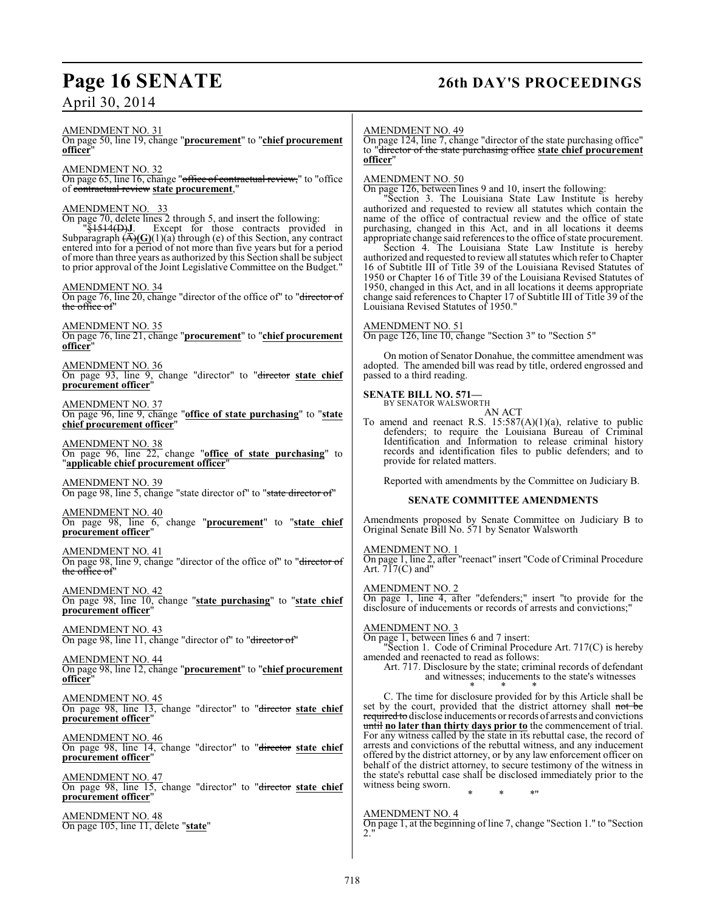AMENDMENT NO. 31

On page 50, line 19, change "**procurement**" to "**chief procurement officer**"

AMENDMENT NO. 32

On page 65, line 16, change "~~office of contractual review,~~" to "office of ~~contractual review~~ **state procurement**,"

AMENDMENT NO. 33

On page 70, delete lines 2 through 5, and insert the following:

"~~§1514(D)~~**J**. Except for those contracts provided in Subparagraph ~~(A)~~**(G)**(1)(a) through (e) of this Section, any contract entered into for a period of not more than five years but for a period of more than three years as authorized by this Section shall be subject to prior approval of the Joint Legislative Committee on the Budget."

AMENDMENT NO. 34

On page 76, line 20, change "director of the office of" to "~~director of the office of~~"

AMENDMENT NO. 35

On page 76, line 21, change "**procurement**" to "**chief procurement officer**"

AMENDMENT NO. 36

On page 93, line 9, change "director" to "~~director~~ **state chief procurement officer**"

AMENDMENT NO. 37

On page 96, line 9, change "**office of state purchasing**" to "**state chief procurement officer**"

AMENDMENT NO. 38

On page 96, line 22, change "**office of state purchasing**" to "**applicable chief procurement officer**"

AMENDMENT NO. 39

On page 98, line 5, change "state director of" to "~~state director of~~"

AMENDMENT NO. 40

On page 98, line 6, change "**procurement**" to "**state chief procurement officer**"

AMENDMENT NO. 41

On page 98, line 9, change "director of the office of" to "~~director of the office of~~"

AMENDMENT NO. 42

On page 98, line 10, change "**state purchasing**" to "**state chief procurement officer**"

AMENDMENT NO. 43

On page 98, line 11, change "director of" to "~~director of~~"

AMENDMENT NO. 44

On page 98, line 12, change "**procurement**" to "**chief procurement officer**"

AMENDMENT NO. 45

On page 98, line 13, change "director" to "~~director~~ **state chief procurement officer**"

AMENDMENT NO. 46

On page 98, line 14, change "director" to "~~director~~ **state chief procurement officer**"

AMENDMENT NO. 47

On page 98, line 15, change "director" to "~~director~~ **state chief procurement officer**"

AMENDMENT NO. 48

On page 105, line 11, delete "**state**"

AMENDMENT NO. 49

On page 124, line 7, change "director of the state purchasing office" to "~~director of the state purchasing office~~ **state chief procurement officer**"

AMENDMENT NO. 50

On page 126, between lines 9 and 10, insert the following:

"Section 3. The Louisiana State Law Institute is hereby authorized and requested to review all statutes which contain the name of the office of contractual review and the office of state purchasing, changed in this Act, and in all locations it deems appropriate change said references to the office of state procurement.

Section 4. The Louisiana State Law Institute is hereby authorized and requested to review all statutes which refer to Chapter 16 of Subtitle III of Title 39 of the Louisiana Revised Statutes of 1950 or Chapter 16 of Title 39 of the Louisiana Revised Statutes of 1950, changed in this Act, and in all locations it deems appropriate change said references to Chapter 17 of Subtitle III of Title 39 of the Louisiana Revised Statutes of 1950."

AMENDMENT NO. 51

On page 126, line 10, change "Section 3" to "Section 5"

On motion of Senator Donahue, the committee amendment was adopted. The amended bill was read by title, ordered engrossed and passed to a third reading.

**SENATE BILL NO. 571—**
BY SENATOR WALSWORTH

AN ACT

To amend and reenact R.S. 15:587(A)(1)(a), relative to public defenders; to require the Louisiana Bureau of Criminal Identification and Information to release criminal history records and identification files to public defenders; and to provide for related matters.

Reported with amendments by the Committee on Judiciary B.

**SENATE COMMITTEE AMENDMENTS**

Amendments proposed by Senate Committee on Judiciary B to Original Senate Bill No. 571 by Senator Walsworth

AMENDMENT NO. 1

On page 1, line 2, after "reenact" insert "Code of Criminal Procedure Art. 717(C) and"

AMENDMENT NO. 2

On page 1, line 4, after "defenders;" insert "to provide for the disclosure of inducements or records of arrests and convictions;"

AMENDMENT NO. 3

On page 1, between lines 6 and 7 insert:

"Section 1. Code of Criminal Procedure Art. 717(C) is hereby amended and reenacted to read as follows:

Art. 717. Disclosure by the state; criminal records of defendant and witnesses; inducements to the state's witnesses

\* \* \*

C. The time for disclosure provided for by this Article shall be set by the court, provided that the district attorney shall ~~not be required to~~ disclose inducements or records of arrests and convictions ~~until~~ **no later than thirty days prior to** the commencement of trial. For any witness called by the state in its rebuttal case, the record of arrests and convictions of the rebuttal witness, and any inducement offered by the district attorney, or by any law enforcement officer on behalf of the district attorney, to secure testimony of the witness in the state's rebuttal case shall be disclosed immediately prior to the witness being sworn.

\* \* \*"

AMENDMENT NO. 4

On page 1, at the beginning of line 7, change "Section 1." to "Section 2."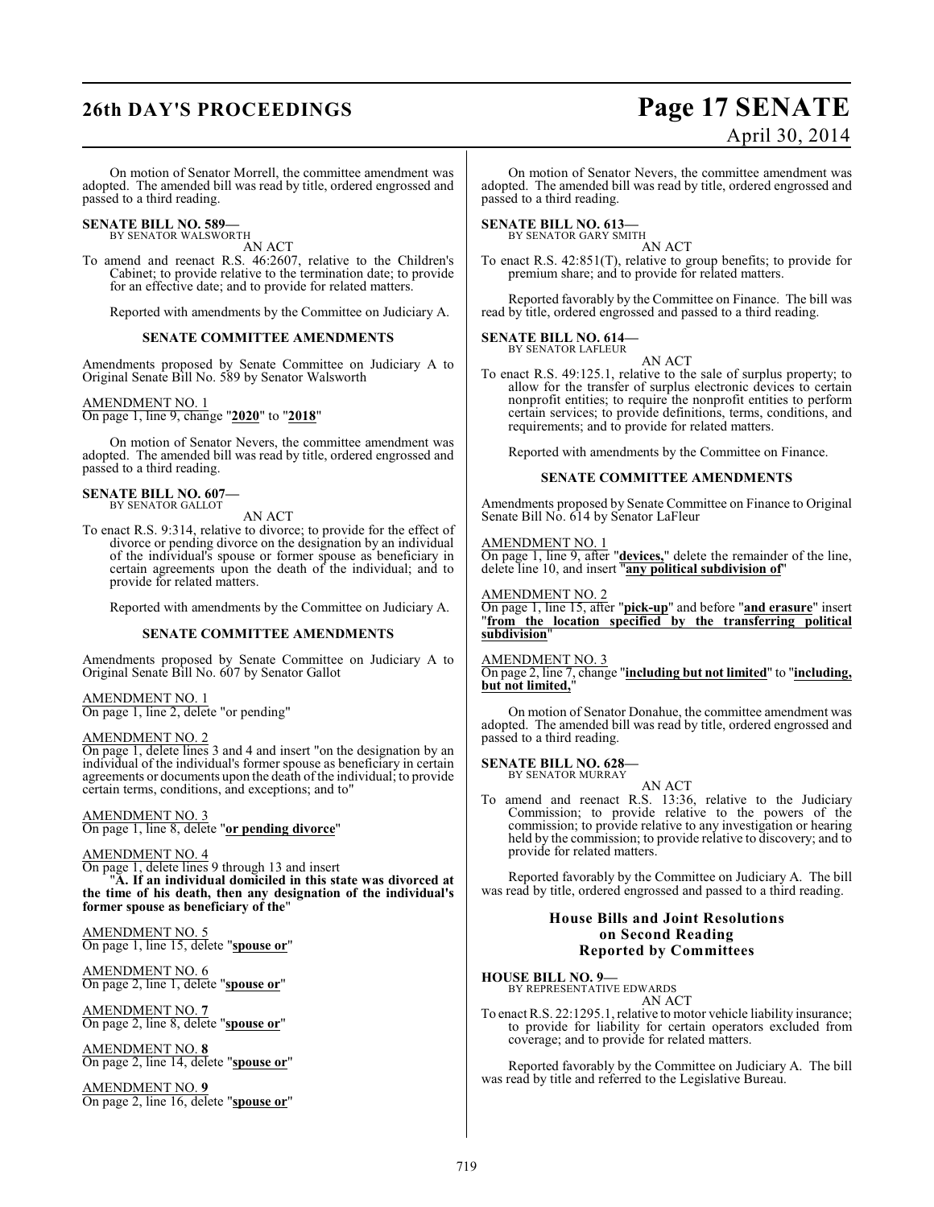On motion of Senator Morrell, the committee amendment was adopted. The amended bill was read by title, ordered engrossed and passed to a third reading.

**SENATE BILL NO. 589—**
BY SENATOR WALSWORTH

AN ACT

To amend and reenact R.S. 46:2607, relative to the Children's Cabinet; to provide relative to the termination date; to provide for an effective date; and to provide for related matters.

Reported with amendments by the Committee on Judiciary A.

**SENATE COMMITTEE AMENDMENTS**

Amendments proposed by Senate Committee on Judiciary A to Original Senate Bill No. 589 by Senator Walsworth

AMENDMENT NO. 1
On page 1, line 9, change "**2020**" to "**2018**"

On motion of Senator Nevers, the committee amendment was adopted. The amended bill was read by title, ordered engrossed and passed to a third reading.

**SENATE BILL NO. 607—**
BY SENATOR GALLOT

AN ACT

To enact R.S. 9:314, relative to divorce; to provide for the effect of divorce or pending divorce on the designation by an individual of the individual's spouse or former spouse as beneficiary in certain agreements upon the death of the individual; and to provide for related matters.

Reported with amendments by the Committee on Judiciary A.

**SENATE COMMITTEE AMENDMENTS**

Amendments proposed by Senate Committee on Judiciary A to Original Senate Bill No. 607 by Senator Gallot

AMENDMENT NO. 1
On page 1, line 2, delete "or pending"

AMENDMENT NO. 2
On page 1, delete lines 3 and 4 and insert "on the designation by an individual of the individual's former spouse as beneficiary in certain agreements or documents upon the death of the individual; to provide certain terms, conditions, and exceptions; and to"

AMENDMENT NO. 3
On page 1, line 8, delete "**or pending divorce**"

AMENDMENT NO. 4
On page 1, delete lines 9 through 13 and insert

"**A. If an individual domiciled in this state was divorced at the time of his death, then any designation of the individual's former spouse as beneficiary of the**"

AMENDMENT NO. 5
On page 1, line 15, delete "**spouse or**"

AMENDMENT NO. 6
On page 2, line 1, delete "**spouse or**"

AMENDMENT NO. **7**
On page 2, line 8, delete "**spouse or**"

AMENDMENT NO. **8**
On page 2, line 14, delete "**spouse or**"

AMENDMENT NO. **9**
On page 2, line 16, delete "**spouse or**"

On motion of Senator Nevers, the committee amendment was adopted. The amended bill was read by title, ordered engrossed and passed to a third reading.

**SENATE BILL NO. 613—**
BY SENATOR GARY SMITH

AN ACT

To enact R.S. 42:851(T), relative to group benefits; to provide for premium share; and to provide for related matters.

Reported favorably by the Committee on Finance. The bill was read by title, ordered engrossed and passed to a third reading.

**SENATE BILL NO. 614—**
BY SENATOR LAFLEUR

AN ACT

To enact R.S. 49:125.1, relative to the sale of surplus property; to allow for the transfer of surplus electronic devices to certain nonprofit entities; to require the nonprofit entities to perform certain services; to provide definitions, terms, conditions, and requirements; and to provide for related matters.

Reported with amendments by the Committee on Finance.

**SENATE COMMITTEE AMENDMENTS**

Amendments proposed by Senate Committee on Finance to Original Senate Bill No. 614 by Senator LaFleur

AMENDMENT NO. 1
On page 1, line 9, after "**devices,**" delete the remainder of the line, delete line 10, and insert "**any political subdivision of**"

AMENDMENT NO. 2
On page 1, line 15, after "**pick-up**" and before "**and erasure**" insert "**from the location specified by the transferring political subdivision**"

AMENDMENT NO. 3
On page 2, line 7, change "**including but not limited**" to "**including, but not limited,**"

On motion of Senator Donahue, the committee amendment was adopted. The amended bill was read by title, ordered engrossed and passed to a third reading.

**SENATE BILL NO. 628—**
BY SENATOR MURRAY

AN ACT

To amend and reenact R.S. 13:36, relative to the Judiciary Commission; to provide relative to the powers of the commission; to provide relative to any investigation or hearing held by the commission; to provide relative to discovery; and to provide for related matters.

Reported favorably by the Committee on Judiciary A. The bill was read by title, ordered engrossed and passed to a third reading.

## House Bills and Joint Resolutions on Second Reading Reported by Committees

**HOUSE BILL NO. 9—**
BY REPRESENTATIVE EDWARDS

AN ACT

To enact R.S. 22:1295.1, relative to motor vehicle liability insurance; to provide for liability for certain operators excluded from coverage; and to provide for related matters.

Reported favorably by the Committee on Judiciary A. The bill was read by title and referred to the Legislative Bureau.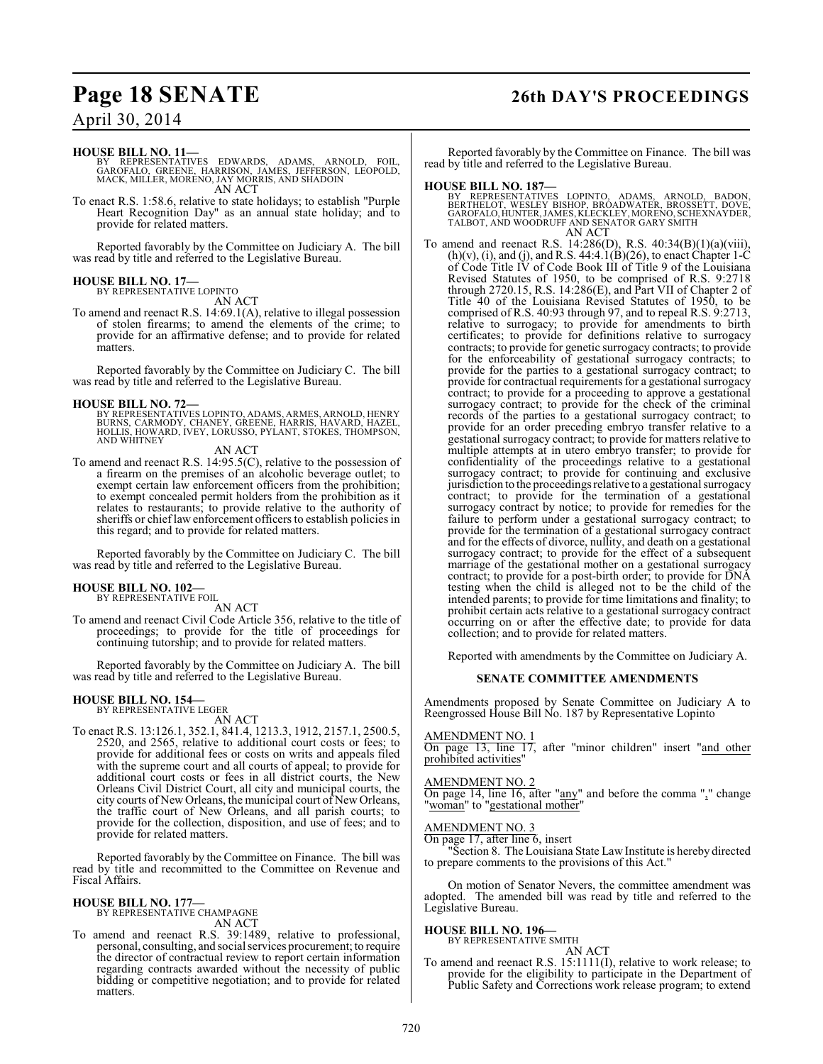**HOUSE BILL NO. 11—**
BY REPRESENTATIVES EDWARDS, ADAMS, ARNOLD, FOIL, GAROFALO, GREENE, HARRISON, JAMES, JEFFERSON, LEOPOLD, MACK, MILLER, MORENO, JAY MORRIS, AND SHADOIN
AN ACT

To enact R.S. 1:58.6, relative to state holidays; to establish "Purple Heart Recognition Day" as an annual state holiday; and to provide for related matters.

Reported favorably by the Committee on Judiciary A. The bill was read by title and referred to the Legislative Bureau.

**HOUSE BILL NO. 17—**
BY REPRESENTATIVE LOPINTO
AN ACT

To amend and reenact R.S. 14:69.1(A), relative to illegal possession of stolen firearms; to amend the elements of the crime; to provide for an affirmative defense; and to provide for related matters.

Reported favorably by the Committee on Judiciary C. The bill was read by title and referred to the Legislative Bureau.

**HOUSE BILL NO. 72—**
BY REPRESENTATIVES LOPINTO, ADAMS, ARMES, ARNOLD, HENRY BURNS, CARMODY, CHANEY, GREENE, HARRIS, HAVARD, HAZEL, HOLLIS, HOWARD, IVEY, LORUSSO, PYLANT, STOKES, THOMPSON, AND WHITNEY
AN ACT

To amend and reenact R.S. 14:95.5(C), relative to the possession of a firearm on the premises of an alcoholic beverage outlet; to exempt certain law enforcement officers from the prohibition; to exempt concealed permit holders from the prohibition as it relates to restaurants; to provide relative to the authority of sheriffs or chief law enforcement officers to establish policies in this regard; and to provide for related matters.

Reported favorably by the Committee on Judiciary C. The bill was read by title and referred to the Legislative Bureau.

**HOUSE BILL NO. 102—**
BY REPRESENTATIVE FOIL
AN ACT

To amend and reenact Civil Code Article 356, relative to the title of proceedings; to provide for the title of proceedings for continuing tutorship; and to provide for related matters.

Reported favorably by the Committee on Judiciary A. The bill was read by title and referred to the Legislative Bureau.

**HOUSE BILL NO. 154—**
BY REPRESENTATIVE LEGER
AN ACT

To enact R.S. 13:126.1, 352.1, 841.4, 1213.3, 1912, 2157.1, 2500.5, 2520, and 2565, relative to additional court costs or fees; to provide for additional fees or costs on writs and appeals filed with the supreme court and all courts of appeal; to provide for additional court costs or fees in all district courts, the New Orleans Civil District Court, all city and municipal courts, the city courts of New Orleans, the municipal court of New Orleans, the traffic court of New Orleans, and all parish courts; to provide for the collection, disposition, and use of fees; and to provide for related matters.

Reported favorably by the Committee on Finance. The bill was read by title and recommitted to the Committee on Revenue and Fiscal Affairs.

**HOUSE BILL NO. 177—**
BY REPRESENTATIVE CHAMPAGNE
AN ACT

To amend and reenact R.S. 39:1489, relative to professional, personal, consulting, and social services procurement; to require the director of contractual review to report certain information regarding contracts awarded without the necessity of public bidding or competitive negotiation; and to provide for related matters.

Reported favorably by the Committee on Finance. The bill was read by title and referred to the Legislative Bureau.

**HOUSE BILL NO. 187—**
BY REPRESENTATIVES LOPINTO, ADAMS, ARNOLD, BADON, BERTHELOT, WESLEY BISHOP, BROADWATER, BROSSETT, DOVE, GAROFALO, HUNTER, JAMES, KLECKLEY, MORENO, SCHEXNAYDER, TALBOT, AND WOODRUFF AND SENATOR GARY SMITH
AN ACT

To amend and reenact R.S. 14:286(D), R.S. 40:34(B)(1)(a)(viii), (h)(v), (i), and (j), and R.S. 44:4.1(B)(26), to enact Chapter 1-C of Code Title IV of Code Book III of Title 9 of the Louisiana Revised Statutes of 1950, to be comprised of R.S. 9:2718 through 2720.15, R.S. 14:286(E), and Part VII of Chapter 2 of Title 40 of the Louisiana Revised Statutes of 1950, to be comprised of R.S. 40:93 through 97, and to repeal R.S. 9:2713, relative to surrogacy; to provide for amendments to birth certificates; to provide for definitions relative to surrogacy contracts; to provide for genetic surrogacy contracts; to provide for the enforceability of gestational surrogacy contracts; to provide for the parties to a gestational surrogacy contract; to provide for contractual requirements for a gestational surrogacy contract; to provide for a proceeding to approve a gestational surrogacy contract; to provide for the check of the criminal records of the parties to a gestational surrogacy contract; to provide for an order preceding embryo transfer relative to a gestational surrogacy contract; to provide for matters relative to multiple attempts at in utero embryo transfer; to provide for confidentiality of the proceedings relative to a gestational surrogacy contract; to provide for continuing and exclusive jurisdiction to the proceedings relative to a gestational surrogacy contract; to provide for the termination of a gestational surrogacy contract by notice; to provide for remedies for the failure to perform under a gestational surrogacy contract; to provide for the termination of a gestational surrogacy contract and for the effects of divorce, nullity, and death on a gestational surrogacy contract; to provide for the effect of a subsequent marriage of the gestational mother on a gestational surrogacy contract; to provide for a post-birth order; to provide for DNA testing when the child is alleged not to be the child of the intended parents; to provide for time limitations and finality; to prohibit certain acts relative to a gestational surrogacy contract occurring on or after the effective date; to provide for data collection; and to provide for related matters.

Reported with amendments by the Committee on Judiciary A.

**SENATE COMMITTEE AMENDMENTS**

Amendments proposed by Senate Committee on Judiciary A to Reengrossed House Bill No. 187 by Representative Lopinto

AMENDMENT NO. 1
On page 13, line 17, after "minor children" insert "and other prohibited activities"

AMENDMENT NO. 2
On page 14, line 16, after "any" and before the comma "," change "woman" to "gestational mother"

AMENDMENT NO. 3
On page 17, after line 6, insert
"Section 8. The Louisiana State Law Institute is hereby directed to prepare comments to the provisions of this Act."

On motion of Senator Nevers, the committee amendment was adopted. The amended bill was read by title and referred to the Legislative Bureau.

**HOUSE BILL NO. 196—**
BY REPRESENTATIVE SMITH
AN ACT

To amend and reenact R.S. 15:1111(I), relative to work release; to provide for the eligibility to participate in the Department of Public Safety and Corrections work release program; to extend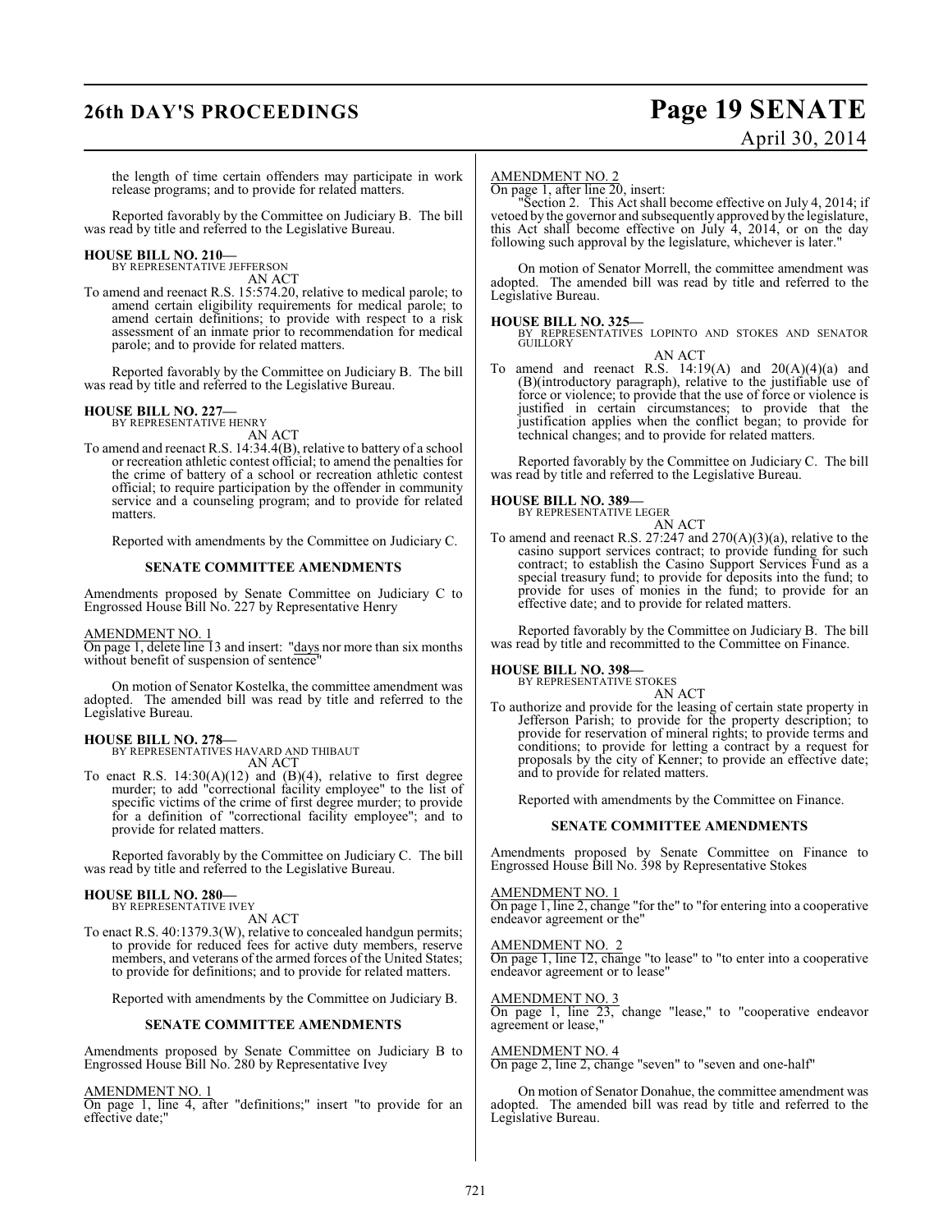the length of time certain offenders may participate in work release programs; and to provide for related matters.

Reported favorably by the Committee on Judiciary B. The bill was read by title and referred to the Legislative Bureau.

**HOUSE BILL NO. 210—**
BY REPRESENTATIVE JEFFERSON
AN ACT

To amend and reenact R.S. 15:574.20, relative to medical parole; to amend certain eligibility requirements for medical parole; to amend certain definitions; to provide with respect to a risk assessment of an inmate prior to recommendation for medical parole; and to provide for related matters.

Reported favorably by the Committee on Judiciary B. The bill was read by title and referred to the Legislative Bureau.

**HOUSE BILL NO. 227—**
BY REPRESENTATIVE HENRY
AN ACT

To amend and reenact R.S. 14:34.4(B), relative to battery of a school or recreation athletic contest official; to amend the penalties for the crime of battery of a school or recreation athletic contest official; to require participation by the offender in community service and a counseling program; and to provide for related matters.

Reported with amendments by the Committee on Judiciary C.

**SENATE COMMITTEE AMENDMENTS**

Amendments proposed by Senate Committee on Judiciary C to Engrossed House Bill No. 227 by Representative Henry

AMENDMENT NO. 1
On page 1, delete line 13 and insert: "days nor more than six months without benefit of suspension of sentence"

On motion of Senator Kostelka, the committee amendment was adopted. The amended bill was read by title and referred to the Legislative Bureau.

**HOUSE BILL NO. 278—**
BY REPRESENTATIVES HAVARD AND THIBAUT
AN ACT

To enact R.S. 14:30(A)(12) and (B)(4), relative to first degree murder; to add "correctional facility employee" to the list of specific victims of the crime of first degree murder; to provide for a definition of "correctional facility employee"; and to provide for related matters.

Reported favorably by the Committee on Judiciary C. The bill was read by title and referred to the Legislative Bureau.

**HOUSE BILL NO. 280—**
BY REPRESENTATIVE IVEY
AN ACT

To enact R.S. 40:1379.3(W), relative to concealed handgun permits; to provide for reduced fees for active duty members, reserve members, and veterans of the armed forces of the United States; to provide for definitions; and to provide for related matters.

Reported with amendments by the Committee on Judiciary B.

**SENATE COMMITTEE AMENDMENTS**

Amendments proposed by Senate Committee on Judiciary B to Engrossed House Bill No. 280 by Representative Ivey

AMENDMENT NO. 1
On page 1, line 4, after "definitions;" insert "to provide for an effective date;"

AMENDMENT NO. 2
On page 1, after line 20, insert:

"Section 2. This Act shall become effective on July 4, 2014; if vetoed by the governor and subsequently approved by the legislature, this Act shall become effective on July 4, 2014, or on the day following such approval by the legislature, whichever is later."

On motion of Senator Morrell, the committee amendment was adopted. The amended bill was read by title and referred to the Legislative Bureau.

**HOUSE BILL NO. 325—**
BY REPRESENTATIVES LOPINTO AND STOKES AND SENATOR GUILLORY
AN ACT

To amend and reenact R.S. 14:19(A) and 20(A)(4)(a) and (B)(introductory paragraph), relative to the justifiable use of force or violence; to provide that the use of force or violence is justified in certain circumstances; to provide that the justification applies when the conflict began; to provide for technical changes; and to provide for related matters.

Reported favorably by the Committee on Judiciary C. The bill was read by title and referred to the Legislative Bureau.

**HOUSE BILL NO. 389—**
BY REPRESENTATIVE LEGER
AN ACT

To amend and reenact R.S. 27:247 and 270(A)(3)(a), relative to the casino support services contract; to provide funding for such contract; to establish the Casino Support Services Fund as a special treasury fund; to provide for deposits into the fund; to provide for uses of monies in the fund; to provide for an effective date; and to provide for related matters.

Reported favorably by the Committee on Judiciary B. The bill was read by title and recommitted to the Committee on Finance.

**HOUSE BILL NO. 398—**
BY REPRESENTATIVE STOKES
AN ACT

To authorize and provide for the leasing of certain state property in Jefferson Parish; to provide for the property description; to provide for reservation of mineral rights; to provide terms and conditions; to provide for letting a contract by a request for proposals by the city of Kenner; to provide an effective date; and to provide for related matters.

Reported with amendments by the Committee on Finance.

**SENATE COMMITTEE AMENDMENTS**

Amendments proposed by Senate Committee on Finance to Engrossed House Bill No. 398 by Representative Stokes

AMENDMENT NO. 1
On page 1, line 2, change "for the" to "for entering into a cooperative endeavor agreement or the"

AMENDMENT NO. 2
On page 1, line 12, change "to lease" to "to enter into a cooperative endeavor agreement or to lease"

AMENDMENT NO. 3
On page 1, line 23, change "lease," to "cooperative endeavor agreement or lease,"

AMENDMENT NO. 4
On page 2, line 2, change "seven" to "seven and one-half"

On motion of Senator Donahue, the committee amendment was adopted. The amended bill was read by title and referred to the Legislative Bureau.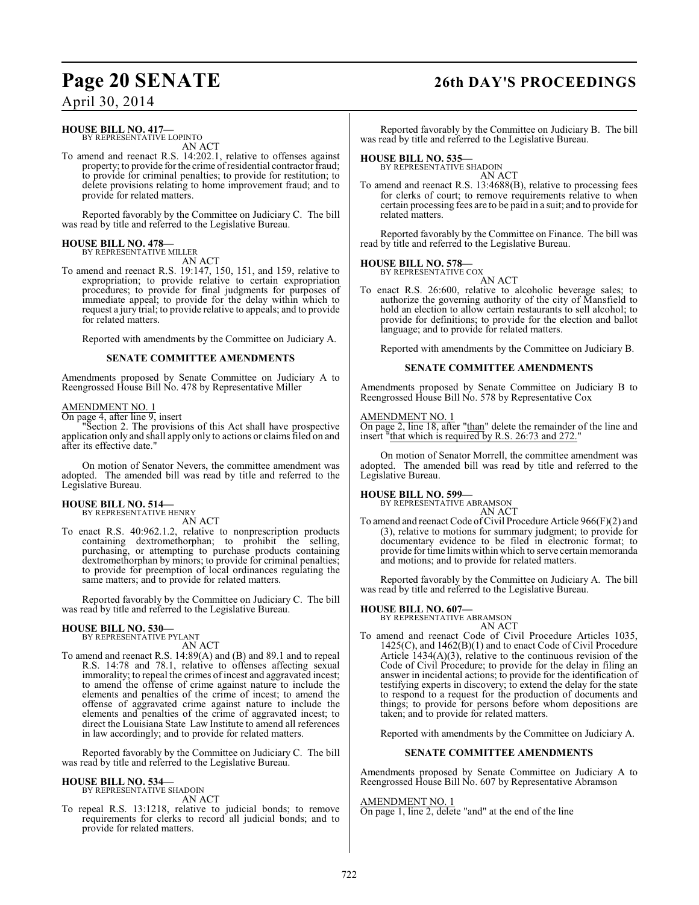**HOUSE BILL NO. 417—**
BY REPRESENTATIVE LOPINTO
AN ACT

To amend and reenact R.S. 14:202.1, relative to offenses against property; to provide for the crime of residential contractor fraud; to provide for criminal penalties; to provide for restitution; to delete provisions relating to home improvement fraud; and to provide for related matters.

Reported favorably by the Committee on Judiciary C. The bill was read by title and referred to the Legislative Bureau.

**HOUSE BILL NO. 478—**
BY REPRESENTATIVE MILLER
AN ACT

To amend and reenact R.S. 19:147, 150, 151, and 159, relative to expropriation; to provide relative to certain expropriation procedures; to provide for final judgments for purposes of immediate appeal; to provide for the delay within which to request a jury trial; to provide relative to appeals; and to provide for related matters.

Reported with amendments by the Committee on Judiciary A.

**SENATE COMMITTEE AMENDMENTS**

Amendments proposed by Senate Committee on Judiciary A to Reengrossed House Bill No. 478 by Representative Miller

AMENDMENT NO. 1
On page 4, after line 9, insert

"Section 2. The provisions of this Act shall have prospective application only and shall apply only to actions or claims filed on and after its effective date."

On motion of Senator Nevers, the committee amendment was adopted. The amended bill was read by title and referred to the Legislative Bureau.

**HOUSE BILL NO. 514—**
BY REPRESENTATIVE HENRY
AN ACT

To enact R.S. 40:962.1.2, relative to nonprescription products containing dextromethorphan; to prohibit the selling, purchasing, or attempting to purchase products containing dextromethorphan by minors; to provide for criminal penalties; to provide for preemption of local ordinances regulating the same matters; and to provide for related matters.

Reported favorably by the Committee on Judiciary C. The bill was read by title and referred to the Legislative Bureau.

**HOUSE BILL NO. 530—**
BY REPRESENTATIVE PYLANT
AN ACT

To amend and reenact R.S. 14:89(A) and (B) and 89.1 and to repeal R.S. 14:78 and 78.1, relative to offenses affecting sexual immorality; to repeal the crimes of incest and aggravated incest; to amend the offense of crime against nature to include the elements and penalties of the crime of incest; to amend the offense of aggravated crime against nature to include the elements and penalties of the crime of aggravated incest; to direct the Louisiana State Law Institute to amend all references in law accordingly; and to provide for related matters.

Reported favorably by the Committee on Judiciary C. The bill was read by title and referred to the Legislative Bureau.

**HOUSE BILL NO. 534—**
BY REPRESENTATIVE SHADOIN
AN ACT

To repeal R.S. 13:1218, relative to judicial bonds; to remove requirements for clerks to record all judicial bonds; and to provide for related matters.

Reported favorably by the Committee on Judiciary B. The bill was read by title and referred to the Legislative Bureau.

**HOUSE BILL NO. 535—**
BY REPRESENTATIVE SHADOIN
AN ACT

To amend and reenact R.S. 13:4688(B), relative to processing fees for clerks of court; to remove requirements relative to when certain processing fees are to be paid in a suit; and to provide for related matters.

Reported favorably by the Committee on Finance. The bill was read by title and referred to the Legislative Bureau.

**HOUSE BILL NO. 578—**
BY REPRESENTATIVE COX
AN ACT

To enact R.S. 26:600, relative to alcoholic beverage sales; to authorize the governing authority of the city of Mansfield to hold an election to allow certain restaurants to sell alcohol; to provide for definitions; to provide for the election and ballot language; and to provide for related matters.

Reported with amendments by the Committee on Judiciary B.

**SENATE COMMITTEE AMENDMENTS**

Amendments proposed by Senate Committee on Judiciary B to Reengrossed House Bill No. 578 by Representative Cox

AMENDMENT NO. 1
On page 2, line 18, after "than" delete the remainder of the line and insert "that which is required by R.S. 26:73 and 272."

On motion of Senator Morrell, the committee amendment was adopted. The amended bill was read by title and referred to the Legislative Bureau.

**HOUSE BILL NO. 599—**
BY REPRESENTATIVE ABRAMSON
AN ACT

To amend and reenact Code of Civil Procedure Article 966(F)(2) and (3), relative to motions for summary judgment; to provide for documentary evidence to be filed in electronic format; to provide for time limits within which to serve certain memoranda and motions; and to provide for related matters.

Reported favorably by the Committee on Judiciary A. The bill was read by title and referred to the Legislative Bureau.

**HOUSE BILL NO. 607—**
BY REPRESENTATIVE ABRAMSON
AN ACT

To amend and reenact Code of Civil Procedure Articles 1035, 1425(C), and 1462(B)(1) and to enact Code of Civil Procedure Article 1434(A)(3), relative to the continuous revision of the Code of Civil Procedure; to provide for the delay in filing an answer in incidental actions; to provide for the identification of testifying experts in discovery; to extend the delay for the state to respond to a request for the production of documents and things; to provide for persons before whom depositions are taken; and to provide for related matters.

Reported with amendments by the Committee on Judiciary A.

**SENATE COMMITTEE AMENDMENTS**

Amendments proposed by Senate Committee on Judiciary A to Reengrossed House Bill No. 607 by Representative Abramson

AMENDMENT NO. 1
On page 1, line 2, delete "and" at the end of the line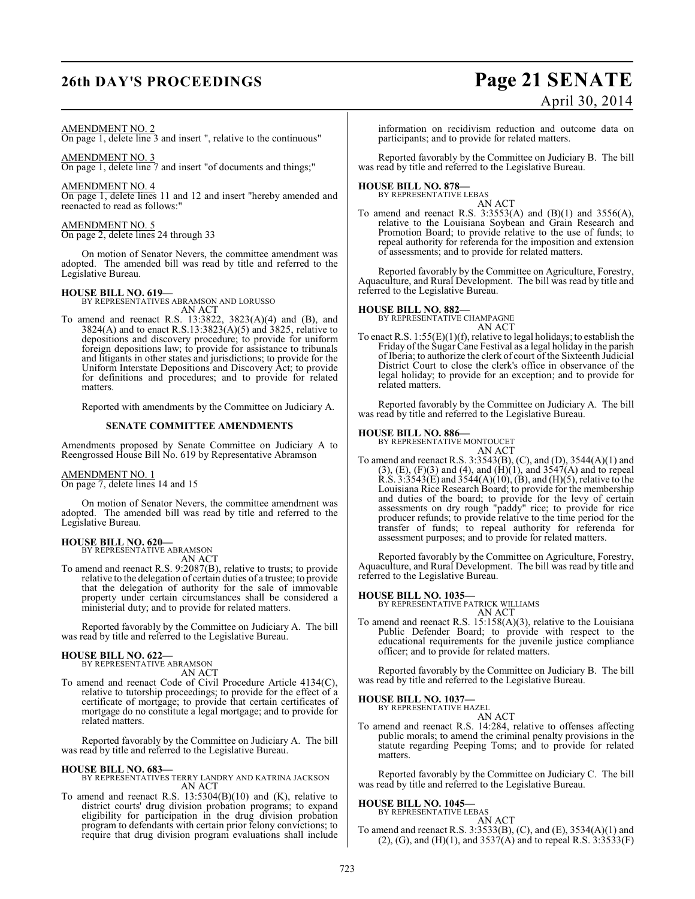AMENDMENT NO. 2

On page 1, delete line 3 and insert ", relative to the continuous"

AMENDMENT NO. 3

On page 1, delete line 7 and insert "of documents and things;"

AMENDMENT NO. 4

On page 1, delete lines 11 and 12 and insert "hereby amended and reenacted to read as follows:"

AMENDMENT NO. 5

On page 2, delete lines 24 through 33

On motion of Senator Nevers, the committee amendment was adopted. The amended bill was read by title and referred to the Legislative Bureau.

**HOUSE BILL NO. 619—**
BY REPRESENTATIVES ABRAMSON AND LORUSSO
AN ACT

To amend and reenact R.S. 13:3822, 3823(A)(4) and (B), and 3824(A) and to enact R.S.13:3823(A)(5) and 3825, relative to depositions and discovery procedure; to provide for uniform foreign depositions law; to provide for assistance to tribunals and litigants in other states and jurisdictions; to provide for the Uniform Interstate Depositions and Discovery Act; to provide for definitions and procedures; and to provide for related matters.

Reported with amendments by the Committee on Judiciary A.

**SENATE COMMITTEE AMENDMENTS**

Amendments proposed by Senate Committee on Judiciary A to Reengrossed House Bill No. 619 by Representative Abramson

AMENDMENT NO. 1

On page 7, delete lines 14 and 15

On motion of Senator Nevers, the committee amendment was adopted. The amended bill was read by title and referred to the Legislative Bureau.

**HOUSE BILL NO. 620—**
BY REPRESENTATIVE ABRAMSON
AN ACT

To amend and reenact R.S. 9:2087(B), relative to trusts; to provide relative to the delegation of certain duties of a trustee; to provide that the delegation of authority for the sale of immovable property under certain circumstances shall be considered a ministerial duty; and to provide for related matters.

Reported favorably by the Committee on Judiciary A. The bill was read by title and referred to the Legislative Bureau.

**HOUSE BILL NO. 622—**
BY REPRESENTATIVE ABRAMSON
AN ACT

To amend and reenact Code of Civil Procedure Article 4134(C), relative to tutorship proceedings; to provide for the effect of a certificate of mortgage; to provide that certain certificates of mortgage do no constitute a legal mortgage; and to provide for related matters.

Reported favorably by the Committee on Judiciary A. The bill was read by title and referred to the Legislative Bureau.

**HOUSE BILL NO. 683—**
BY REPRESENTATIVES TERRY LANDRY AND KATRINA JACKSON
AN ACT

To amend and reenact R.S. 13:5304(B)(10) and (K), relative to district courts' drug division probation programs; to expand eligibility for participation in the drug division probation program to defendants with certain prior felony convictions; to require that drug division program evaluations shall include information on recidivism reduction and outcome data on participants; and to provide for related matters.

Reported favorably by the Committee on Judiciary B. The bill was read by title and referred to the Legislative Bureau.

**HOUSE BILL NO. 878—**
BY REPRESENTATIVE LEBAS
AN ACT

To amend and reenact R.S. 3:3553(A) and (B)(1) and 3556(A), relative to the Louisiana Soybean and Grain Research and Promotion Board; to provide relative to the use of funds; to repeal authority for referenda for the imposition and extension of assessments; and to provide for related matters.

Reported favorably by the Committee on Agriculture, Forestry, Aquaculture, and Rural Development. The bill was read by title and referred to the Legislative Bureau.

**HOUSE BILL NO. 882—**
BY REPRESENTATIVE CHAMPAGNE
AN ACT

To enact R.S. 1:55(E)(1)(f), relative to legal holidays; to establish the Friday of the Sugar Cane Festival as a legal holiday in the parish of Iberia; to authorize the clerk of court of the Sixteenth Judicial District Court to close the clerk's office in observance of the legal holiday; to provide for an exception; and to provide for related matters.

Reported favorably by the Committee on Judiciary A. The bill was read by title and referred to the Legislative Bureau.

**HOUSE BILL NO. 886—**
BY REPRESENTATIVE MONTOUCET
AN ACT

To amend and reenact R.S. 3:3543(B), (C), and (D), 3544(A)(1) and (3), (E), (F)(3) and (4), and (H)(1), and 3547(A) and to repeal R.S. 3:3543(E) and 3544(A)(10), (B), and (H)(5), relative to the Louisiana Rice Research Board; to provide for the membership and duties of the board; to provide for the levy of certain assessments on dry rough "paddy" rice; to provide for rice producer refunds; to provide relative to the time period for the transfer of funds; to repeal authority for referenda for assessment purposes; and to provide for related matters.

Reported favorably by the Committee on Agriculture, Forestry, Aquaculture, and Rural Development. The bill was read by title and referred to the Legislative Bureau.

**HOUSE BILL NO. 1035—**
BY REPRESENTATIVE PATRICK WILLIAMS
AN ACT

To amend and reenact R.S. 15:158(A)(3), relative to the Louisiana Public Defender Board; to provide with respect to the educational requirements for the juvenile justice compliance officer; and to provide for related matters.

Reported favorably by the Committee on Judiciary B. The bill was read by title and referred to the Legislative Bureau.

**HOUSE BILL NO. 1037—**
BY REPRESENTATIVE HAZEL
AN ACT

To amend and reenact R.S. 14:284, relative to offenses affecting public morals; to amend the criminal penalty provisions in the statute regarding Peeping Toms; and to provide for related matters.

Reported favorably by the Committee on Judiciary C. The bill was read by title and referred to the Legislative Bureau.

**HOUSE BILL NO. 1045—**
BY REPRESENTATIVE LEBAS
AN ACT

To amend and reenact R.S. 3:3533(B), (C), and (E), 3534(A)(1) and (2), (G), and (H)(1), and 3537(A) and to repeal R.S. 3:3533(F)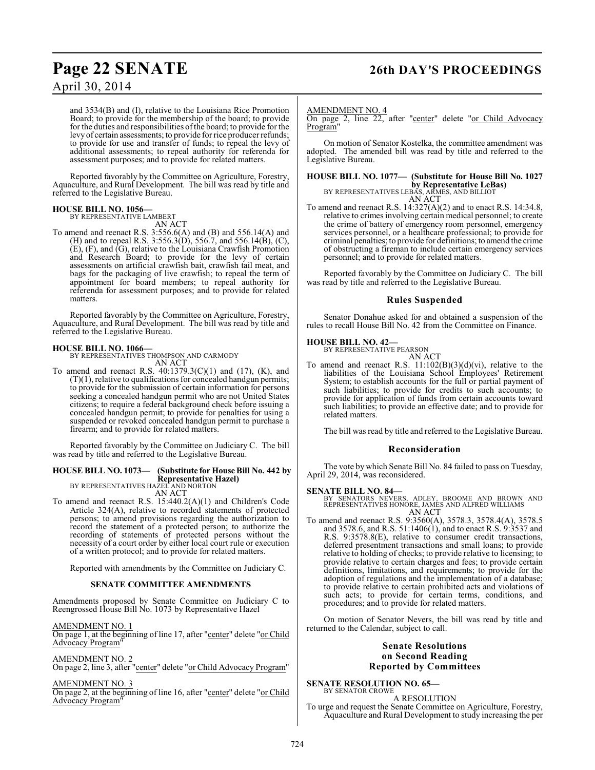and 3534(B) and (I), relative to the Louisiana Rice Promotion Board; to provide for the membership of the board; to provide for the duties and responsibilities of the board; to provide for the levy of certain assessments; to provide for rice producer refunds; to provide for use and transfer of funds; to repeal the levy of additional assessments; to repeal authority for referenda for assessment purposes; and to provide for related matters.

Reported favorably by the Committee on Agriculture, Forestry, Aquaculture, and Rural Development. The bill was read by title and referred to the Legislative Bureau.

**HOUSE BILL NO. 1056—**
BY REPRESENTATIVE LAMBERT
AN ACT

To amend and reenact R.S. 3:556.6(A) and (B) and 556.14(A) and (H) and to repeal R.S. 3:556.3(D), 556.7, and 556.14(B), (C), (E), (F), and (G), relative to the Louisiana Crawfish Promotion and Research Board; to provide for the levy of certain assessments on artificial crawfish bait, crawfish tail meat, and bags for the packaging of live crawfish; to repeal the term of appointment for board members; to repeal authority for referenda for assessment purposes; and to provide for related matters.

Reported favorably by the Committee on Agriculture, Forestry, Aquaculture, and Rural Development. The bill was read by title and referred to the Legislative Bureau.

**HOUSE BILL NO. 1066—**
BY REPRESENTATIVES THOMPSON AND CARMODY
AN ACT

To amend and reenact R.S. 40:1379.3(C)(1) and (17), (K), and (T)(1), relative to qualifications for concealed handgun permits; to provide for the submission of certain information for persons seeking a concealed handgun permit who are not United States citizens; to require a federal background check before issuing a concealed handgun permit; to provide for penalties for using a suspended or revoked concealed handgun permit to purchase a firearm; and to provide for related matters.

Reported favorably by the Committee on Judiciary C. The bill was read by title and referred to the Legislative Bureau.

**HOUSE BILL NO. 1073— (Substitute for House Bill No. 442 by Representative Hazel)**
BY REPRESENTATIVES HAZEL AND NORTON
AN ACT

To amend and reenact R.S. 15:440.2(A)(1) and Children's Code Article 324(A), relative to recorded statements of protected persons; to amend provisions regarding the authorization to record the statement of a protected person; to authorize the recording of statements of protected persons without the necessity of a court order by either local court rule or execution of a written protocol; and to provide for related matters.

Reported with amendments by the Committee on Judiciary C.

**SENATE COMMITTEE AMENDMENTS**

Amendments proposed by Senate Committee on Judiciary C to Reengrossed House Bill No. 1073 by Representative Hazel

AMENDMENT NO. 1
On page 1, at the beginning of line 17, after "center" delete "or Child Advocacy Program"

AMENDMENT NO. 2
On page 2, line 3, after "center" delete "or Child Advocacy Program"

AMENDMENT NO. 3
On page 2, at the beginning of line 16, after "center" delete "or Child Advocacy Program"

AMENDMENT NO. 4
On page 2, line 22, after "center" delete "or Child Advocacy Program"

On motion of Senator Kostelka, the committee amendment was adopted. The amended bill was read by title and referred to the Legislative Bureau.

**HOUSE BILL NO. 1077— (Substitute for House Bill No. 1027 by Representative LeBas)**
BY REPRESENTATIVES LEBAS, ARMES, AND BILLIOT
AN ACT

To amend and reenact R.S. 14:327(A)(2) and to enact R.S. 14:34.8, relative to crimes involving certain medical personnel; to create the crime of battery of emergency room personnel, emergency services personnel, or a healthcare professional; to provide for criminal penalties; to provide for definitions; to amend the crime of obstructing a fireman to include certain emergency services personnel; and to provide for related matters.

Reported favorably by the Committee on Judiciary C. The bill was read by title and referred to the Legislative Bureau.

## Rules Suspended

Senator Donahue asked for and obtained a suspension of the rules to recall House Bill No. 42 from the Committee on Finance.

**HOUSE BILL NO. 42—**
BY REPRESENTATIVE PEARSON
AN ACT

To amend and reenact R.S. 11:102(B)(3)(d)(vi), relative to the liabilities of the Louisiana School Employees' Retirement System; to establish accounts for the full or partial payment of such liabilities; to provide for credits to such accounts; to provide for application of funds from certain accounts toward such liabilities; to provide an effective date; and to provide for related matters.

The bill was read by title and referred to the Legislative Bureau.

## Reconsideration

The vote by which Senate Bill No. 84 failed to pass on Tuesday, April 29, 2014, was reconsidered.

**SENATE BILL NO. 84—**
BY SENATORS NEVERS, ADLEY, BROOME AND BROWN AND REPRESENTATIVES HONORE, JAMES AND ALFRED WILLIAMS
AN ACT

To amend and reenact R.S. 9:3560(A), 3578.3, 3578.4(A), 3578.5 and 3578.6, and R.S. 51:1406(1), and to enact R.S. 9:3537 and R.S. 9:3578.8(E), relative to consumer credit transactions, deferred presentment transactions and small loans; to provide relative to holding of checks; to provide relative to licensing; to provide relative to certain charges and fees; to provide certain definitions, limitations, and requirements; to provide for the adoption of regulations and the implementation of a database; to provide relative to certain prohibited acts and violations of such acts; to provide for certain terms, conditions, and procedures; and to provide for related matters.

On motion of Senator Nevers, the bill was read by title and returned to the Calendar, subject to call.

## Senate Resolutions on Second Reading Reported by Committees

**SENATE RESOLUTION NO. 65—**
BY SENATOR CROWE
A RESOLUTION

To urge and request the Senate Committee on Agriculture, Forestry, Aquaculture and Rural Development to study increasing the per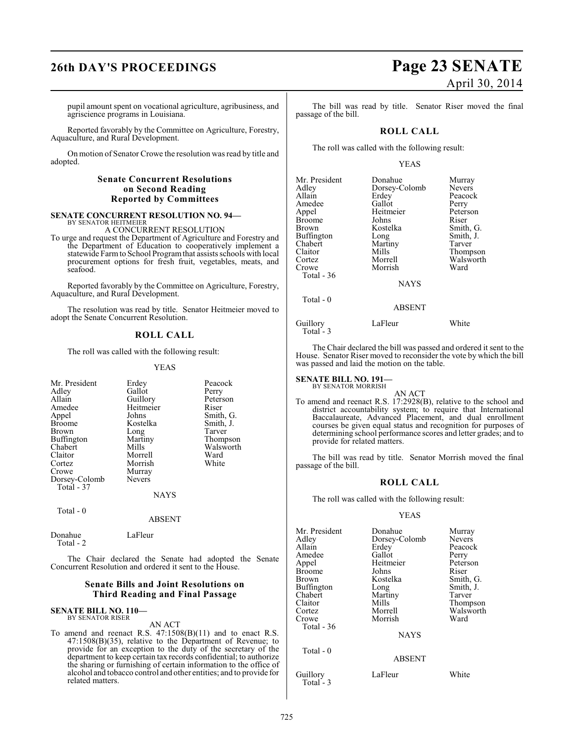pupil amount spent on vocational agriculture, agribusiness, and agriscience programs in Louisiana.

Reported favorably by the Committee on Agriculture, Forestry, Aquaculture, and Rural Development.

On motion of Senator Crowe the resolution was read by title and adopted.

### Senate Concurrent Resolutions on Second Reading Reported by Committees

**SENATE CONCURRENT RESOLUTION NO. 94—**
BY SENATOR HEITMEIER

A CONCURRENT RESOLUTION

To urge and request the Department of Agriculture and Forestry and the Department of Education to cooperatively implement a statewide Farm to School Program that assists schools with local procurement options for fresh fruit, vegetables, meats, and seafood.

Reported favorably by the Committee on Agriculture, Forestry, Aquaculture, and Rural Development.

The resolution was read by title. Senator Heitmeier moved to adopt the Senate Concurrent Resolution.

### ROLL CALL

The roll was called with the following result:

YEAS

| | | |
|---|---|---|
| Mr. President | Erdey | Peacock |
| Adley | Gallot | Perry |
| Allain | Guillory | Peterson |
| Amedee | Heitmeier | Riser |
| Appel | Johns | Smith, G. |
| Broome | Kostelka | Smith, J. |
| Brown | Long | Tarver |
| Buffington | Martiny | Thompson |
| Chabert | Mills | Walsworth |
| Claitor | Morrell | Ward |
| Cortez | Morrish | White |
| Crowe | Murray | |
| Dorsey-Colomb | Nevers | |

Total - 37

NAYS

Total - 0

ABSENT

Donahue LaFleur

Total - 2

The Chair declared the Senate had adopted the Senate Concurrent Resolution and ordered it sent to the House.

### Senate Bills and Joint Resolutions on Third Reading and Final Passage

**SENATE BILL NO. 110—**
BY SENATOR RISER

AN ACT

To amend and reenact R.S. 47:1508(B)(11) and to enact R.S. 47:1508(B)(35), relative to the Department of Revenue; to provide for an exception to the duty of the secretary of the department to keep certain tax records confidential; to authorize the sharing or furnishing of certain information to the office of alcohol and tobacco control and other entities; and to provide for related matters.

The bill was read by title. Senator Riser moved the final passage of the bill.

### ROLL CALL

The roll was called with the following result:

YEAS

| | | |
|---|---|---|
| Mr. President | Donahue | Murray |
| Adley | Dorsey-Colomb | Nevers |
| Allain | Erdey | Peacock |
| Amedee | Gallot | Perry |
| Appel | Heitmeier | Peterson |
| Broome | Johns | Riser |
| Brown | Kostelka | Smith, G. |
| Buffington | Long | Smith, J. |
| Chabert | Martiny | Tarver |
| Claitor | Mills | Thompson |
| Cortez | Morrell | Walsworth |
| Crowe | Morrish | Ward |

Total - 36

NAYS

Total - 0

ABSENT

Guillory LaFleur White

Total - 3

The Chair declared the bill was passed and ordered it sent to the House. Senator Riser moved to reconsider the vote by which the bill was passed and laid the motion on the table.

**SENATE BILL NO. 191—**
BY SENATOR MORRISH

AN ACT

To amend and reenact R.S. 17:2928(B), relative to the school and district accountability system; to require that International Baccalaureate, Advanced Placement, and dual enrollment courses be given equal status and recognition for purposes of determining school performance scores and letter grades; and to provide for related matters.

The bill was read by title. Senator Morrish moved the final passage of the bill.

### ROLL CALL

The roll was called with the following result:

YEAS

| | | |
|---|---|---|
| Mr. President | Donahue | Murray |
| Adley | Dorsey-Colomb | Nevers |
| Allain | Erdey | Peacock |
| Amedee | Gallot | Perry |
| Appel | Heitmeier | Peterson |
| Broome | Johns | Riser |
| Brown | Kostelka | Smith, G. |
| Buffington | Long | Smith, J. |
| Chabert | Martiny | Tarver |
| Claitor | Mills | Thompson |
| Cortez | Morrell | Walsworth |
| Crowe | Morrish | Ward |

Total - 36

NAYS

Total - 0

ABSENT

Guillory LaFleur White

Total - 3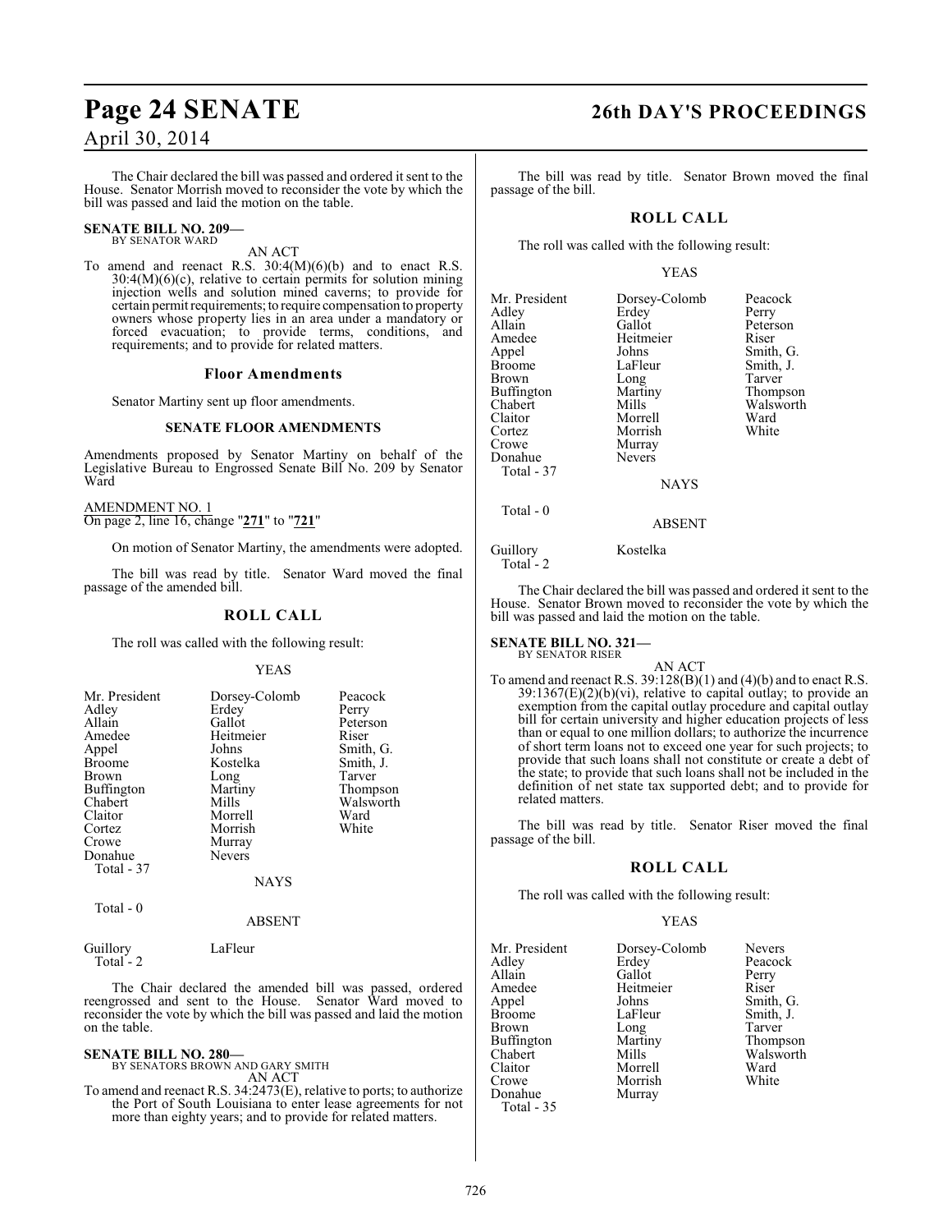The Chair declared the bill was passed and ordered it sent to the House. Senator Morrish moved to reconsider the vote by which the bill was passed and laid the motion on the table.

**SENATE BILL NO. 209—**
BY SENATOR WARD

AN ACT

To amend and reenact R.S. 30:4(M)(6)(b) and to enact R.S. 30:4(M)(6)(c), relative to certain permits for solution mining injection wells and solution mined caverns; to provide for certain permit requirements; to require compensation to property owners whose property lies in an area under a mandatory or forced evacuation; to provide terms, conditions, and requirements; and to provide for related matters.

### Floor Amendments

Senator Martiny sent up floor amendments.

### SENATE FLOOR AMENDMENTS

Amendments proposed by Senator Martiny on behalf of the Legislative Bureau to Engrossed Senate Bill No. 209 by Senator Ward

AMENDMENT NO. 1
On page 2, line 16, change "**271**" to "**721**"

On motion of Senator Martiny, the amendments were adopted.

The bill was read by title. Senator Ward moved the final passage of the amended bill.

### ROLL CALL

The roll was called with the following result:

YEAS

| | | |
|---|---|---|
| Mr. President | Dorsey-Colomb | Peacock |
| Adley | Erdey | Perry |
| Allain | Gallot | Peterson |
| Amedee | Heitmeier | Riser |
| Appel | Johns | Smith, G. |
| Broome | Kostelka | Smith, J. |
| Brown | Long | Tarver |
| Buffington | Martiny | Thompson |
| Chabert | Mills | Walsworth |
| Claitor | Morrell | Ward |
| Cortez | Morrish | White |
| Crowe | Murray | |
| Donahue | Nevers | |

Total - 37

NAYS

Total - 0

ABSENT

Guillory LaFleur

Total - 2

The Chair declared the amended bill was passed, ordered reengrossed and sent to the House. Senator Ward moved to reconsider the vote by which the bill was passed and laid the motion on the table.

**SENATE BILL NO. 280—**
BY SENATORS BROWN AND GARY SMITH

AN ACT

To amend and reenact R.S. 34:2473(E), relative to ports; to authorize the Port of South Louisiana to enter lease agreements for not more than eighty years; and to provide for related matters.

The bill was read by title. Senator Brown moved the final passage of the bill.

### ROLL CALL

The roll was called with the following result:

YEAS

| | | |
|---|---|---|
| Mr. President | Dorsey-Colomb | Peacock |
| Adley | Erdey | Perry |
| Allain | Gallot | Peterson |
| Amedee | Heitmeier | Riser |
| Appel | Johns | Smith, G. |
| Broome | LaFleur | Smith, J. |
| Brown | Long | Tarver |
| Buffington | Martiny | Thompson |
| Chabert | Mills | Walsworth |
| Claitor | Morrell | Ward |
| Cortez | Morrish | White |
| Crowe | Murray | |
| Donahue | Nevers | |

Total - 37

NAYS

Total - 0

ABSENT

Guillory Kostelka

Total - 2

The Chair declared the bill was passed and ordered it sent to the House. Senator Brown moved to reconsider the vote by which the bill was passed and laid the motion on the table.

**SENATE BILL NO. 321—**
BY SENATOR RISER

AN ACT

To amend and reenact R.S. 39:128(B)(1) and (4)(b) and to enact R.S. 39:1367(E)(2)(b)(vi), relative to capital outlay; to provide an exemption from the capital outlay procedure and capital outlay bill for certain university and higher education projects of less than or equal to one million dollars; to authorize the incurrence of short term loans not to exceed one year for such projects; to provide that such loans shall not constitute or create a debt of the state; to provide that such loans shall not be included in the definition of net state tax supported debt; and to provide for related matters.

The bill was read by title. Senator Riser moved the final passage of the bill.

### ROLL CALL

The roll was called with the following result:

YEAS

| | | |
|---|---|---|
| Mr. President | Dorsey-Colomb | Nevers |
| Adley | Erdey | Peacock |
| Allain | Gallot | Perry |
| Amedee | Heitmeier | Riser |
| Appel | Johns | Smith, G. |
| Broome | LaFleur | Smith, J. |
| Brown | Long | Tarver |
| Buffington | Martiny | Thompson |
| Chabert | Mills | Walsworth |
| Claitor | Morrell | Ward |
| Crowe | Morrish | White |
| Donahue | Murray | |

Total - 35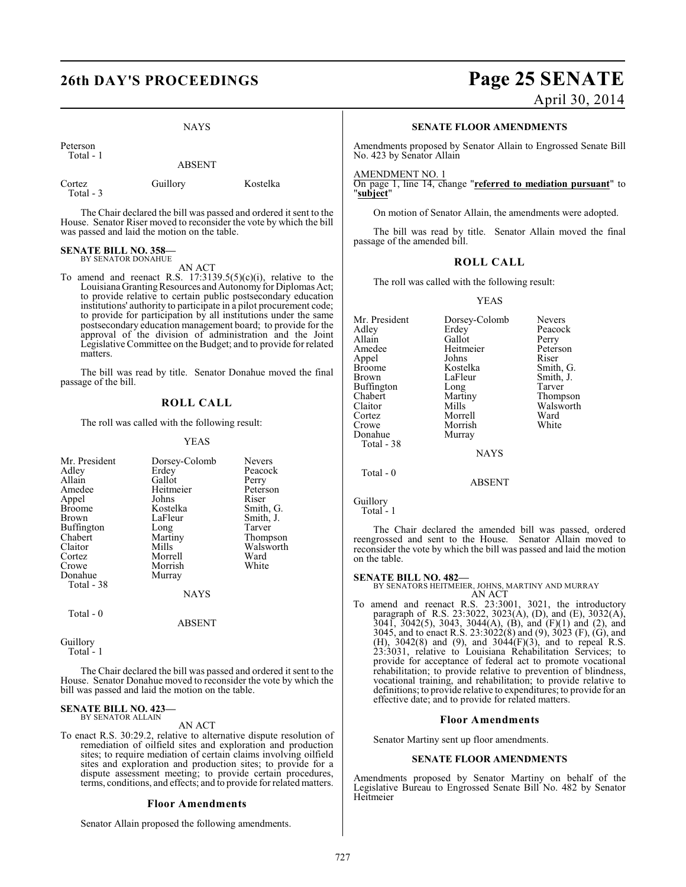NAYS

Peterson
Total - 1

ABSENT

| | | |
|---|---|---|
| Cortez | Guillory | Kostelka |
| Total - 3 | | |

The Chair declared the bill was passed and ordered it sent to the House. Senator Riser moved to reconsider the vote by which the bill was passed and laid the motion on the table.

**SENATE BILL NO. 358—**
BY SENATOR DONAHUE

AN ACT

To amend and reenact R.S. 17:3139.5(5)(c)(i), relative to the Louisiana Granting Resources and Autonomy for Diplomas Act; to provide relative to certain public postsecondary education institutions' authority to participate in a pilot procurement code; to provide for participation by all institutions under the same postsecondary education management board; to provide for the approval of the division of administration and the Joint Legislative Committee on the Budget; and to provide for related matters.

The bill was read by title. Senator Donahue moved the final passage of the bill.

## ROLL CALL

The roll was called with the following result:

YEAS

| | | |
|---|---|---|
| Mr. President | Dorsey-Colomb | Nevers |
| Adley | Erdey | Peacock |
| Allain | Gallot | Perry |
| Amedee | Heitmeier | Peterson |
| Appel | Johns | Riser |
| Broome | Kostelka | Smith, G. |
| Brown | LaFleur | Smith, J. |
| Buffington | Long | Tarver |
| Chabert | Martiny | Thompson |
| Claitor | Mills | Walsworth |
| Cortez | Morrell | Ward |
| Crowe | Morrish | White |
| Donahue | Murray | |
| Total - 38 | | |

NAYS

Total - 0

ABSENT

Guillory
Total - 1

The Chair declared the bill was passed and ordered it sent to the House. Senator Donahue moved to reconsider the vote by which the bill was passed and laid the motion on the table.

**SENATE BILL NO. 423—**
BY SENATOR ALLAIN

AN ACT

To enact R.S. 30:29.2, relative to alternative dispute resolution of remediation of oilfield sites and exploration and production sites; to require mediation of certain claims involving oilfield sites and exploration and production sites; to provide for a dispute assessment meeting; to provide certain procedures, terms, conditions, and effects; and to provide for related matters.

### Floor Amendments

Senator Allain proposed the following amendments.

### SENATE FLOOR AMENDMENTS

Amendments proposed by Senator Allain to Engrossed Senate Bill No. 423 by Senator Allain

AMENDMENT NO. 1
On page 1, line 14, change "**referred to mediation pursuant**" to "**subject**"

On motion of Senator Allain, the amendments were adopted.

The bill was read by title. Senator Allain moved the final passage of the amended bill.

## ROLL CALL

The roll was called with the following result:

YEAS

| | | |
|---|---|---|
| Mr. President | Dorsey-Colomb | Nevers |
| Adley | Erdey | Peacock |
| Allain | Gallot | Perry |
| Amedee | Heitmeier | Peterson |
| Appel | Johns | Riser |
| Broome | Kostelka | Smith, G. |
| Brown | LaFleur | Smith, J. |
| Buffington | Long | Tarver |
| Chabert | Martiny | Thompson |
| Claitor | Mills | Walsworth |
| Cortez | Morrell | Ward |
| Crowe | Morrish | White |
| Donahue | Murray | |
| Total - 38 | | |

NAYS

Total - 0

ABSENT

Guillory
Total - 1

The Chair declared the amended bill was passed, ordered reengrossed and sent to the House. Senator Allain moved to reconsider the vote by which the bill was passed and laid the motion on the table.

**SENATE BILL NO. 482—**
BY SENATORS HEITMEIER, JOHNS, MARTINY AND MURRAY

AN ACT

To amend and reenact R.S. 23:3001, 3021, the introductory paragraph of R.S. 23:3022, 3023(A), (D), and (E), 3032(A), 3041, 3042(5), 3043, 3044(A), (B), and (F)(1) and (2), and 3045, and to enact R.S. 23:3022(8) and (9), 3023 (F), (G), and (H), 3042(8) and (9), and 3044(F)(3), and to repeal R.S. 23:3031, relative to Louisiana Rehabilitation Services; to provide for acceptance of federal act to promote vocational rehabilitation; to provide relative to prevention of blindness, vocational training, and rehabilitation; to provide relative to definitions; to provide relative to expenditures; to provide for an effective date; and to provide for related matters.

### Floor Amendments

Senator Martiny sent up floor amendments.

### SENATE FLOOR AMENDMENTS

Amendments proposed by Senator Martiny on behalf of the Legislative Bureau to Engrossed Senate Bill No. 482 by Senator Heitmeier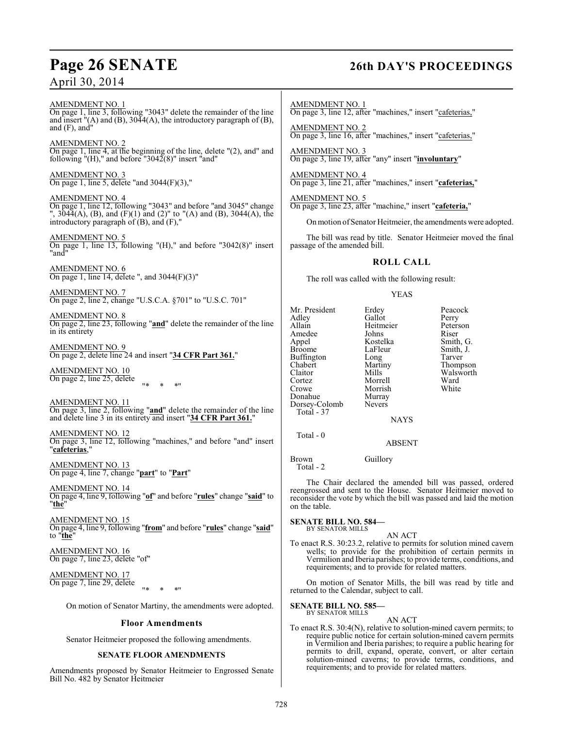AMENDMENT NO. 1
On page 1, line 3, following "3043" delete the remainder of the line and insert "(A) and (B), 3044(A), the introductory paragraph of (B), and (F), and"

AMENDMENT NO. 2
On page 1, line 4, at the beginning of the line, delete "(2), and" and following "(H)," and before "3042(8)" insert "and"

AMENDMENT NO. 3
On page 1, line 5, delete "and 3044(F)(3),"

AMENDMENT NO. 4
On page 1, line 12, following "3043" and before "and 3045" change ", 3044(A), (B), and (F)(1) and (2)" to "(A) and (B), 3044(A), the introductory paragraph of (B), and (F),"

AMENDMENT NO. 5
On page 1, line 13, following "(H)," and before "3042(8)" insert "and"

AMENDMENT NO. 6
On page 1, line 14, delete ", and 3044(F)(3)"

AMENDMENT NO. 7
On page 2, line 2, change "U.S.C.A. §701" to "U.S.C. 701"

AMENDMENT NO. 8
On page 2, line 23, following "**and**" delete the remainder of the line in its entirety

AMENDMENT NO. 9
On page 2, delete line 24 and insert "**34 CFR Part 361.**"

AMENDMENT NO. 10
On page 2, line 25, delete

"* * *"

AMENDMENT NO. 11
On page 3, line 2, following "**and**" delete the remainder of the line and delete line 3 in its entirety and insert "**34 CFR Part 361.**"

AMENDMENT NO. 12
On page 3, line 12, following "machines," and before "and" insert "**cafeterias**,"

AMENDMENT NO. 13
On page 4, line 7, change "**part**" to "**Part**"

AMENDMENT NO. 14
On page 4, line 9, following "**of**" and before "**rules**" change "**said**" to "**the**"

AMENDMENT NO. 15
On page 4, line 9, following "**from**" and before "**rules**" change "**said**" to "**the**"

AMENDMENT NO. 16
On page 7, line 23, delete "of"

AMENDMENT NO. 17
On page 7, line 29, delete

"* * *"

On motion of Senator Martiny, the amendments were adopted.

### Floor Amendments

Senator Heitmeier proposed the following amendments.

### SENATE FLOOR AMENDMENTS

Amendments proposed by Senator Heitmeier to Engrossed Senate Bill No. 482 by Senator Heitmeier

AMENDMENT NO. 1
On page 3, line 12, after "machines," insert "cafeterias,"

AMENDMENT NO. 2
On page 3, line 16, after "machines," insert "cafeterias,"

AMENDMENT NO. 3
On page 3, line 19, after "any" insert "**involuntary**"

AMENDMENT NO. 4
On page 3, line 21, after "machines," insert "**cafeterias,**"

AMENDMENT NO. 5
On page 3, line 23, after "machine," insert "**cafeteria,**"

On motion of Senator Heitmeier, the amendments were adopted.

The bill was read by title. Senator Heitmeier moved the final passage of the amended bill.

### ROLL CALL

The roll was called with the following result:

YEAS

| | | |
|---|---|---|
| Mr. President | Erdey | Peacock |
| Adley | Gallot | Perry |
| Allain | Heitmeier | Peterson |
| Amedee | Johns | Riser |
| Appel | Kostelka | Smith, G. |
| Broome | LaFleur | Smith, J. |
| Buffington | Long | Tarver |
| Chabert | Martiny | Thompson |
| Claitor | Mills | Walsworth |
| Cortez | Morrell | Ward |
| Crowe | Morrish | White |
| Donahue | Murray | |
| Dorsey-Colomb | Nevers | |

Total - 37

NAYS

Total - 0

ABSENT

| | |
|---|---|
| Brown | Guillory |

Total - 2

The Chair declared the amended bill was passed, ordered reengrossed and sent to the House. Senator Heitmeier moved to reconsider the vote by which the bill was passed and laid the motion on the table.

**SENATE BILL NO. 584—**
BY SENATOR MILLS

AN ACT

To enact R.S. 30:23.2, relative to permits for solution mined cavern wells; to provide for the prohibition of certain permits in Vermilion and Iberia parishes; to provide terms, conditions, and requirements; and to provide for related matters.

On motion of Senator Mills, the bill was read by title and returned to the Calendar, subject to call.

**SENATE BILL NO. 585—**
BY SENATOR MILLS

AN ACT

To enact R.S. 30:4(N), relative to solution-mined cavern permits; to require public notice for certain solution-mined cavern permits in Vermilion and Iberia parishes; to require a public hearing for permits to drill, expand, operate, convert, or alter certain solution-mined caverns; to provide terms, conditions, and requirements; and to provide for related matters.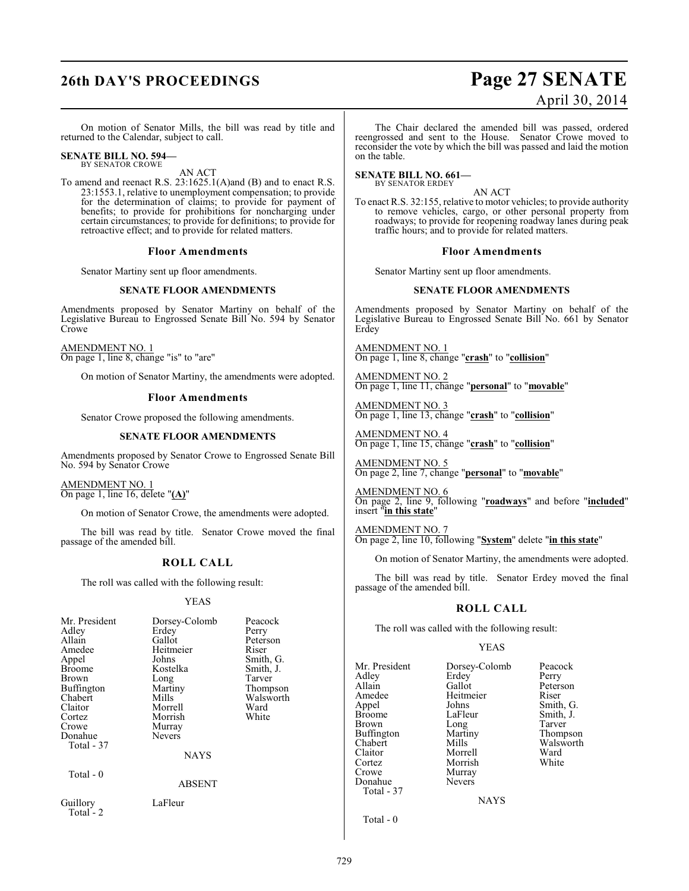On motion of Senator Mills, the bill was read by title and returned to the Calendar, subject to call.

**SENATE BILL NO. 594—**
BY SENATOR CROWE

AN ACT

To amend and reenact R.S. 23:1625.1(A)and (B) and to enact R.S. 23:1553.1, relative to unemployment compensation; to provide for the determination of claims; to provide for payment of benefits; to provide for prohibitions for noncharging under certain circumstances; to provide for definitions; to provide for retroactive effect; and to provide for related matters.

### Floor Amendments

Senator Martiny sent up floor amendments.

#### SENATE FLOOR AMENDMENTS

Amendments proposed by Senator Martiny on behalf of the Legislative Bureau to Engrossed Senate Bill No. 594 by Senator Crowe

AMENDMENT NO. 1
On page 1, line 8, change "is" to "are"

On motion of Senator Martiny, the amendments were adopted.

### Floor Amendments

Senator Crowe proposed the following amendments.

#### SENATE FLOOR AMENDMENTS

Amendments proposed by Senator Crowe to Engrossed Senate Bill No. 594 by Senator Crowe

AMENDMENT NO. 1
On page 1, line 16, delete "**(A)**"

On motion of Senator Crowe, the amendments were adopted.

The bill was read by title. Senator Crowe moved the final passage of the amended bill.

### ROLL CALL

The roll was called with the following result:

YEAS

| | | |
|---|---|---|
| Mr. President | Dorsey-Colomb | Peacock |
| Adley | Erdey | Perry |
| Allain | Gallot | Peterson |
| Amedee | Heitmeier | Riser |
| Appel | Johns | Smith, G. |
| Broome | Kostelka | Smith, J. |
| Brown | Long | Tarver |
| Buffington | Martiny | Thompson |
| Chabert | Mills | Walsworth |
| Claitor | Morrell | Ward |
| Cortez | Morrish | White |
| Crowe | Murray | |
| Donahue | Nevers | |

Total - 37

NAYS

Total - 0

ABSENT

| | |
|---|---|
| Guillory | LaFleur |

Total - 2

The Chair declared the amended bill was passed, ordered reengrossed and sent to the House. Senator Crowe moved to reconsider the vote by which the bill was passed and laid the motion on the table.

**SENATE BILL NO. 661—**
BY SENATOR ERDEY

AN ACT

To enact R.S. 32:155, relative to motor vehicles; to provide authority to remove vehicles, cargo, or other personal property from roadways; to provide for reopening roadway lanes during peak traffic hours; and to provide for related matters.

### Floor Amendments

Senator Martiny sent up floor amendments.

#### SENATE FLOOR AMENDMENTS

Amendments proposed by Senator Martiny on behalf of the Legislative Bureau to Engrossed Senate Bill No. 661 by Senator Erdey

AMENDMENT NO. 1
On page 1, line 8, change "**crash**" to "**collision**"

AMENDMENT NO. 2
On page 1, line 11, change "**personal**" to "**movable**"

AMENDMENT NO. 3
On page 1, line 13, change "**crash**" to "**collision**"

AMENDMENT NO. 4
On page 1, line 15, change "**crash**" to "**collision**"

AMENDMENT NO. 5
On page 2, line 7, change "**personal**" to "**movable**"

AMENDMENT NO. 6
On page 2, line 9, following "**roadways**" and before "**included**" insert "**in this state**"

AMENDMENT NO. 7
On page 2, line 10, following "**System**" delete "**in this state**"

On motion of Senator Martiny, the amendments were adopted.

The bill was read by title. Senator Erdey moved the final passage of the amended bill.

### ROLL CALL

The roll was called with the following result:

YEAS

| | | |
|---|---|---|
| Mr. President | Dorsey-Colomb | Peacock |
| Adley | Erdey | Perry |
| Allain | Gallot | Peterson |
| Amedee | Heitmeier | Riser |
| Appel | Johns | Smith, G. |
| Broome | LaFleur | Smith, J. |
| Brown | Long | Tarver |
| Buffington | Martiny | Thompson |
| Chabert | Mills | Walsworth |
| Claitor | Morrell | Ward |
| Cortez | Morrish | White |
| Crowe | Murray | |
| Donahue | Nevers | |

Total - 37

NAYS

Total - 0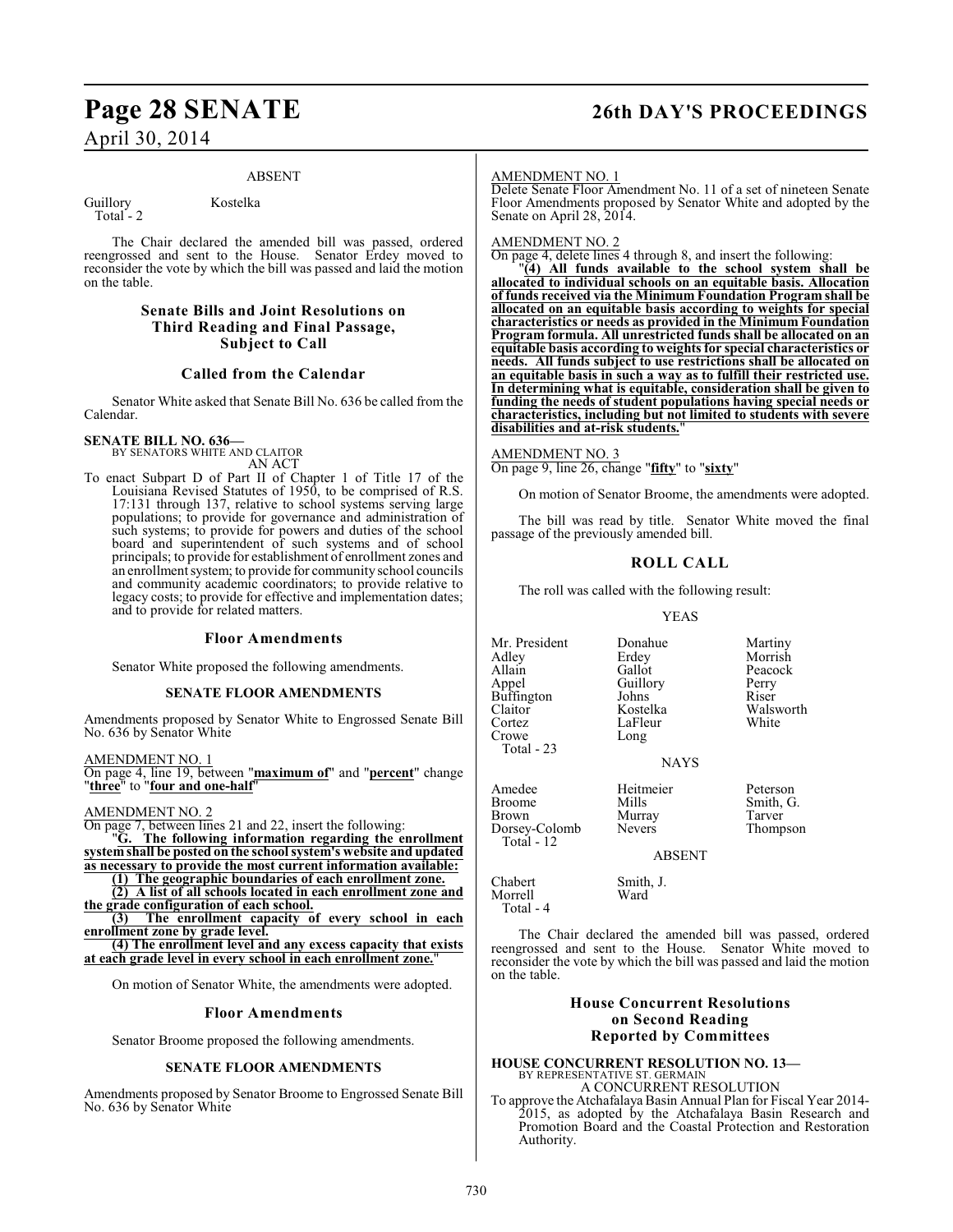ABSENT

| | |
|---|---|
| Guillory | Kostelka |
| Total - 2 | |

The Chair declared the amended bill was passed, ordered reengrossed and sent to the House. Senator Erdey moved to reconsider the vote by which the bill was passed and laid the motion on the table.

## Senate Bills and Joint Resolutions on Third Reading and Final Passage, Subject to Call

### Called from the Calendar

Senator White asked that Senate Bill No. 636 be called from the Calendar.

**SENATE BILL NO. 636—**
BY SENATORS WHITE AND CLAITOR
AN ACT

To enact Subpart D of Part II of Chapter 1 of Title 17 of the Louisiana Revised Statutes of 1950, to be comprised of R.S. 17:131 through 137, relative to school systems serving large populations; to provide for governance and administration of such systems; to provide for powers and duties of the school board and superintendent of such systems and of school principals; to provide for establishment of enrollment zones and an enrollment system; to provide for community school councils and community academic coordinators; to provide relative to legacy costs; to provide for effective and implementation dates; and to provide for related matters.

### Floor Amendments

Senator White proposed the following amendments.

#### SENATE FLOOR AMENDMENTS

Amendments proposed by Senator White to Engrossed Senate Bill No. 636 by Senator White

AMENDMENT NO. 1
On page 4, line 19, between "**maximum of**" and "**percent**" change "**three**" to "**four and one-half**"

AMENDMENT NO. 2
On page 7, between lines 21 and 22, insert the following:

"**G. The following information regarding the enrollment system shall be posted on the school system's website and updated as necessary to provide the most current information available:**

**(1) The geographic boundaries of each enrollment zone.**

**(2) A list of all schools located in each enrollment zone and the grade configuration of each school.**

**(3) The enrollment capacity of every school in each enrollment zone by grade level.**

**(4) The enrollment level and any excess capacity that exists at each grade level in every school in each enrollment zone.**"

On motion of Senator White, the amendments were adopted.

### Floor Amendments

Senator Broome proposed the following amendments.

#### SENATE FLOOR AMENDMENTS

Amendments proposed by Senator Broome to Engrossed Senate Bill No. 636 by Senator White

AMENDMENT NO. 1
Delete Senate Floor Amendment No. 11 of a set of nineteen Senate Floor Amendments proposed by Senator White and adopted by the Senate on April 28, 2014.

AMENDMENT NO. 2
On page 4, delete lines 4 through 8, and insert the following:

"**(4) All funds available to the school system shall be allocated to individual schools on an equitable basis. Allocation of funds received via the Minimum Foundation Program shall be allocated on an equitable basis according to weights for special characteristics or needs as provided in the Minimum Foundation Program formula. All unrestricted funds shall be allocated on an equitable basis according to weights for special characteristics or needs. All funds subject to use restrictions shall be allocated on an equitable basis in such a way as to fulfill their restricted use. In determining what is equitable, consideration shall be given to funding the needs of student populations having special needs or characteristics, including but not limited to students with severe disabilities and at-risk students.**"

AMENDMENT NO. 3
On page 9, line 26, change "**fifty**" to "**sixty**"

On motion of Senator Broome, the amendments were adopted.

The bill was read by title. Senator White moved the final passage of the previously amended bill.

### ROLL CALL

The roll was called with the following result:

YEAS

| | | |
|---|---|---|
| Mr. President | Donahue | Martiny |
| Adley | Erdey | Morrish |
| Allain | Gallot | Peacock |
| Appel | Guillory | Perry |
| Buffington | Johns | Riser |
| Claitor | Kostelka | Walsworth |
| Cortez | LaFleur | White |
| Crowe | Long | |
| Total - 23 | | |

NAYS

| | | |
|---|---|---|
| Amedee | Heitmeier | Peterson |
| Broome | Mills | Smith, G. |
| Brown | Murray | Tarver |
| Dorsey-Colomb | Nevers | Thompson |
| Total - 12 | | |

ABSENT

| | |
|---|---|
| Chabert | Smith, J. |
| Morrell | Ward |
| Total - 4 | |

The Chair declared the amended bill was passed, ordered reengrossed and sent to the House. Senator White moved to reconsider the vote by which the bill was passed and laid the motion on the table.

## House Concurrent Resolutions on Second Reading Reported by Committees

**HOUSE CONCURRENT RESOLUTION NO. 13—**
BY REPRESENTATIVE ST. GERMAIN
A CONCURRENT RESOLUTION

To approve the Atchafalaya Basin Annual Plan for Fiscal Year 2014-2015, as adopted by the Atchafalaya Basin Research and Promotion Board and the Coastal Protection and Restoration Authority.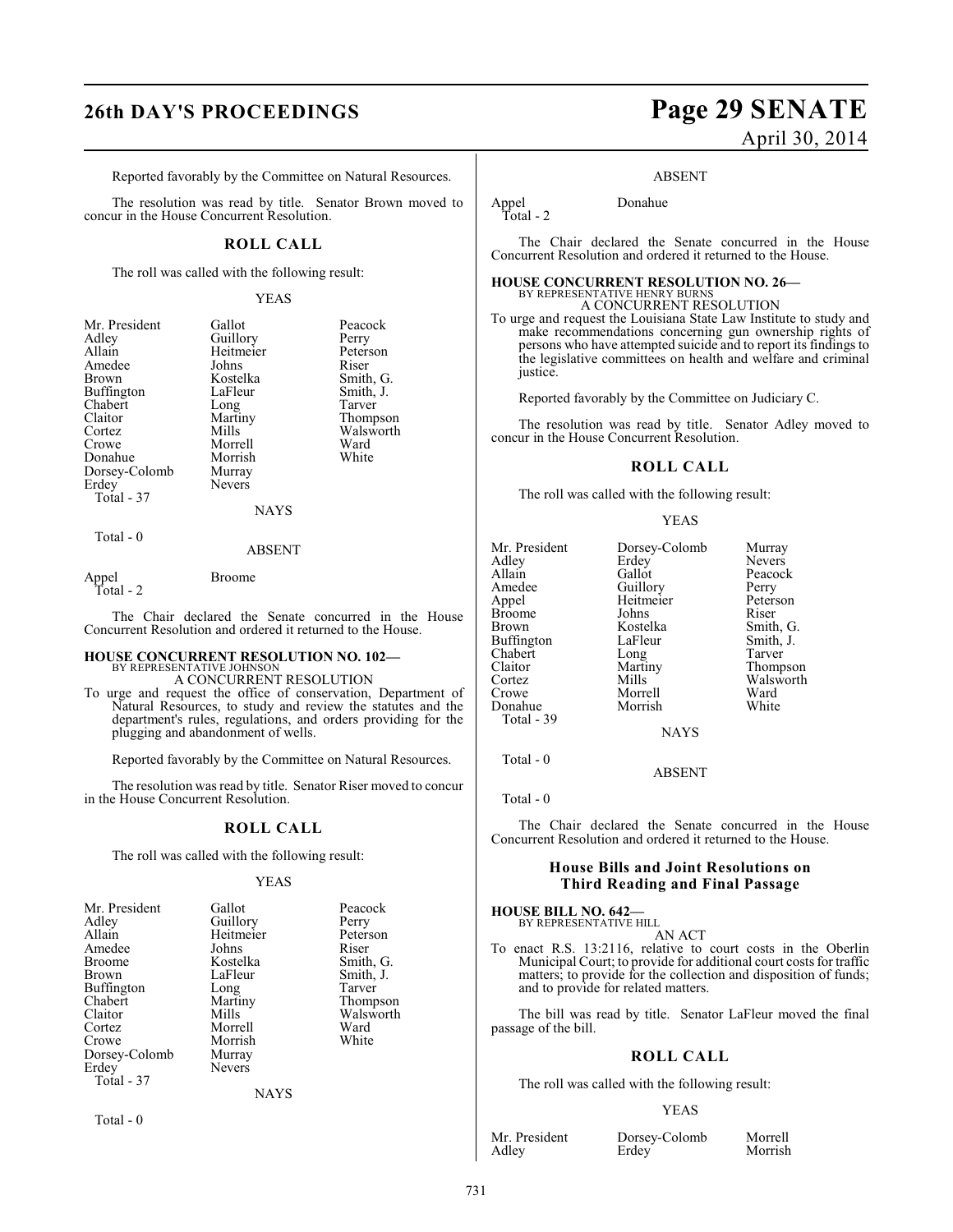Reported favorably by the Committee on Natural Resources.

The resolution was read by title. Senator Brown moved to concur in the House Concurrent Resolution.

## ROLL CALL

The roll was called with the following result:

YEAS

| | | |
|---|---|---|
| Mr. President | Gallot | Peacock |
| Adley | Guillory | Perry |
| Allain | Heitmeier | Peterson |
| Amedee | Johns | Riser |
| Brown | Kostelka | Smith, G. |
| Buffington | LaFleur | Smith, J. |
| Chabert | Long | Tarver |
| Claitor | Martiny | Thompson |
| Cortez | Mills | Walsworth |
| Crowe | Morrell | Ward |
| Donahue | Morrish | White |
| Dorsey-Colomb | Murray | |
| Erdey | Nevers | |

Total - 37

NAYS

Total - 0

ABSENT

| | |
|---|---|
| Appel | Broome |

Total - 2

The Chair declared the Senate concurred in the House Concurrent Resolution and ordered it returned to the House.

**HOUSE CONCURRENT RESOLUTION NO. 102—**
BY REPRESENTATIVE JOHNSON
A CONCURRENT RESOLUTION

To urge and request the office of conservation, Department of Natural Resources, to study and review the statutes and the department's rules, regulations, and orders providing for the plugging and abandonment of wells.

Reported favorably by the Committee on Natural Resources.

The resolution was read by title. Senator Riser moved to concur in the House Concurrent Resolution.

## ROLL CALL

The roll was called with the following result:

YEAS

| | | |
|---|---|---|
| Mr. President | Gallot | Peacock |
| Adley | Guillory | Perry |
| Allain | Heitmeier | Peterson |
| Amedee | Johns | Riser |
| Broome | Kostelka | Smith, G. |
| Brown | LaFleur | Smith, J. |
| Buffington | Long | Tarver |
| Chabert | Martiny | Thompson |
| Claitor | Mills | Walsworth |
| Cortez | Morrell | Ward |
| Crowe | Morrish | White |
| Dorsey-Colomb | Murray | |
| Erdey | Nevers | |

Total - 37

NAYS

Total - 0

ABSENT

| | |
|---|---|
| Appel | Donahue |

Total - 2

The Chair declared the Senate concurred in the House Concurrent Resolution and ordered it returned to the House.

**HOUSE CONCURRENT RESOLUTION NO. 26—**
BY REPRESENTATIVE HENRY BURNS
A CONCURRENT RESOLUTION

To urge and request the Louisiana State Law Institute to study and make recommendations concerning gun ownership rights of persons who have attempted suicide and to report its findings to the legislative committees on health and welfare and criminal justice.

Reported favorably by the Committee on Judiciary C.

The resolution was read by title. Senator Adley moved to concur in the House Concurrent Resolution.

## ROLL CALL

The roll was called with the following result:

YEAS

| | | |
|---|---|---|
| Mr. President | Dorsey-Colomb | Murray |
| Adley | Erdey | Nevers |
| Allain | Gallot | Peacock |
| Amedee | Guillory | Perry |
| Appel | Heitmeier | Peterson |
| Broome | Johns | Riser |
| Brown | Kostelka | Smith, G. |
| Buffington | LaFleur | Smith, J. |
| Chabert | Long | Tarver |
| Claitor | Martiny | Thompson |
| Cortez | Mills | Walsworth |
| Crowe | Morrell | Ward |
| Donahue | Morrish | White |

Total - 39

NAYS

Total - 0

ABSENT

Total - 0

The Chair declared the Senate concurred in the House Concurrent Resolution and ordered it returned to the House.

## House Bills and Joint Resolutions on Third Reading and Final Passage

**HOUSE BILL NO. 642—**
BY REPRESENTATIVE HILL
AN ACT

To enact R.S. 13:2116, relative to court costs in the Oberlin Municipal Court; to provide for additional court costs for traffic matters; to provide for the collection and disposition of funds; and to provide for related matters.

The bill was read by title. Senator LaFleur moved the final passage of the bill.

## ROLL CALL

The roll was called with the following result:

YEAS

| | | |
|---|---|---|
| Mr. President | Dorsey-Colomb | Morrell |
| Adley | Erdey | Morrish |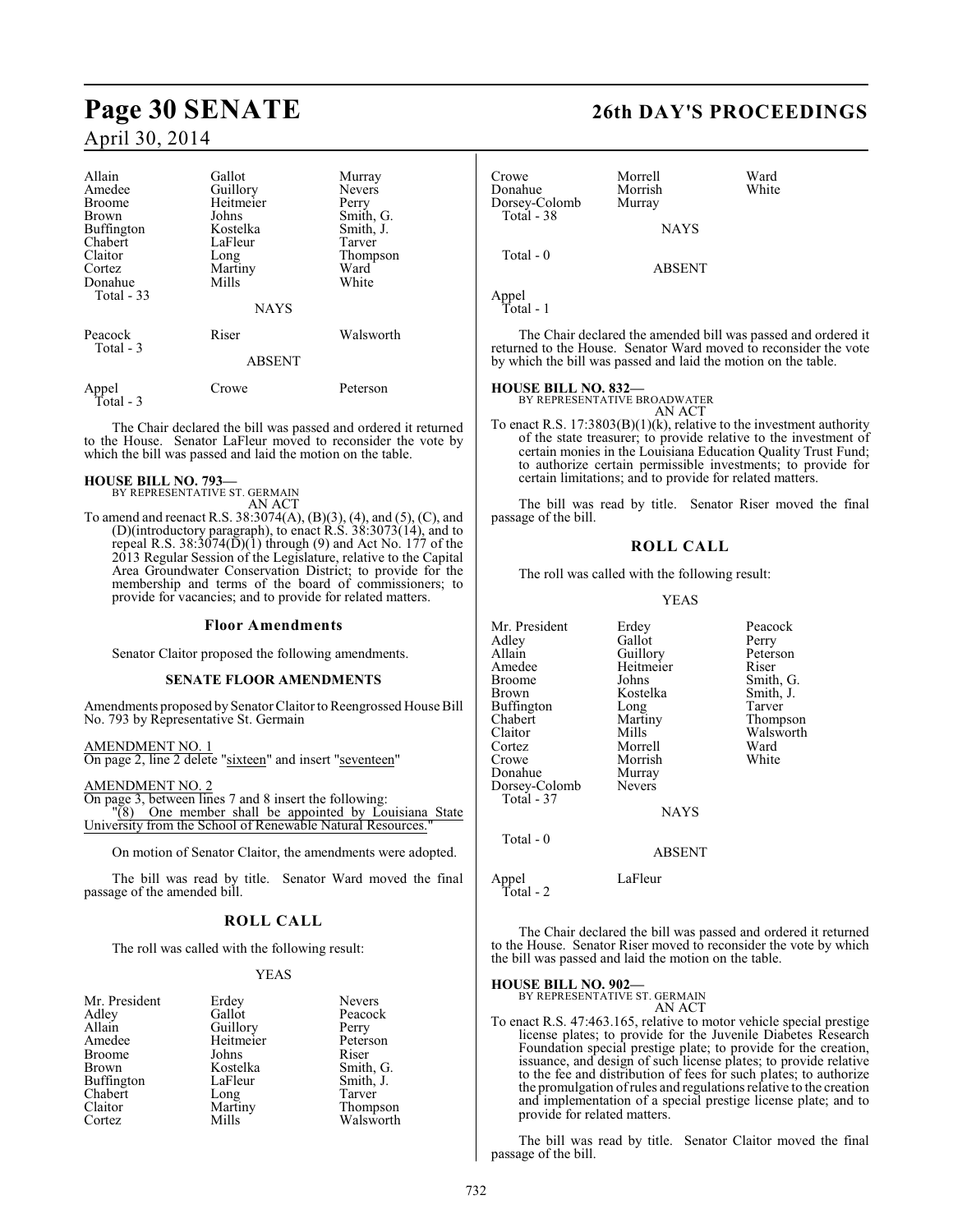| | | |
|---|---|---|
| Allain | Gallot | Murray |
| Amedee | Guillory | Nevers |
| Broome | Heitmeier | Perry |
| Brown | Johns | Smith, G. |
| Buffington | Kostelka | Smith, J. |
| Chabert | LaFleur | Tarver |
| Claitor | Long | Thompson |
| Cortez | Martiny | Ward |
| Donahue | Mills | White |
| Total - 33 | | |

NAYS

| | | |
|---|---|---|
| Peacock | Riser | Walsworth |
| Total - 3 | | |

ABSENT

| | | |
|---|---|---|
| Appel | Crowe | Peterson |
| Total - 3 | | |

The Chair declared the bill was passed and ordered it returned to the House. Senator LaFleur moved to reconsider the vote by which the bill was passed and laid the motion on the table.

**HOUSE BILL NO. 793—**
BY REPRESENTATIVE ST. GERMAIN
AN ACT

To amend and reenact R.S. 38:3074(A), (B)(3), (4), and (5), (C), and (D)(introductory paragraph), to enact R.S. 38:3073(14), and to repeal R.S. 38:3074(D)(1) through (9) and Act No. 177 of the 2013 Regular Session of the Legislature, relative to the Capital Area Groundwater Conservation District; to provide for the membership and terms of the board of commissioners; to provide for vacancies; and to provide for related matters.

## Floor Amendments

Senator Claitor proposed the following amendments.

### SENATE FLOOR AMENDMENTS

Amendments proposed by Senator Claitor to Reengrossed House Bill No. 793 by Representative St. Germain

AMENDMENT NO. 1
On page 2, line 2 delete "sixteen" and insert "seventeen"

AMENDMENT NO. 2
On page 3, between lines 7 and 8 insert the following:
"(8) One member shall be appointed by Louisiana State University from the School of Renewable Natural Resources."

On motion of Senator Claitor, the amendments were adopted.

The bill was read by title. Senator Ward moved the final passage of the amended bill.

## ROLL CALL

The roll was called with the following result:

YEAS

| | | |
|---|---|---|
| Mr. President | Erdey | Nevers |
| Adley | Gallot | Peacock |
| Allain | Guillory | Perry |
| Amedee | Heitmeier | Peterson |
| Broome | Johns | Riser |
| Brown | Kostelka | Smith, G. |
| Buffington | LaFleur | Smith, J. |
| Chabert | Long | Tarver |
| Claitor | Martiny | Thompson |
| Cortez | Mills | Walsworth |
| Crowe | Morrell | Ward |
| Donahue | Morrish | White |
| Dorsey-Colomb | Murray | |
| Total - 38 | | |

NAYS

Total - 0

ABSENT

Appel
Total - 1

The Chair declared the amended bill was passed and ordered it returned to the House. Senator Ward moved to reconsider the vote by which the bill was passed and laid the motion on the table.

**HOUSE BILL NO. 832—**
BY REPRESENTATIVE BROADWATER
AN ACT

To enact R.S. 17:3803(B)(1)(k), relative to the investment authority of the state treasurer; to provide relative to the investment of certain monies in the Louisiana Education Quality Trust Fund; to authorize certain permissible investments; to provide for certain limitations; and to provide for related matters.

The bill was read by title. Senator Riser moved the final passage of the bill.

## ROLL CALL

The roll was called with the following result:

YEAS

| | | |
|---|---|---|
| Mr. President | Erdey | Peacock |
| Adley | Gallot | Perry |
| Allain | Guillory | Peterson |
| Amedee | Heitmeier | Riser |
| Broome | Johns | Smith, G. |
| Brown | Kostelka | Smith, J. |
| Buffington | Long | Tarver |
| Chabert | Martiny | Thompson |
| Claitor | Mills | Walsworth |
| Cortez | Morrell | Ward |
| Crowe | Morrish | White |
| Donahue | Murray | |
| Dorsey-Colomb | Nevers | |
| Total - 37 | | |

NAYS

Total - 0

ABSENT

| | |
|---|---|
| Appel | LaFleur |
| Total - 2 | |

The Chair declared the bill was passed and ordered it returned to the House. Senator Riser moved to reconsider the vote by which the bill was passed and laid the motion on the table.

**HOUSE BILL NO. 902—**
BY REPRESENTATIVE ST. GERMAIN
AN ACT

To enact R.S. 47:463.165, relative to motor vehicle special prestige license plates; to provide for the Juvenile Diabetes Research Foundation special prestige plate; to provide for the creation, issuance, and design of such license plates; to provide relative to the fee and distribution of fees for such plates; to authorize the promulgation of rules and regulations relative to the creation and implementation of a special prestige license plate; and to provide for related matters.

The bill was read by title. Senator Claitor moved the final passage of the bill.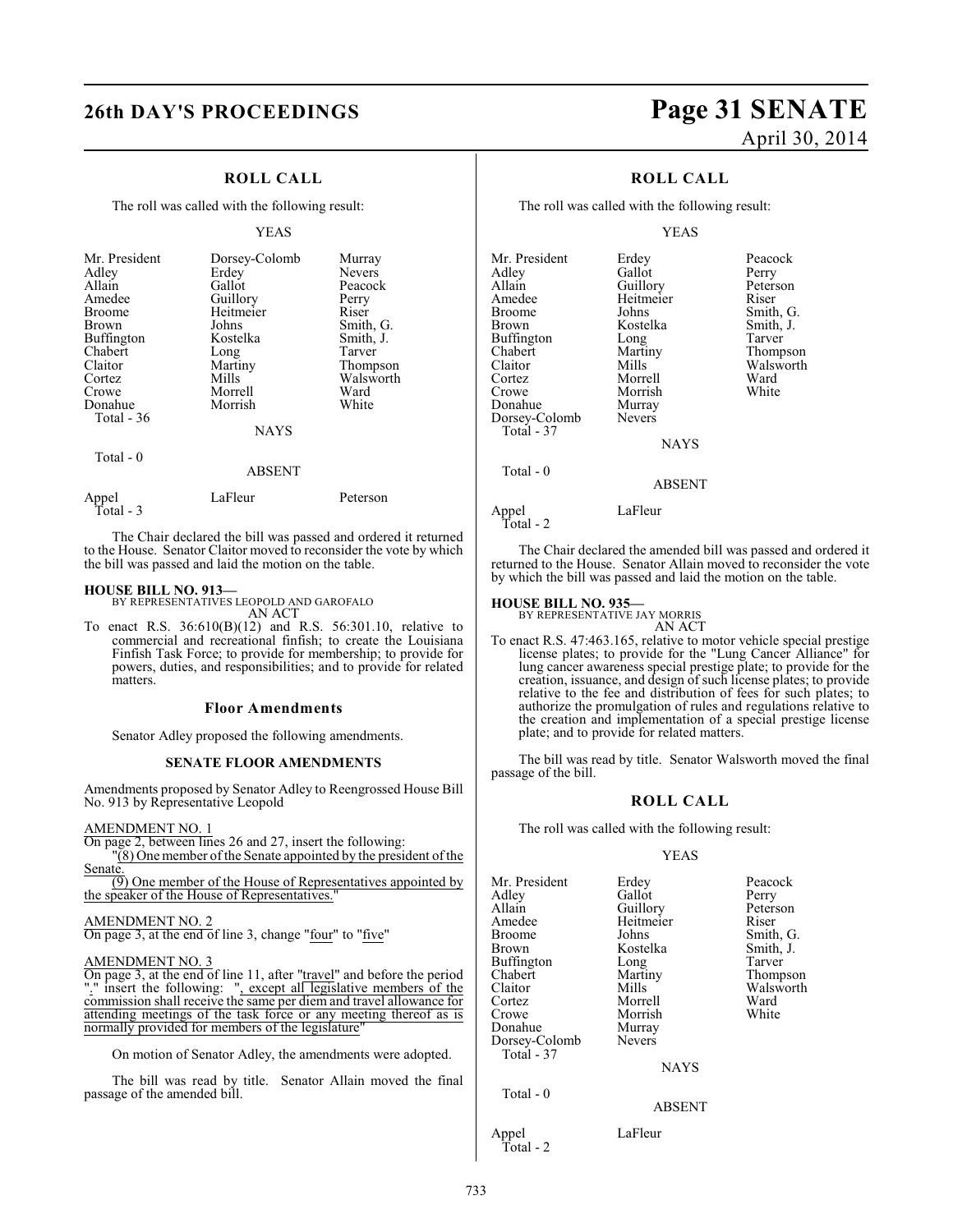## ROLL CALL

The roll was called with the following result:

YEAS

| | | |
|---|---|---|
| Mr. President | Dorsey-Colomb | Murray |
| Adley | Erdey | Nevers |
| Allain | Gallot | Peacock |
| Amedee | Guillory | Perry |
| Broome | Heitmeier | Riser |
| Brown | Johns | Smith, G. |
| Buffington | Kostelka | Smith, J. |
| Chabert | Long | Tarver |
| Claitor | Martiny | Thompson |
| Cortez | Mills | Walsworth |
| Crowe | Morrell | Ward |
| Donahue | Morrish | White |
| Total - 36 | | |

NAYS

Total - 0

ABSENT

| | | |
|---|---|---|
| Appel | LaFleur | Peterson |
| Total - 3 | | |

The Chair declared the bill was passed and ordered it returned to the House. Senator Claitor moved to reconsider the vote by which the bill was passed and laid the motion on the table.

**HOUSE BILL NO. 913—**
BY REPRESENTATIVES LEOPOLD AND GAROFALO
AN ACT

To enact R.S. 36:610(B)(12) and R.S. 56:301.10, relative to commercial and recreational finfish; to create the Louisiana Finfish Task Force; to provide for membership; to provide for powers, duties, and responsibilities; and to provide for related matters.

### Floor Amendments

Senator Adley proposed the following amendments.

### SENATE FLOOR AMENDMENTS

Amendments proposed by Senator Adley to Reengrossed House Bill No. 913 by Representative Leopold

AMENDMENT NO. 1
On page 2, between lines 26 and 27, insert the following:
"(8) One member of the Senate appointed by the president of the Senate.
(9) One member of the House of Representatives appointed by the speaker of the House of Representatives."

AMENDMENT NO. 2
On page 3, at the end of line 3, change "four" to "five"

AMENDMENT NO. 3
On page 3, at the end of line 11, after "travel" and before the period "." insert the following: ", except all legislative members of the commission shall receive the same per diem and travel allowance for attending meetings of the task force or any meeting thereof as is normally provided for members of the legislature"

On motion of Senator Adley, the amendments were adopted.

The bill was read by title. Senator Allain moved the final passage of the amended bill.

## ROLL CALL

The roll was called with the following result:

YEAS

| | | |
|---|---|---|
| Mr. President | Erdey | Peacock |
| Adley | Gallot | Perry |
| Allain | Guillory | Peterson |
| Amedee | Heitmeier | Riser |
| Broome | Johns | Smith, G. |
| Brown | Kostelka | Smith, J. |
| Buffington | Long | Tarver |
| Chabert | Martiny | Thompson |
| Claitor | Mills | Walsworth |
| Cortez | Morrell | Ward |
| Crowe | Morrish | White |
| Donahue | Murray | |
| Dorsey-Colomb | Nevers | |
| Total - 37 | | |

NAYS

Total - 0

ABSENT

| | |
|---|---|
| Appel | LaFleur |
| Total - 2 | |

The Chair declared the amended bill was passed and ordered it returned to the House. Senator Allain moved to reconsider the vote by which the bill was passed and laid the motion on the table.

**HOUSE BILL NO. 935—**
BY REPRESENTATIVE JAY MORRIS
AN ACT

To enact R.S. 47:463.165, relative to motor vehicle special prestige license plates; to provide for the "Lung Cancer Alliance" for lung cancer awareness special prestige plate; to provide for the creation, issuance, and design of such license plates; to provide relative to the fee and distribution of fees for such plates; to authorize the promulgation of rules and regulations relative to the creation and implementation of a special prestige license plate; and to provide for related matters.

The bill was read by title. Senator Walsworth moved the final passage of the bill.

## ROLL CALL

The roll was called with the following result:

YEAS

| | | |
|---|---|---|
| Mr. President | Erdey | Peacock |
| Adley | Gallot | Perry |
| Allain | Guillory | Peterson |
| Amedee | Heitmeier | Riser |
| Broome | Johns | Smith, G. |
| Brown | Kostelka | Smith, J. |
| Buffington | Long | Tarver |
| Chabert | Martiny | Thompson |
| Claitor | Mills | Walsworth |
| Cortez | Morrell | Ward |
| Crowe | Morrish | White |
| Donahue | Murray | |
| Dorsey-Colomb | Nevers | |
| Total - 37 | | |

NAYS

Total - 0

ABSENT

| | |
|---|---|
| Appel | LaFleur |
| Total - 2 | |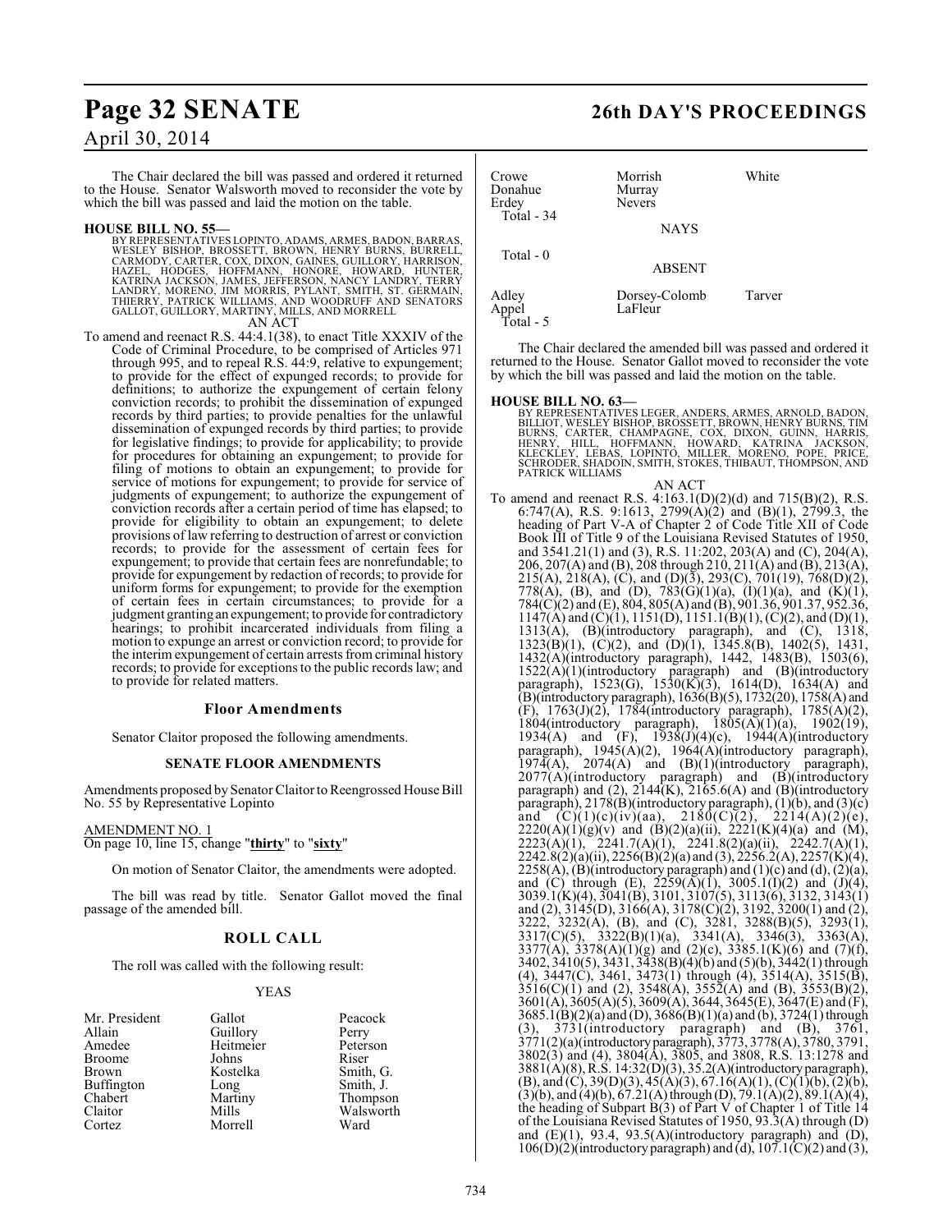The Chair declared the bill was passed and ordered it returned to the House. Senator Walsworth moved to reconsider the vote by which the bill was passed and laid the motion on the table.

**HOUSE BILL NO. 55—**

BY REPRESENTATIVES LOPINTO, ADAMS, ARMES, BADON, BARRAS, WESLEY BISHOP, BROSSETT, BROWN, HENRY BURNS, BURRELL, CARMODY, CARTER, COX, DIXON, GAINES, GUILLORY, HARRISON, HAZEL, HODGES, HOFFMANN, HONORE, HOWARD, HUNTER, KATRINA JACKSON, JAMES, JEFFERSON, NANCY LANDRY, TERRY LANDRY, MORENO, JIM MORRIS, PYLANT, SMITH, ST. GERMAIN, THIERRY, PATRICK WILLIAMS, AND WOODRUFF AND SENATORS GALLOT, GUILLORY, MARTINY, MILLS, AND MORRELL

AN ACT

To amend and reenact R.S. 44:4.1(38), to enact Title XXXIV of the Code of Criminal Procedure, to be comprised of Articles 971 through 995, and to repeal R.S. 44:9, relative to expungement; to provide for the effect of expunged records; to provide for definitions; to authorize the expungement of certain felony conviction records; to prohibit the dissemination of expunged records by third parties; to provide penalties for the unlawful dissemination of expunged records by third parties; to provide for legislative findings; to provide for applicability; to provide for procedures for obtaining an expungement; to provide for filing of motions to obtain an expungement; to provide for service of motions for expungement; to provide for service of judgments of expungement; to authorize the expungement of conviction records after a certain period of time has elapsed; to provide for eligibility to obtain an expungement; to delete provisions of law referring to destruction of arrest or conviction records; to provide for the assessment of certain fees for expungement; to provide that certain fees are nonrefundable; to provide for expungement by redaction of records; to provide for uniform forms for expungement; to provide for the exemption of certain fees in certain circumstances; to provide for a judgment granting an expungement; to provide for contradictory hearings; to prohibit incarcerated individuals from filing a motion to expunge an arrest or conviction record; to provide for the interim expungement of certain arrests from criminal history records; to provide for exceptions to the public records law; and to provide for related matters.

## Floor Amendments

Senator Claitor proposed the following amendments.

## SENATE FLOOR AMENDMENTS

Amendments proposed by Senator Claitor to Reengrossed House Bill No. 55 by Representative Lopinto

AMENDMENT NO. 1

On page 10, line 15, change "**thirty**" to "**sixty**"

On motion of Senator Claitor, the amendments were adopted.

The bill was read by title. Senator Gallot moved the final passage of the amended bill.

## ROLL CALL

The roll was called with the following result:

YEAS

| | | |
|---|---|---|
| Mr. President | Gallot | Peacock |
| Allain | Guillory | Perry |
| Amedee | Heitmeier | Peterson |
| Broome | Johns | Riser |
| Brown | Kostelka | Smith, G. |
| Buffington | Long | Smith, J. |
| Chabert | Martiny | Thompson |
| Claitor | Mills | Walsworth |
| Cortez | Morrell | Ward |
| Crowe | Morrish | White |
| Donahue | Murray | |
| Erdey | Nevers | |

Total - 34

NAYS

Total - 0

ABSENT

| | | |
|---|---|---|
| Adley | Dorsey-Colomb | Tarver |
| Appel | LaFleur | |

Total - 5

The Chair declared the amended bill was passed and ordered it returned to the House. Senator Gallot moved to reconsider the vote by which the bill was passed and laid the motion on the table.

**HOUSE BILL NO. 63—**

BY REPRESENTATIVES LEGER, ANDERS, ARMES, ARNOLD, BADON, BILLIOT, WESLEY BISHOP, BROSSETT, BROWN, HENRY BURNS, TIM BURNS, CARTER, CHAMPAGNE, COX, DIXON, GUINN, HARRIS, HENRY, HILL, HOFFMANN, HOWARD, KATRINA JACKSON, KLECKLEY, LEBAS, LOPINTO, MILLER, MORENO, POPE, PRICE, SCHRODER, SHADOIN, SMITH, STOKES, THIBAUT, THOMPSON, AND PATRICK WILLIAMS

AN ACT

To amend and reenact R.S. 4:163.1(D)(2)(d) and 715(B)(2), R.S. 6:747(A), R.S. 9:1613, 2799(A)(2) and (B)(1), 2799.3, the heading of Part V-A of Chapter 2 of Code Title XII of Code Book III of Title 9 of the Louisiana Revised Statutes of 1950, and 3541.21(1) and (3), R.S. 11:202, 203(A) and (C), 204(A), 206, 207(A) and (B), 208 through 210, 211(A) and (B), 213(A), 215(A), 218(A), (C), and (D)(3), 293(C), 701(19), 768(D)(2), 778(A), (B), and (D), 783(G)(1)(a), (I)(1)(a), and (K)(1), 784(C)(2) and (E), 804, 805(A) and (B), 901.36, 901.37, 952.36, 1147(A) and (C)(1), 1151(D), 1151.1(B)(1), (C)(2), and (D)(1), 1313(A), (B)(introductory paragraph), and (C), 1318, 1323(B)(1), (C)(2), and (D)(1), 1345.8(B), 1402(5), 1431, 1432(A)(introductory paragraph), 1442, 1483(B), 1503(6), 1522(A)(1)(introductory paragraph) and (B)(introductory paragraph), 1523(G), 1530(K)(3), 1614(D), 1634(A) and (B)(introductory paragraph), 1636(B)(5), 1732(20), 1758(A) and (F), 1763(J)(2), 1784(introductory paragraph), 1785(A)(2), 1804(introductory paragraph), 1805(A)(1)(a), 1902(19), 1934(A) and (F), 1938(J)(4)(c), 1944(A)(introductory paragraph), 1945(A)(2), 1964(A)(introductory paragraph), 1974(A), 2074(A) and (B)(1)(introductory paragraph), 2077(A)(introductory paragraph) and (B)(introductory paragraph) and (2), 2144(K), 2165.6(A) and (B)(introductory paragraph), 2178(B)(introductory paragraph), (1)(b), and (3)(c) and (C)(1)(c)(iv)(aa), 2180(C)(2), 2214(A)(2)(e), 2220(A)(1)(g)(v) and (B)(2)(a)(ii), 2221(K)(4)(a) and (M), 2223(A)(1), 2241.7(A)(1), 2241.8(2)(a)(ii), 2242.7(A)(1), 2242.8(2)(a)(ii), 2256(B)(2)(a) and (3), 2256.2(A), 2257(K)(4), 2258(A), (B)(introductory paragraph) and (1)(c) and (d), (2)(a), and (C) through (E), 2259(A)(1), 3005.1(I)(2) and (J)(4), 3039.1(K)(4), 3041(B), 3101, 3107(5), 3113(6), 3132, 3143(1) and (2), 3145(D), 3166(A), 3178(C)(2), 3192, 3200(1) and (2), 3222, 3232(A), (B), and (C), 3281, 3288(B)(5), 3293(1), 3317(C)(5), 3322(B)(1)(a), 3341(A), 3346(3), 3363(A), 3377(A), 3378(A)(1)(g) and (2)(c), 3385.1(K)(6) and (7)(f), 3402, 3410(5), 3431, 3438(B)(4)(b) and (5)(b), 3442(1) through (4), 3447(C), 3461, 3473(1) through (4), 3514(A), 3515(B), 3516(C)(1) and (2), 3548(A), 3552(A) and (B), 3553(B)(2), 3601(A), 3605(A)(5), 3609(A), 3644, 3645(E), 3647(E) and (F), 3685.1(B)(2)(a) and (D), 3686(B)(1)(a) and (b), 3724(1) through (3), 3731(introductory paragraph) and (B), 3761, 3771(2)(a)(introductory paragraph), 3773, 3778(A), 3780, 3791, 3802(3) and (4), 3804(A), 3805, and 3808, R.S. 13:1278 and 3881(A)(8), R.S. 14:32(D)(3), 35.2(A)(introductory paragraph), (B), and (C), 39(D)(3), 45(A)(3), 67.16(A)(1), (C)(1)(b), (2)(b), (3)(b), and (4)(b), 67.21(A) through (D), 79.1(A)(2), 89.1(A)(4), the heading of Subpart B(3) of Part V of Chapter 1 of Title 14 of the Louisiana Revised Statutes of 1950, 93.3(A) through (D) and (E)(1), 93.4, 93.5(A)(introductory paragraph) and (D), 106(D)(2)(introductory paragraph) and (d), 107.1(C)(2) and (3),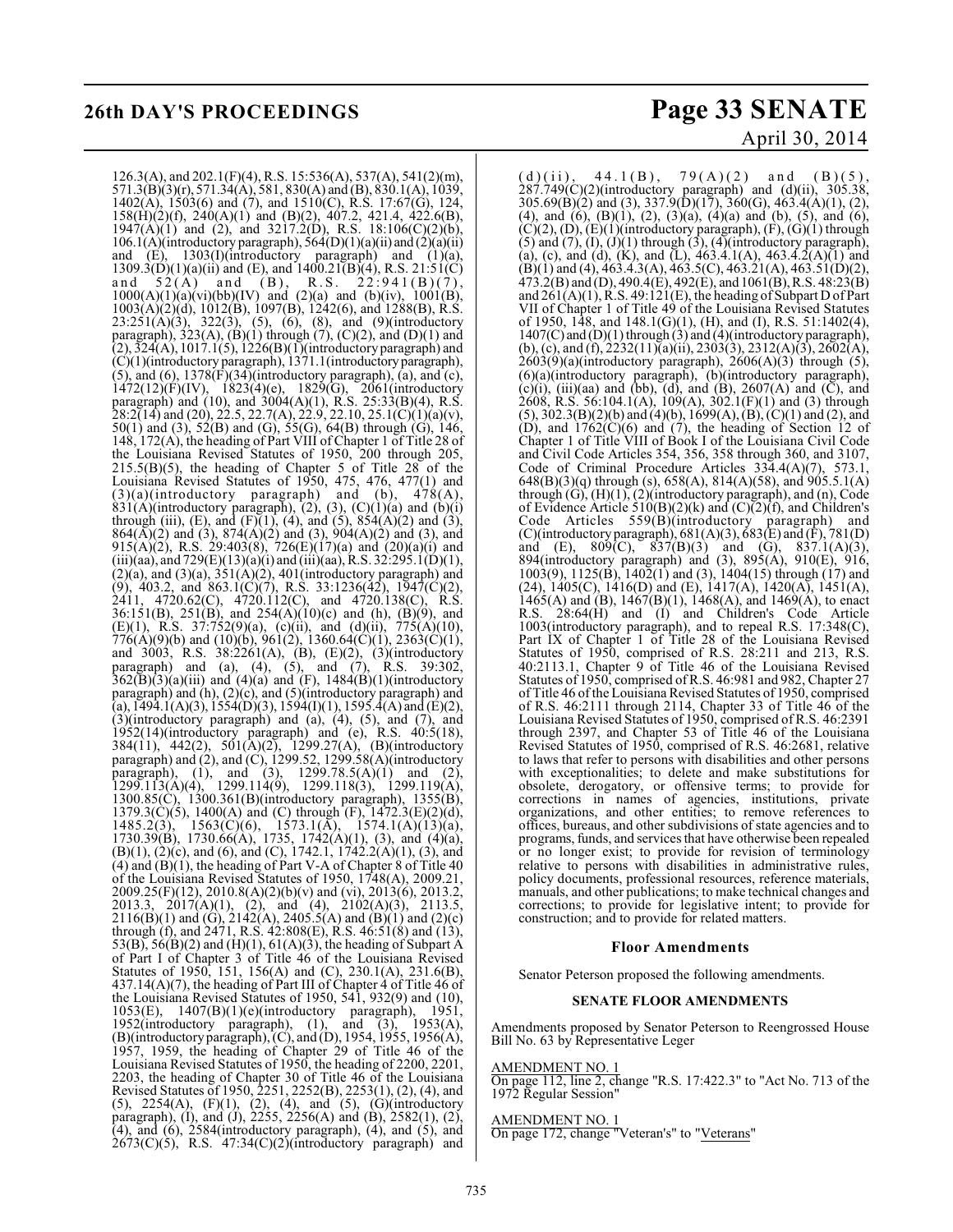126.3(A), and 202.1(F)(4), R.S. 15:536(A), 537(A), 541(2)(m), 571.3(B)(3)(r), 571.34(A), 581, 830(A) and (B), 830.1(A), 1039, 1402(A), 1503(6) and (7), and 1510(C), R.S. 17:67(G), 124, 158(H)(2)(f), 240(A)(1) and (B)(2), 407.2, 421.4, 422.6(B), 1947(A)(1) and (2), and 3217.2(D), R.S. 18:106(C)(2)(b), 106.1(A)(introductory paragraph), 564(D)(1)(a)(ii) and (2)(a)(ii) and (E), 1303(I)(introductory paragraph) and (1)(a), 1309.3(D)(1)(a)(ii) and (E), and 1400.21(B)(4), R.S. 21:51(C) and 52(A) and (B), R.S. 22:941(B)(7), 1000(A)(1)(a)(vi)(bb)(IV) and (2)(a) and (b)(iv), 1001(B), 1003(A)(2)(d), 1012(B), 1097(B), 1242(6), and 1288(B), R.S. 23:251(A)(3), 322(3), (5), (6), (8), and (9)(introductory paragraph), 323(A), (B)(1) through (7), (C)(2), and (D)(1) and (2), 324(A), 1017.1(5), 1226(B)(1)(introductory paragraph) and (C)(1)(introductory paragraph), 1371.1(introductory paragraph), (5), and (6), 1378(F)(34)(introductory paragraph), (a), and (c), 1472(12)(F)(IV), 1823(4)(e), 1829(G), 2061(introductory paragraph) and (10), and 3004(A)(1), R.S. 25:33(B)(4), R.S. 28:2(14) and (20), 22.5, 22.7(A), 22.9, 22.10, 25.1(C)(1)(a)(v), 50(1) and (3), 52(B) and (G), 55(G), 64(B) through (G), 146, 148, 172(A), the heading of Part VIII of Chapter 1 of Title 28 of the Louisiana Revised Statutes of 1950, 200 through 205, 215.5(B)(5), the heading of Chapter 5 of Title 28 of the Louisiana Revised Statutes of 1950, 475, 476, 477(1) and (3)(a)(introductory paragraph) and (b), 478(A), 831(A)(introductory paragraph), (2), (3), (C)(1)(a) and (b)(i) through (iii), (E), and (F)(1), (4), and (5), 854(A)(2) and (3), 864(A)(2) and (3), 874(A)(2) and (3), 904(A)(2) and (3), and 915(A)(2), R.S. 29:403(8), 726(E)(17)(a) and (20)(a)(i) and (iii)(aa), and 729(E)(13)(a)(i) and (iii)(aa), R.S. 32:295.1(D)(1), (2)(a), and (3)(a), 351(A)(2), 401(introductory paragraph) and (9), 403.2, and 863.1(C)(7), R.S. 33:1236(42), 1947(C)(2), 2411, 4720.62(C), 4720.112(C), and 4720.138(C), R.S. 36:151(B), 251(B), and 254(A)(10)(c) and (h), (B)(9), and (E)(1), R.S. 37:752(9)(a), (c)(ii), and (d)(ii), 775(A)(10), 776(A)(9)(b) and (10)(b), 961(2), 1360.64(C)(1), 2363(C)(1), and 3003, R.S. 38:2261(A), (B), (E)(2), (3)(introductory paragraph) and (a), (4), (5), and (7), R.S. 39:302, 362(B)(3)(a)(iii) and (4)(a) and (F), 1484(B)(1)(introductory paragraph) and (h), (2)(c), and (5)(introductory paragraph) and (a), 1494.1(A)(3), 1554(D)(3), 1594(I)(1), 1595.4(A) and (E)(2), (3)(introductory paragraph) and (a), (4), (5), and (7), and 1952(14)(introductory paragraph) and (e), R.S. 40:5(18), 384(11), 442(2), 501(A)(2), 1299.27(A), (B)(introductory paragraph) and (2), and (C), 1299.52, 1299.58(A)(introductory paragraph), (1), and (3), 1299.78.5(A)(1) and (2), 1299.113(A)(4), 1299.114(9), 1299.118(3), 1299.119(A), 1300.85(C), 1300.361(B)(introductory paragraph), 1355(B), 1379.3(C)(5), 1400(A) and (C) through (F), 1472.3(E)(2)(d), 1485.2(3), 1563(C)(6), 1573.1(A), 1574.1(A)(13)(a), 1730.39(B), 1730.66(A), 1735, 1742(A)(1), (3), and (4)(a), (B)(1), (2)(c), and (6), and (C), 1742.1, 1742.2(A)(1), (3), and (4) and (B)(1), the heading of Part V-A of Chapter 8 of Title 40 of the Louisiana Revised Statutes of 1950, 1748(A), 2009.21, 2009.25(F)(12), 2010.8(A)(2)(b)(v) and (vi), 2013(6), 2013.2, 2013.3, 2017(A)(1), (2), and (4), 2102(A)(3), 2113.5, 2116(B)(1) and (G), 2142(A), 2405.5(A) and (B)(1) and (2)(c) through (f), and 2471, R.S. 42:808(E), R.S. 46:51(8) and (13), 53(B), 56(B)(2) and (H)(1), 61(A)(3), the heading of Subpart A of Part I of Chapter 3 of Title 46 of the Louisiana Revised Statutes of 1950, 151, 156(A) and (C), 230.1(A), 231.6(B), 437.14(A)(7), the heading of Part III of Chapter 4 of Title 46 of the Louisiana Revised Statutes of 1950, 541, 932(9) and (10), 1053(E), 1407(B)(1)(e)(introductory paragraph), 1951, 1952(introductory paragraph), (1), and (3), 1953(A), (B)(introductory paragraph), (C), and (D), 1954, 1955, 1956(A), 1957, 1959, the heading of Chapter 29 of Title 46 of the Louisiana Revised Statutes of 1950, the heading of 2200, 2201, 2203, the heading of Chapter 30 of Title 46 of the Louisiana Revised Statutes of 1950, 2251, 2252(B), 2253(1), (2), (4), and (5), 2254(A), (F)(1), (2), (4), and (5), (G)(introductory paragraph), (I), and (J), 2255, 2256(A) and (B), 2582(1), (2), (4), and (6), 2584(introductory paragraph), (4), and (5), and 2673(C)(5), R.S. 47:34(C)(2)(introductory paragraph) and (d)(ii), 44.1(B), 79(A)(2) and (B)(5), 287.749(C)(2)(introductory paragraph) and (d)(ii), 305.38, 305.69(B)(2) and (3), 337.9(D)(17), 360(G), 463.4(A)(1), (2), (4), and (6), (B)(1), (2), (3)(a), (4)(a) and (b), (5), and (6), (C)(2), (D), (E)(1)(introductory paragraph), (F), (G)(1) through (5) and (7), (I), (J)(1) through (3), (4)(introductory paragraph), (a), (c), and (d), (K), and (L), 463.4.1(A), 463.4.2(A)(1) and (B)(1) and (4), 463.4.3(A), 463.5(C), 463.21(A), 463.51(D)(2), 473.2(B) and (D), 490.4(E), 492(E), and 1061(B), R.S. 48:23(B) and 261(A)(1), R.S. 49:121(E), the heading of Subpart D of Part VII of Chapter 1 of Title 49 of the Louisiana Revised Statutes of 1950, 148, and 148.1(G)(1), (H), and (I), R.S. 51:1402(4), 1407(C) and (D)(1) through (3) and (4)(introductory paragraph), (b), (c), and (f), 2232(11)(a)(ii), 2303(3), 2312(A)(3), 2602(A), 2603(9)(a)(introductory paragraph), 2606(A)(3) through (5), (6)(a)(introductory paragraph), (b)(introductory paragraph), (c)(i), (iii)(aa) and (bb), (d), and (B), 2607(A) and (C), and 2608, R.S. 56:104.1(A), 109(A), 302.1(F)(1) and (3) through (5), 302.3(B)(2)(b) and (4)(b), 1699(A), (B), (C)(1) and (2), and (D), and 1762(C)(6) and (7), the heading of Section 12 of Chapter 1 of Title VIII of Book I of the Louisiana Civil Code and Civil Code Articles 354, 356, 358 through 360, and 3107, Code of Criminal Procedure Articles 334.4(A)(7), 573.1, 648(B)(3)(q) through (s), 658(A), 814(A)(58), and 905.5.1(A) through (G), (H)(1), (2)(introductory paragraph), and (n), Code of Evidence Article 510(B)(2)(k) and (C)(2)(f), and Children's Code Articles 559(B)(introductory paragraph) and (C)(introductory paragraph), 681(A)(3), 683(E) and (F), 781(D) and (E), 809(C), 837(B)(3) and (G), 837.1(A)(3), 894(introductory paragraph) and (3), 895(A), 910(E), 916, 1003(9), 1125(B), 1402(1) and (3), 1404(15) through (17) and (24), 1405(C), 1416(D) and (E), 1417(A), 1420(A), 1451(A), 1465(A) and (B), 1467(B)(1), 1468(A), and 1469(A), to enact R.S. 28:64(H) and (I) and Children's Code Article 1003(introductory paragraph), and to repeal R.S. 17:348(C), Part IX of Chapter 1 of Title 28 of the Louisiana Revised Statutes of 1950, comprised of R.S. 28:211 and 213, R.S. 40:2113.1, Chapter 9 of Title 46 of the Louisiana Revised Statutes of 1950, comprised of R.S. 46:981 and 982, Chapter 27 of Title 46 of the Louisiana Revised Statutes of 1950, comprised of R.S. 46:2111 through 2114, Chapter 33 of Title 46 of the Louisiana Revised Statutes of 1950, comprised of R.S. 46:2391 through 2397, and Chapter 53 of Title 46 of the Louisiana Revised Statutes of 1950, comprised of R.S. 46:2681, relative to laws that refer to persons with disabilities and other persons with exceptionalities; to delete and make substitutions for obsolete, derogatory, or offensive terms; to provide for corrections in names of agencies, institutions, private organizations, and other entities; to remove references to offices, bureaus, and other subdivisions of state agencies and to programs, funds, and services that have otherwise been repealed or no longer exist; to provide for revision of terminology relative to persons with disabilities in administrative rules, policy documents, professional resources, reference materials, manuals, and other publications; to make technical changes and corrections; to provide for legislative intent; to provide for construction; and to provide for related matters.

## Floor Amendments

Senator Peterson proposed the following amendments.

### SENATE FLOOR AMENDMENTS

Amendments proposed by Senator Peterson to Reengrossed House Bill No. 63 by Representative Leger

AMENDMENT NO. 1
On page 112, line 2, change "R.S. 17:422.3" to "Act No. 713 of the 1972 Regular Session"

AMENDMENT NO. 1
On page 172, change "Veteran's" to "Veterans"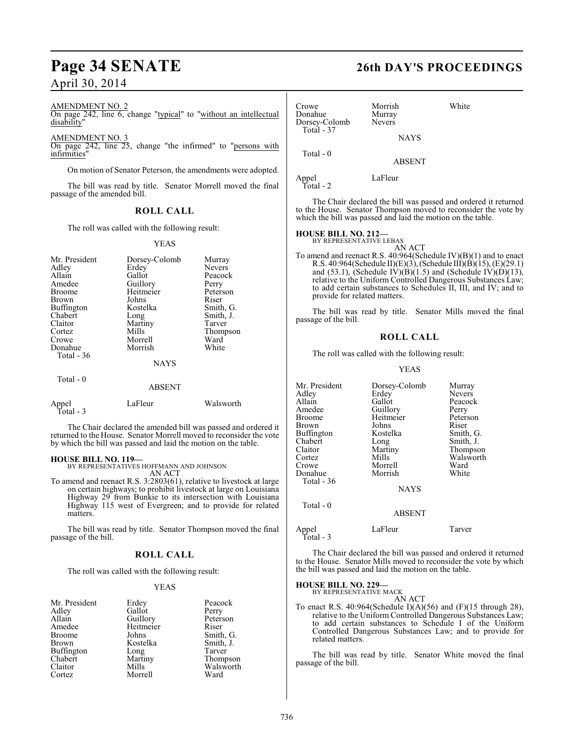AMENDMENT NO. 2

On page 242, line 6, change "typical" to "without an intellectual disability"

AMENDMENT NO. 3

On page 242, line 25, change "the infirmed" to "persons with infirmities"

On motion of Senator Peterson, the amendments were adopted.

The bill was read by title. Senator Morrell moved the final passage of the amended bill.

## ROLL CALL

The roll was called with the following result:

YEAS

| | | |
|---|---|---|
| Mr. President | Dorsey-Colomb | Murray |
| Adley | Erdey | Nevers |
| Allain | Gallot | Peacock |
| Amedee | Guillory | Perry |
| Broome | Heitmeier | Peterson |
| Brown | Johns | Riser |
| Buffington | Kostelka | Smith, G. |
| Chabert | Long | Smith, J. |
| Claitor | Martiny | Tarver |
| Cortez | Mills | Thompson |
| Crowe | Morrell | Ward |
| Donahue | Morrish | White |

Total - 36

NAYS

Total - 0

ABSENT

| | | |
|---|---|---|
| Appel | LaFleur | Walsworth |

Total - 3

The Chair declared the amended bill was passed and ordered it returned to the House. Senator Morrell moved to reconsider the vote by which the bill was passed and laid the motion on the table.

**HOUSE BILL NO. 119—**
BY REPRESENTATIVES HOFFMANN AND JOHNSON

AN ACT

To amend and reenact R.S. 3:2803(61), relative to livestock at large on certain highways; to prohibit livestock at large on Louisiana Highway 29 from Bunkie to its intersection with Louisiana Highway 115 west of Evergreen; and to provide for related matters.

The bill was read by title. Senator Thompson moved the final passage of the bill.

## ROLL CALL

The roll was called with the following result:

YEAS

| | | |
|---|---|---|
| Mr. President | Erdey | Peacock |
| Adley | Gallot | Perry |
| Allain | Guillory | Peterson |
| Amedee | Heitmeier | Riser |
| Broome | Johns | Smith, G. |
| Brown | Kostelka | Smith, J. |
| Buffington | Long | Tarver |
| Chabert | Martiny | Thompson |
| Claitor | Mills | Walsworth |
| Cortez | Morrell | Ward |
| Crowe | Morrish | White |
| Donahue | Murray | |
| Dorsey-Colomb | Nevers | |

Total - 37

NAYS

Total - 0

ABSENT

| | |
|---|---|
| Appel | LaFleur |

Total - 2

The Chair declared the bill was passed and ordered it returned to the House. Senator Thompson moved to reconsider the vote by which the bill was passed and laid the motion on the table.

**HOUSE BILL NO. 212—**
BY REPRESENTATIVE LEBAS

AN ACT

To amend and reenact R.S. 40:964(Schedule IV)(B)(1) and to enact R.S. 40:964(Schedule II)(E)(3), (Schedule III)(B)(15), (E)(29.1) and (53.1), (Schedule IV)(B)(1.5) and (Schedule IV)(D)(13), relative to the Uniform Controlled Dangerous Substances Law; to add certain substances to Schedules II, III, and IV; and to provide for related matters.

The bill was read by title. Senator Mills moved the final passage of the bill.

## ROLL CALL

The roll was called with the following result:

YEAS

| | | |
|---|---|---|
| Mr. President | Dorsey-Colomb | Murray |
| Adley | Erdey | Nevers |
| Allain | Gallot | Peacock |
| Amedee | Guillory | Perry |
| Broome | Heitmeier | Peterson |
| Brown | Johns | Riser |
| Buffington | Kostelka | Smith, G. |
| Chabert | Long | Smith, J. |
| Claitor | Martiny | Thompson |
| Cortez | Mills | Walsworth |
| Crowe | Morrell | Ward |
| Donahue | Morrish | White |

Total - 36

NAYS

Total - 0

ABSENT

| | | |
|---|---|---|
| Appel | LaFleur | Tarver |

Total - 3

The Chair declared the bill was passed and ordered it returned to the House. Senator Mills moved to reconsider the vote by which the bill was passed and laid the motion on the table.

**HOUSE BILL NO. 229—**
BY REPRESENTATIVE MACK

AN ACT

To enact R.S. 40:964(Schedule I)(A)(56) and (F)(15 through 28), relative to the Uniform Controlled Dangerous Substances Law; to add certain substances to Schedule I of the Uniform Controlled Dangerous Substances Law; and to provide for related matters.

The bill was read by title. Senator White moved the final passage of the bill.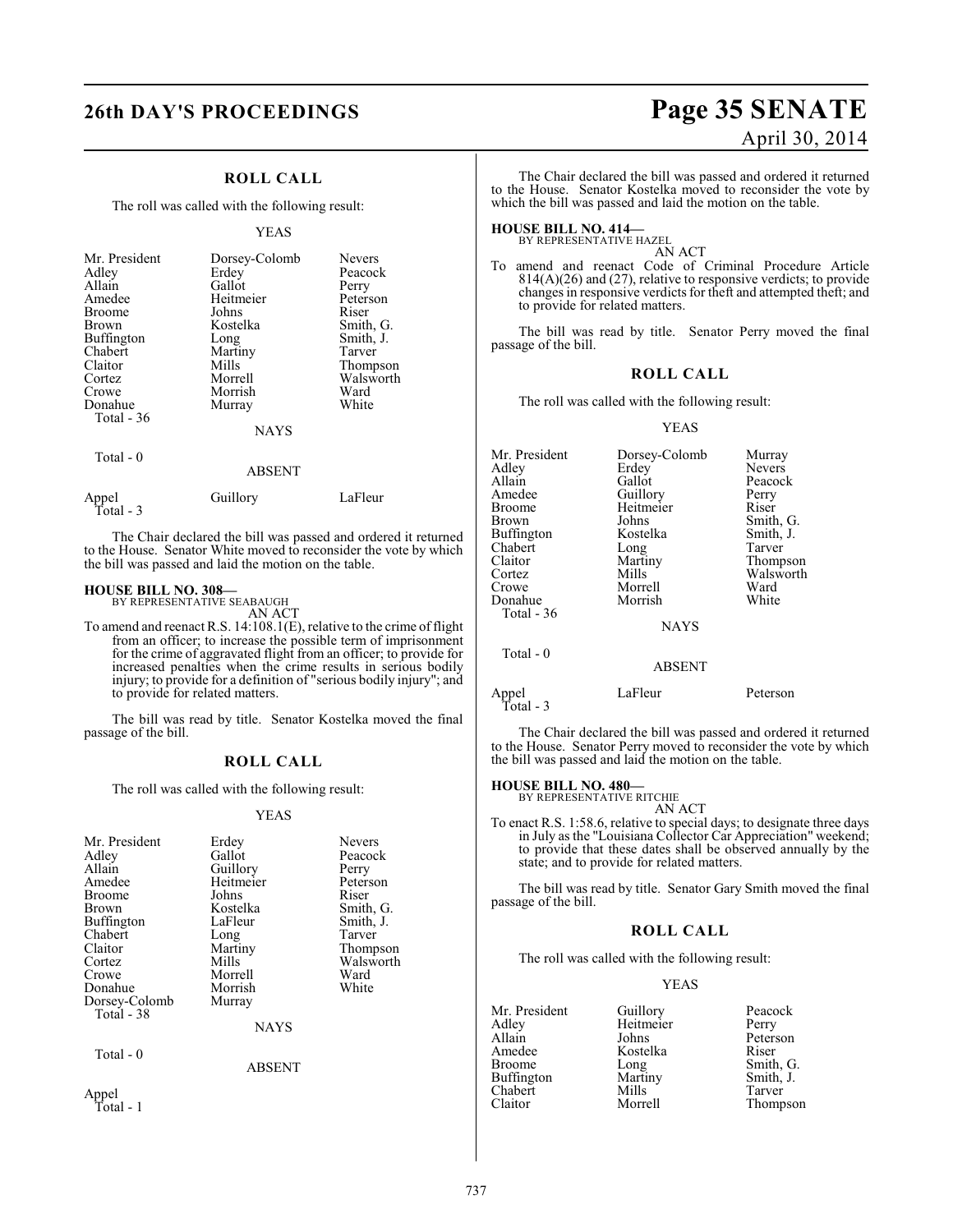## ROLL CALL

The roll was called with the following result:

YEAS

| | | |
|---|---|---|
| Mr. President | Dorsey-Colomb | Nevers |
| Adley | Erdey | Peacock |
| Allain | Gallot | Perry |
| Amedee | Heitmeier | Peterson |
| Broome | Johns | Riser |
| Brown | Kostelka | Smith, G. |
| Buffington | Long | Smith, J. |
| Chabert | Martiny | Tarver |
| Claitor | Mills | Thompson |
| Cortez | Morrell | Walsworth |
| Crowe | Morrish | Ward |
| Donahue | Murray | White |
| Total - 36 | | |

NAYS

Total - 0

ABSENT

| | | |
|---|---|---|
| Appel | Guillory | LaFleur |
| Total - 3 | | |

The Chair declared the bill was passed and ordered it returned to the House. Senator White moved to reconsider the vote by which the bill was passed and laid the motion on the table.

**HOUSE BILL NO. 308—**
BY REPRESENTATIVE SEABAUGH
AN ACT

To amend and reenact R.S. 14:108.1(E), relative to the crime of flight from an officer; to increase the possible term of imprisonment for the crime of aggravated flight from an officer; to provide for increased penalties when the crime results in serious bodily injury; to provide for a definition of "serious bodily injury"; and to provide for related matters.

The bill was read by title. Senator Kostelka moved the final passage of the bill.

## ROLL CALL

The roll was called with the following result:

YEAS

| | | |
|---|---|---|
| Mr. President | Erdey | Nevers |
| Adley | Gallot | Peacock |
| Allain | Guillory | Perry |
| Amedee | Heitmeier | Peterson |
| Broome | Johns | Riser |
| Brown | Kostelka | Smith, G. |
| Buffington | LaFleur | Smith, J. |
| Chabert | Long | Tarver |
| Claitor | Martiny | Thompson |
| Cortez | Mills | Walsworth |
| Crowe | Morrell | Ward |
| Donahue | Morrish | White |
| Dorsey-Colomb | Murray | |
| Total - 38 | | |

NAYS

Total - 0

ABSENT

Appel
Total - 1

The Chair declared the bill was passed and ordered it returned to the House. Senator Kostelka moved to reconsider the vote by which the bill was passed and laid the motion on the table.

**HOUSE BILL NO. 414—**
BY REPRESENTATIVE HAZEL
AN ACT

To amend and reenact Code of Criminal Procedure Article 814(A)(26) and (27), relative to responsive verdicts; to provide changes in responsive verdicts for theft and attempted theft; and to provide for related matters.

The bill was read by title. Senator Perry moved the final passage of the bill.

## ROLL CALL

The roll was called with the following result:

YEAS

| | | |
|---|---|---|
| Mr. President | Dorsey-Colomb | Murray |
| Adley | Erdey | Nevers |
| Allain | Gallot | Peacock |
| Amedee | Guillory | Perry |
| Broome | Heitmeier | Riser |
| Brown | Johns | Smith, G. |
| Buffington | Kostelka | Smith, J. |
| Chabert | Long | Tarver |
| Claitor | Martiny | Thompson |
| Cortez | Mills | Walsworth |
| Crowe | Morrell | Ward |
| Donahue | Morrish | White |
| Total - 36 | | |

NAYS

Total - 0

ABSENT

| | | |
|---|---|---|
| Appel | LaFleur | Peterson |
| Total - 3 | | |

The Chair declared the bill was passed and ordered it returned to the House. Senator Perry moved to reconsider the vote by which the bill was passed and laid the motion on the table.

**HOUSE BILL NO. 480—**
BY REPRESENTATIVE RITCHIE
AN ACT

To enact R.S. 1:58.6, relative to special days; to designate three days in July as the "Louisiana Collector Car Appreciation" weekend; to provide that these dates shall be observed annually by the state; and to provide for related matters.

The bill was read by title. Senator Gary Smith moved the final passage of the bill.

## ROLL CALL

The roll was called with the following result:

YEAS

| | | |
|---|---|---|
| Mr. President | Guillory | Peacock |
| Adley | Heitmeier | Perry |
| Allain | Johns | Peterson |
| Amedee | Kostelka | Riser |
| Broome | Long | Smith, G. |
| Buffington | Martiny | Smith, J. |
| Chabert | Mills | Tarver |
| Claitor | Morrell | Thompson |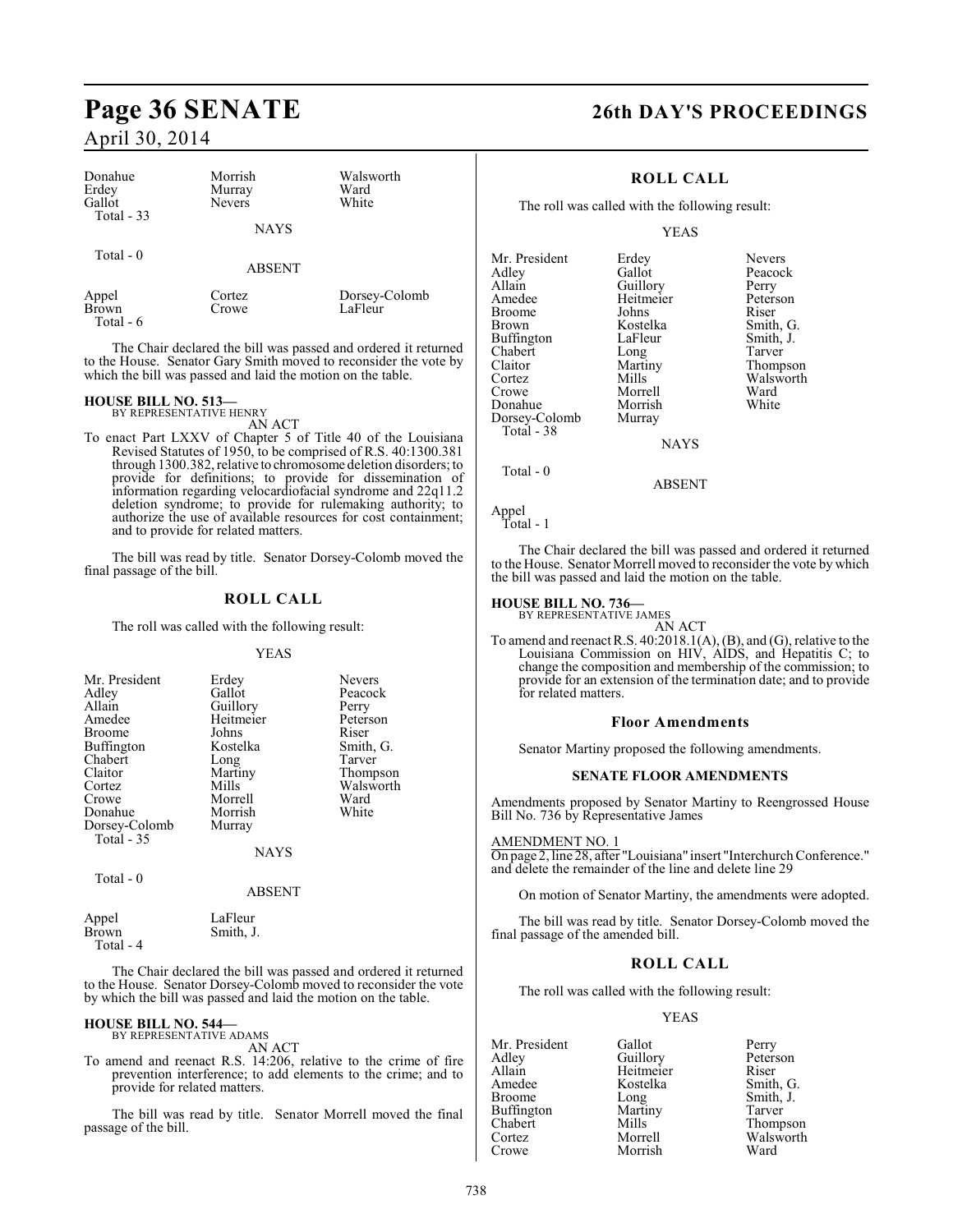| Donahue | Morrish | Walsworth |
|---|---|---|
| Erdey | Murray | Ward |
| Gallot | Nevers | White |
| Total - 33 | | |

NAYS

Total - 0

ABSENT

| Appel | Cortez | Dorsey-Colomb |
|---|---|---|
| Brown | Crowe | LaFleur |
| Total - 6 | | |

The Chair declared the bill was passed and ordered it returned to the House. Senator Gary Smith moved to reconsider the vote by which the bill was passed and laid the motion on the table.

**HOUSE BILL NO. 513—**
BY REPRESENTATIVE HENRY

AN ACT

To enact Part LXXV of Chapter 5 of Title 40 of the Louisiana Revised Statutes of 1950, to be comprised of R.S. 40:1300.381 through 1300.382, relative to chromosome deletion disorders; to provide for definitions; to provide for dissemination of information regarding velocardiofacial syndrome and 22q11.2 deletion syndrome; to provide for rulemaking authority; to authorize the use of available resources for cost containment; and to provide for related matters.

The bill was read by title. Senator Dorsey-Colomb moved the final passage of the bill.

## ROLL CALL

The roll was called with the following result:

YEAS

| Mr. President | Erdey | Nevers |
|---|---|---|
| Adley | Gallot | Peacock |
| Allain | Guillory | Perry |
| Amedee | Heitmeier | Peterson |
| Broome | Johns | Riser |
| Buffington | Kostelka | Smith, G. |
| Chabert | Long | Tarver |
| Claitor | Martiny | Thompson |
| Cortez | Mills | Walsworth |
| Crowe | Morrell | Ward |
| Donahue | Morrish | White |
| Dorsey-Colomb | Murray | |
| Total - 35 | | |

NAYS

Total - 0

ABSENT

| Appel | LaFleur |
|---|---|
| Brown | Smith, J. |
| Total - 4 | |

The Chair declared the bill was passed and ordered it returned to the House. Senator Dorsey-Colomb moved to reconsider the vote by which the bill was passed and laid the motion on the table.

**HOUSE BILL NO. 544—**
BY REPRESENTATIVE ADAMS

AN ACT

To amend and reenact R.S. 14:206, relative to the crime of fire prevention interference; to add elements to the crime; and to provide for related matters.

The bill was read by title. Senator Morrell moved the final passage of the bill.

## ROLL CALL

The roll was called with the following result:

YEAS

| Mr. President | Erdey | Nevers |
|---|---|---|
| Adley | Gallot | Peacock |
| Allain | Guillory | Perry |
| Amedee | Heitmeier | Peterson |
| Broome | Johns | Riser |
| Brown | Kostelka | Smith, G. |
| Buffington | LaFleur | Smith, J. |
| Chabert | Long | Tarver |
| Claitor | Martiny | Thompson |
| Cortez | Mills | Walsworth |
| Crowe | Morrell | Ward |
| Donahue | Morrish | White |
| Dorsey-Colomb | Murray | |
| Total - 38 | | |

NAYS

Total - 0

ABSENT

Appel
Total - 1

The Chair declared the bill was passed and ordered it returned to the House. Senator Morrell moved to reconsider the vote by which the bill was passed and laid the motion on the table.

**HOUSE BILL NO. 736—**
BY REPRESENTATIVE JAMES

AN ACT

To amend and reenact R.S. 40:2018.1(A), (B), and (G), relative to the Louisiana Commission on HIV, AIDS, and Hepatitis C; to change the composition and membership of the commission; to provide for an extension of the termination date; and to provide for related matters.

## Floor Amendments

Senator Martiny proposed the following amendments.

### SENATE FLOOR AMENDMENTS

Amendments proposed by Senator Martiny to Reengrossed House Bill No. 736 by Representative James

AMENDMENT NO. 1

On page 2, line 28, after "Louisiana" insert "Interchurch Conference." and delete the remainder of the line and delete line 29

On motion of Senator Martiny, the amendments were adopted.

The bill was read by title. Senator Dorsey-Colomb moved the final passage of the amended bill.

## ROLL CALL

The roll was called with the following result:

YEAS

| Mr. President | Gallot | Perry |
|---|---|---|
| Adley | Guillory | Peterson |
| Allain | Heitmeier | Riser |
| Amedee | Kostelka | Smith, G. |
| Broome | Long | Smith, J. |
| Buffington | Martiny | Tarver |
| Chabert | Mills | Thompson |
| Cortez | Morrell | Walsworth |
| Crowe | Morrish | Ward |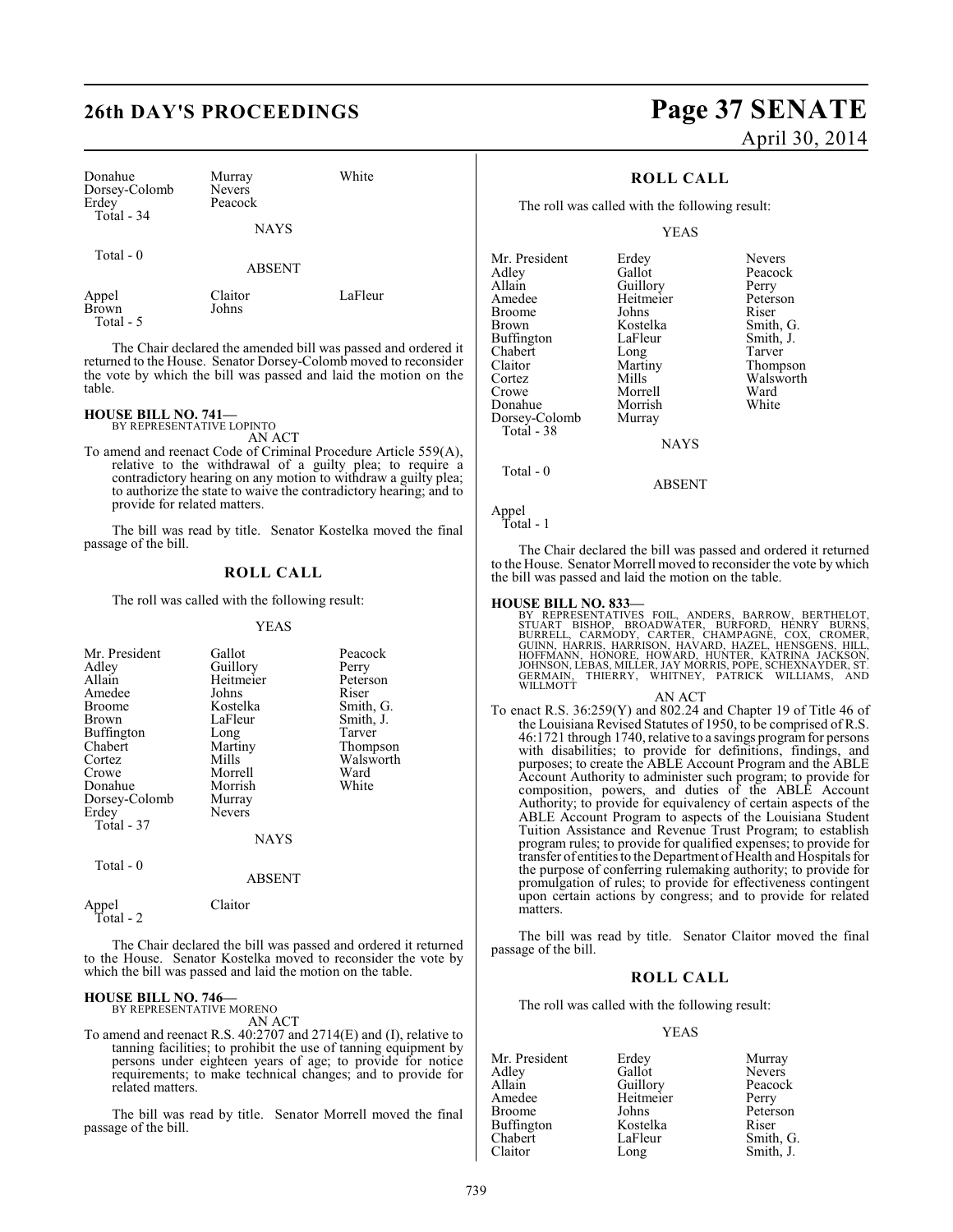| Donahue | Murray | White |
|---|---|---|
| Dorsey-Colomb | Nevers | |
| Erdey | Peacock | |
| Total - 34 | | |

NAYS

Total - 0

ABSENT

| Appel | Claitor | LaFleur |
|---|---|---|
| Brown | Johns | |
| Total - 5 | | |

The Chair declared the amended bill was passed and ordered it returned to the House. Senator Dorsey-Colomb moved to reconsider the vote by which the bill was passed and laid the motion on the table.

**HOUSE BILL NO. 741—**
BY REPRESENTATIVE LOPINTO

AN ACT

To amend and reenact Code of Criminal Procedure Article 559(A), relative to the withdrawal of a guilty plea; to require a contradictory hearing on any motion to withdraw a guilty plea; to authorize the state to waive the contradictory hearing; and to provide for related matters.

The bill was read by title. Senator Kostelka moved the final passage of the bill.

## ROLL CALL

The roll was called with the following result:

YEAS

| Mr. President | Gallot | Peacock |
|---|---|---|
| Adley | Guillory | Perry |
| Allain | Heitmeier | Peterson |
| Amedee | Johns | Riser |
| Broome | Kostelka | Smith, G. |
| Brown | LaFleur | Smith, J. |
| Buffington | Long | Tarver |
| Chabert | Martiny | Thompson |
| Cortez | Mills | Walsworth |
| Crowe | Morrell | Ward |
| Donahue | Morrish | White |
| Dorsey-Colomb | Murray | |
| Erdey | Nevers | |
| Total - 37 | | |

NAYS

Total - 0

ABSENT

| Appel | Claitor |
|---|---|
| Total - 2 | |

The Chair declared the bill was passed and ordered it returned to the House. Senator Kostelka moved to reconsider the vote by which the bill was passed and laid the motion on the table.

**HOUSE BILL NO. 746—**
BY REPRESENTATIVE MORENO

AN ACT

To amend and reenact R.S. 40:2707 and 2714(E) and (I), relative to tanning facilities; to prohibit the use of tanning equipment by persons under eighteen years of age; to provide for notice requirements; to make technical changes; and to provide for related matters.

The bill was read by title. Senator Morrell moved the final passage of the bill.

## ROLL CALL

The roll was called with the following result:

YEAS

| Mr. President | Erdey | Nevers |
|---|---|---|
| Adley | Gallot | Peacock |
| Allain | Guillory | Perry |
| Amedee | Heitmeier | Peterson |
| Broome | Johns | Riser |
| Brown | Kostelka | Smith, G. |
| Buffington | LaFleur | Smith, J. |
| Chabert | Long | Tarver |
| Claitor | Martiny | Thompson |
| Cortez | Mills | Walsworth |
| Crowe | Morrell | Ward |
| Donahue | Morrish | White |
| Dorsey-Colomb | Murray | |
| Total - 38 | | |

NAYS

Total - 0

ABSENT

Appel
Total - 1

The Chair declared the bill was passed and ordered it returned to the House. Senator Morrell moved to reconsider the vote by which the bill was passed and laid the motion on the table.

**HOUSE BILL NO. 833—**
BY REPRESENTATIVES FOIL, ANDERS, BARROW, BERTHELOT, STUART BISHOP, BROADWATER, BURFORD, HENRY BURNS, BURRELL, CARMODY, CARTER, CHAMPAGNE, COX, CROMER, GUINN, HARRIS, HARRISON, HAVARD, HAZEL, HENSGENS, HILL, HOFFMANN, HONORE, HOWARD, HUNTER, KATRINA JACKSON, JOHNSON, LEBAS, MILLER, JAY MORRIS, POPE, SCHEXNAYDER, ST. GERMAIN, THIERRY, WHITNEY, PATRICK WILLIAMS, AND WILLMOTT

AN ACT

To enact R.S. 36:259(Y) and 802.24 and Chapter 19 of Title 46 of the Louisiana Revised Statutes of 1950, to be comprised of R.S. 46:1721 through 1740, relative to a savings program for persons with disabilities; to provide for definitions, findings, and purposes; to create the ABLE Account Program and the ABLE Account Authority to administer such program; to provide for composition, powers, and duties of the ABLE Account Authority; to provide for equivalency of certain aspects of the ABLE Account Program to aspects of the Louisiana Student Tuition Assistance and Revenue Trust Program; to establish program rules; to provide for qualified expenses; to provide for transfer of entities to the Department of Health and Hospitals for the purpose of conferring rulemaking authority; to provide for promulgation of rules; to provide for effectiveness contingent upon certain actions by congress; and to provide for related matters.

The bill was read by title. Senator Claitor moved the final passage of the bill.

## ROLL CALL

The roll was called with the following result:

YEAS

| Mr. President | Erdey | Murray |
|---|---|---|
| Adley | Gallot | Nevers |
| Allain | Guillory | Peacock |
| Amedee | Heitmeier | Perry |
| Broome | Johns | Peterson |
| Buffington | Kostelka | Riser |
| Chabert | LaFleur | Smith, G. |
| Claitor | Long | Smith, J. |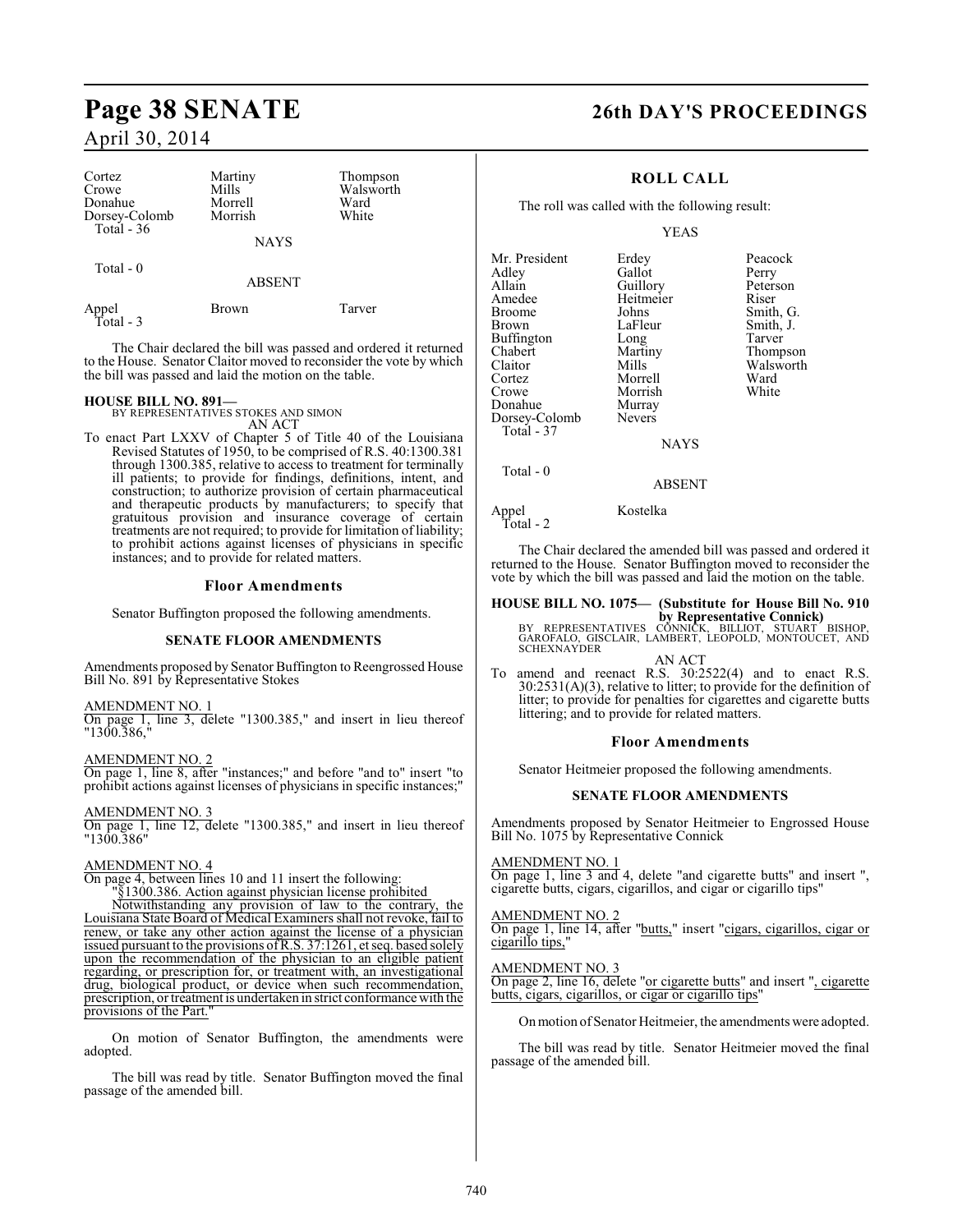| Cortez | Martiny | Thompson |
|---|---|---|
| Crowe | Mills | Walsworth |
| Donahue | Morrell | Ward |
| Dorsey-Colomb | Morrish | White |
| Total - 36 | | |

NAYS

Total - 0

ABSENT

| Appel | Brown | Tarver |
|---|---|---|
| Total - 3 | | |

The Chair declared the bill was passed and ordered it returned to the House. Senator Claitor moved to reconsider the vote by which the bill was passed and laid the motion on the table.

**HOUSE BILL NO. 891—**
BY REPRESENTATIVES STOKES AND SIMON
AN ACT

To enact Part LXXV of Chapter 5 of Title 40 of the Louisiana Revised Statutes of 1950, to be comprised of R.S. 40:1300.381 through 1300.385, relative to access to treatment for terminally ill patients; to provide for findings, definitions, intent, and construction; to authorize provision of certain pharmaceutical and therapeutic products by manufacturers; to specify that gratuitous provision and insurance coverage of certain treatments are not required; to provide for limitation of liability; to prohibit actions against licenses of physicians in specific instances; and to provide for related matters.

## Floor Amendments

Senator Buffington proposed the following amendments.

### SENATE FLOOR AMENDMENTS

Amendments proposed by Senator Buffington to Reengrossed House Bill No. 891 by Representative Stokes

AMENDMENT NO. 1
On page 1, line 3, delete "1300.385," and insert in lieu thereof "1300.386,"

AMENDMENT NO. 2
On page 1, line 8, after "instances;" and before "and to" insert "to prohibit actions against licenses of physicians in specific instances;"

AMENDMENT NO. 3
On page 1, line 12, delete "1300.385," and insert in lieu thereof "1300.386"

AMENDMENT NO. 4
On page 4, between lines 10 and 11 insert the following:
"§1300.386. Action against physician license prohibited
Notwithstanding any provision of law to the contrary, the Louisiana State Board of Medical Examiners shall not revoke, fail to renew, or take any other action against the license of a physician issued pursuant to the provisions of R.S. 37:1261, et seq. based solely upon the recommendation of the physician to an eligible patient regarding, or prescription for, or treatment with, an investigational drug, biological product, or device when such recommendation, prescription, or treatment is undertaken in strict conformance with the provisions of the Part."

On motion of Senator Buffington, the amendments were adopted.

The bill was read by title. Senator Buffington moved the final passage of the amended bill.

## ROLL CALL

The roll was called with the following result:

YEAS

| Mr. President | Erdey | Peacock |
|---|---|---|
| Adley | Gallot | Perry |
| Allain | Guillory | Peterson |
| Amedee | Heitmeier | Riser |
| Broome | Johns | Smith, G. |
| Brown | LaFleur | Smith, J. |
| Buffington | Long | Tarver |
| Chabert | Martiny | Thompson |
| Claitor | Mills | Walsworth |
| Cortez | Morrell | Ward |
| Crowe | Morrish | White |
| Donahue | Murray | |
| Dorsey-Colomb | Nevers | |
| Total - 37 | | |

NAYS

Total - 0

ABSENT

| Appel | Kostelka |
|---|---|
| Total - 2 | |

The Chair declared the amended bill was passed and ordered it returned to the House. Senator Buffington moved to reconsider the vote by which the bill was passed and laid the motion on the table.

**HOUSE BILL NO. 1075— (Substitute for House Bill No. 910 by Representative Connick)**
BY REPRESENTATIVES CONNICK, BILLIOT, STUART BISHOP, GAROFALO, GISCLAIR, LAMBERT, LEOPOLD, MONTOUCET, AND SCHEXNAYDER
AN ACT

To amend and reenact R.S. 30:2522(4) and to enact R.S. 30:2531(A)(3), relative to litter; to provide for the definition of litter; to provide for penalties for cigarettes and cigarette butts littering; and to provide for related matters.

## Floor Amendments

Senator Heitmeier proposed the following amendments.

### SENATE FLOOR AMENDMENTS

Amendments proposed by Senator Heitmeier to Engrossed House Bill No. 1075 by Representative Connick

AMENDMENT NO. 1
On page 1, line 3 and 4, delete "and cigarette butts" and insert ", cigarette butts, cigars, cigarillos, and cigar or cigarillo tips"

AMENDMENT NO. 2
On page 1, line 14, after "butts," insert "cigars, cigarillos, cigar or cigarillo tips,"

AMENDMENT NO. 3
On page 2, line 16, delete "or cigarette butts" and insert ", cigarette butts, cigars, cigarillos, or cigar or cigarillo tips"

On motion of Senator Heitmeier, the amendments were adopted.

The bill was read by title. Senator Heitmeier moved the final passage of the amended bill.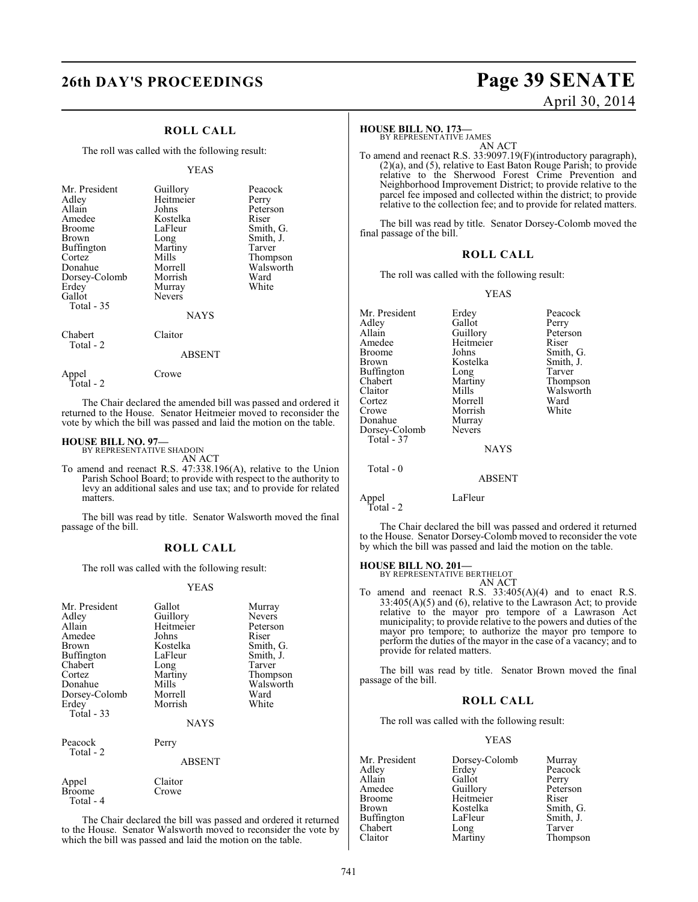### ROLL CALL

The roll was called with the following result:

YEAS

| | | |
|---|---|---|
| Mr. President | Guillory | Peacock |
| Adley | Heitmeier | Perry |
| Allain | Johns | Peterson |
| Amedee | Kostelka | Riser |
| Broome | LaFleur | Smith, G. |
| Brown | Long | Smith, J. |
| Buffington | Martiny | Tarver |
| Cortez | Mills | Thompson |
| Donahue | Morrell | Walsworth |
| Dorsey-Colomb | Morrish | Ward |
| Erdey | Murray | White |
| Gallot | Nevers | |

Total - 35

NAYS

| | |
|---|---|
| Chabert | Claitor |

Total - 2

ABSENT

| | |
|---|---|
| Appel | Crowe |

Total - 2

The Chair declared the amended bill was passed and ordered it returned to the House. Senator Heitmeier moved to reconsider the vote by which the bill was passed and laid the motion on the table.

**HOUSE BILL NO. 97—**
BY REPRESENTATIVE SHADOIN
AN ACT

To amend and reenact R.S. 47:338.196(A), relative to the Union Parish School Board; to provide with respect to the authority to levy an additional sales and use tax; and to provide for related matters.

The bill was read by title. Senator Walsworth moved the final passage of the bill.

### ROLL CALL

The roll was called with the following result:

YEAS

| | | |
|---|---|---|
| Mr. President | Gallot | Murray |
| Adley | Guillory | Nevers |
| Allain | Heitmeier | Peterson |
| Amedee | Johns | Riser |
| Brown | Kostelka | Smith, G. |
| Buffington | LaFleur | Smith, J. |
| Chabert | Long | Tarver |
| Cortez | Martiny | Thompson |
| Donahue | Mills | Walsworth |
| Dorsey-Colomb | Morrell | Ward |
| Erdey | Morrish | White |

Total - 33

NAYS

| | |
|---|---|
| Peacock | Perry |

Total - 2

ABSENT

| | |
|---|---|
| Appel | Claitor |
| Broome | Crowe |

Total - 4

The Chair declared the bill was passed and ordered it returned to the House. Senator Walsworth moved to reconsider the vote by which the bill was passed and laid the motion on the table.

**HOUSE BILL NO. 173—**
BY REPRESENTATIVE JAMES
AN ACT

To amend and reenact R.S. 33:9097.19(F)(introductory paragraph), (2)(a), and (5), relative to East Baton Rouge Parish; to provide relative to the Sherwood Forest Crime Prevention and Neighborhood Improvement District; to provide relative to the parcel fee imposed and collected within the district; to provide relative to the collection fee; and to provide for related matters.

The bill was read by title. Senator Dorsey-Colomb moved the final passage of the bill.

### ROLL CALL

The roll was called with the following result:

YEAS

| | | |
|---|---|---|
| Mr. President | Erdey | Peacock |
| Adley | Gallot | Perry |
| Allain | Guillory | Peterson |
| Amedee | Heitmeier | Riser |
| Broome | Johns | Smith, G. |
| Brown | Kostelka | Smith, J. |
| Buffington | Long | Tarver |
| Chabert | Martiny | Thompson |
| Claitor | Mills | Walsworth |
| Cortez | Morrell | Ward |
| Crowe | Morrish | White |
| Donahue | Murray | |
| Dorsey-Colomb | Nevers | |

Total - 37

NAYS

Total - 0

ABSENT

| | |
|---|---|
| Appel | LaFleur |

Total - 2

The Chair declared the bill was passed and ordered it returned to the House. Senator Dorsey-Colomb moved to reconsider the vote by which the bill was passed and laid the motion on the table.

**HOUSE BILL NO. 201—**
BY REPRESENTATIVE BERTHELOT
AN ACT

To amend and reenact R.S. 33:405(A)(4) and to enact R.S. 33:405(A)(5) and (6), relative to the Lawrason Act; to provide relative to the mayor pro tempore of a Lawrason Act municipality; to provide relative to the powers and duties of the mayor pro tempore; to authorize the mayor pro tempore to perform the duties of the mayor in the case of a vacancy; and to provide for related matters.

The bill was read by title. Senator Brown moved the final passage of the bill.

### ROLL CALL

The roll was called with the following result:

YEAS

| | | |
|---|---|---|
| Mr. President | Dorsey-Colomb | Murray |
| Adley | Erdey | Peacock |
| Allain | Gallot | Perry |
| Amedee | Guillory | Peterson |
| Broome | Heitmeier | Riser |
| Brown | Kostelka | Smith, G. |
| Buffington | LaFleur | Smith, J. |
| Chabert | Long | Tarver |
| Claitor | Martiny | Thompson |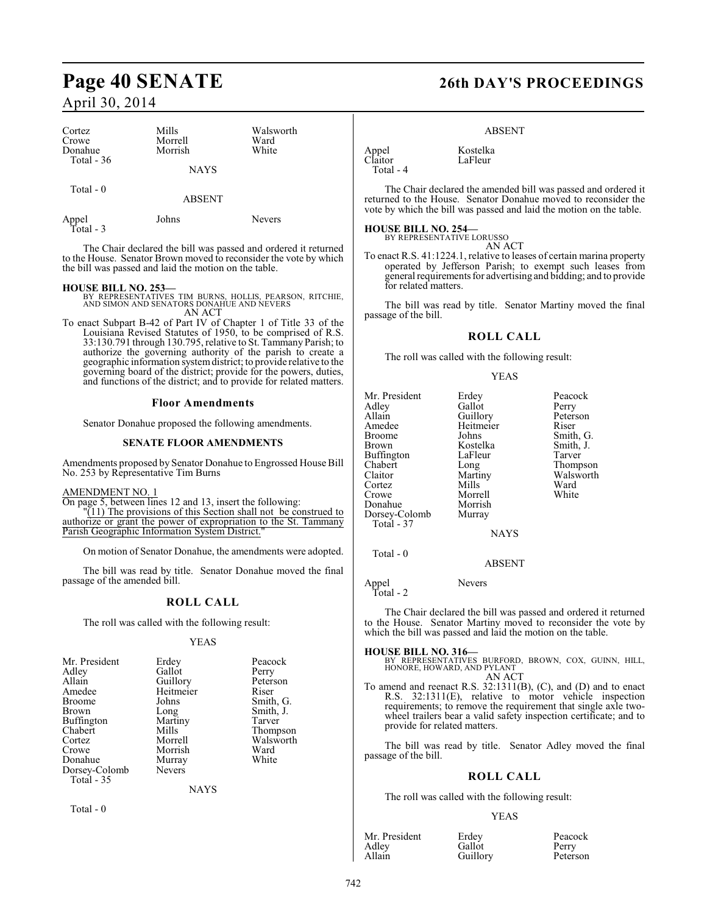| | | |
|---|---|---|
| Cortez | Mills | Walsworth |
| Crowe | Morrell | Ward |
| Donahue | Morrish | White |
| Total - 36 | | |

NAYS

Total - 0

ABSENT

| | | |
|---|---|---|
| Appel | Johns | Nevers |
| Total - 3 | | |

The Chair declared the bill was passed and ordered it returned to the House. Senator Brown moved to reconsider the vote by which the bill was passed and laid the motion on the table.

**HOUSE BILL NO. 253—**
BY REPRESENTATIVES TIM BURNS, HOLLIS, PEARSON, RITCHIE, AND SIMON AND SENATORS DONAHUE AND NEVERS
AN ACT

To enact Subpart B-42 of Part IV of Chapter 1 of Title 33 of the Louisiana Revised Statutes of 1950, to be comprised of R.S. 33:130.791 through 130.795, relative to St. Tammany Parish; to authorize the governing authority of the parish to create a geographic information system district; to provide relative to the governing board of the district; provide for the powers, duties, and functions of the district; and to provide for related matters.

## Floor Amendments

Senator Donahue proposed the following amendments.

### SENATE FLOOR AMENDMENTS

Amendments proposed by Senator Donahue to Engrossed House Bill No. 253 by Representative Tim Burns

AMENDMENT NO. 1
On page 5, between lines 12 and 13, insert the following:
"(11) The provisions of this Section shall not be construed to authorize or grant the power of expropriation to the St. Tammany Parish Geographic Information System District."

On motion of Senator Donahue, the amendments were adopted.

The bill was read by title. Senator Donahue moved the final passage of the amended bill.

## ROLL CALL

The roll was called with the following result:

YEAS

| | | |
|---|---|---|
| Mr. President | Erdey | Peacock |
| Adley | Gallot | Perry |
| Allain | Guillory | Peterson |
| Amedee | Heitmeier | Riser |
| Broome | Johns | Smith, G. |
| Brown | Long | Smith, J. |
| Buffington | Martiny | Tarver |
| Chabert | Mills | Thompson |
| Cortez | Morrell | Walsworth |
| Crowe | Morrish | Ward |
| Donahue | Murray | White |
| Dorsey-Colomb | Nevers | |
| Total - 35 | | |

NAYS

Total - 0

ABSENT

| | |
|---|---|
| Appel | Kostelka |
| Claitor | LaFleur |
| Total - 4 | |

The Chair declared the amended bill was passed and ordered it returned to the House. Senator Donahue moved to reconsider the vote by which the bill was passed and laid the motion on the table.

**HOUSE BILL NO. 254—**
BY REPRESENTATIVE LORUSSO
AN ACT

To enact R.S. 41:1224.1, relative to leases of certain marina property operated by Jefferson Parish; to exempt such leases from general requirements for advertising and bidding; and to provide for related matters.

The bill was read by title. Senator Martiny moved the final passage of the bill.

## ROLL CALL

The roll was called with the following result:

YEAS

| | | |
|---|---|---|
| Mr. President | Erdey | Peacock |
| Adley | Gallot | Perry |
| Allain | Guillory | Peterson |
| Amedee | Heitmeier | Riser |
| Broome | Johns | Smith, G. |
| Brown | Kostelka | Smith, J. |
| Buffington | LaFleur | Tarver |
| Chabert | Long | Thompson |
| Claitor | Martiny | Walsworth |
| Cortez | Mills | Ward |
| Crowe | Morrell | White |
| Donahue | Morrish | |
| Dorsey-Colomb | Murray | |
| Total - 37 | | |

NAYS

Total - 0

ABSENT

| | |
|---|---|
| Appel | Nevers |
| Total - 2 | |

The Chair declared the bill was passed and ordered it returned to the House. Senator Martiny moved to reconsider the vote by which the bill was passed and laid the motion on the table.

**HOUSE BILL NO. 316—**
BY REPRESENTATIVES BURFORD, BROWN, COX, GUINN, HILL, HONORE, HOWARD, AND PYLANT
AN ACT

To amend and reenact R.S. 32:1311(B), (C), and (D) and to enact R.S. 32:1311(E), relative to motor vehicle inspection requirements; to remove the requirement that single axle two-wheel trailers bear a valid safety inspection certificate; and to provide for related matters.

The bill was read by title. Senator Adley moved the final passage of the bill.

## ROLL CALL

The roll was called with the following result:

YEAS

| | | |
|---|---|---|
| Mr. President | Erdey | Peacock |
| Adley | Gallot | Perry |
| Allain | Guillory | Peterson |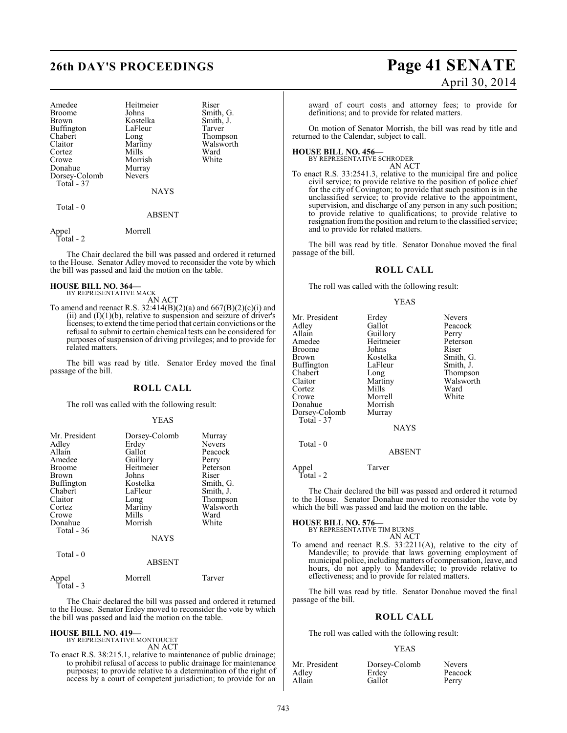| | | |
|---|---|---|
| Amedee | Heitmeier | Riser |
| Broome | Johns | Smith, G. |
| Brown | Kostelka | Smith, J. |
| Buffington | LaFleur | Tarver |
| Chabert | Long | Thompson |
| Claitor | Martiny | Walsworth |
| Cortez | Mills | Ward |
| Crowe | Morrish | White |
| Donahue | Murray | |
| Dorsey-Colomb | Nevers | |
| Total - 37 | | |

NAYS

Total - 0

ABSENT

| | |
|---|---|
| Appel | Morrell |
| Total - 2 | |

The Chair declared the bill was passed and ordered it returned to the House. Senator Adley moved to reconsider the vote by which the bill was passed and laid the motion on the table.

**HOUSE BILL NO. 364—**
BY REPRESENTATIVE MACK

AN ACT

To amend and reenact R.S. 32:414(B)(2)(a) and 667(B)(2)(c)(i) and (ii) and (I)(1)(b), relative to suspension and seizure of driver's licenses; to extend the time period that certain convictions or the refusal to submit to certain chemical tests can be considered for purposes of suspension of driving privileges; and to provide for related matters.

The bill was read by title. Senator Erdey moved the final passage of the bill.

## ROLL CALL

The roll was called with the following result:

YEAS

| | | |
|---|---|---|
| Mr. President | Dorsey-Colomb | Murray |
| Adley | Erdey | Nevers |
| Allain | Gallot | Peacock |
| Amedee | Guillory | Perry |
| Broome | Heitmeier | Peterson |
| Brown | Johns | Riser |
| Buffington | Kostelka | Smith, G. |
| Chabert | LaFleur | Smith, J. |
| Claitor | Long | Thompson |
| Cortez | Martiny | Walsworth |
| Crowe | Mills | Ward |
| Donahue | Morrish | White |
| Total - 36 | | |

NAYS

Total - 0

ABSENT

| | | |
|---|---|---|
| Appel | Morrell | Tarver |
| Total - 3 | | |

The Chair declared the bill was passed and ordered it returned to the House. Senator Erdey moved to reconsider the vote by which the bill was passed and laid the motion on the table.

**HOUSE BILL NO. 419—**
BY REPRESENTATIVE MONTOUCET

AN ACT

To enact R.S. 38:215.1, relative to maintenance of public drainage; to prohibit refusal of access to public drainage for maintenance purposes; to provide relative to a determination of the right of access by a court of competent jurisdiction; to provide for an award of court costs and attorney fees; to provide for definitions; and to provide for related matters.

On motion of Senator Morrish, the bill was read by title and returned to the Calendar, subject to call.

**HOUSE BILL NO. 456—**
BY REPRESENTATIVE SCHRODER

AN ACT

To enact R.S. 33:2541.3, relative to the municipal fire and police civil service; to provide relative to the position of police chief for the city of Covington; to provide that such position is in the unclassified service; to provide relative to the appointment, supervision, and discharge of any person in any such position; to provide relative to qualifications; to provide relative to resignation from the position and return to the classified service; and to provide for related matters.

The bill was read by title. Senator Donahue moved the final passage of the bill.

## ROLL CALL

The roll was called with the following result:

YEAS

| | | |
|---|---|---|
| Mr. President | Erdey | Nevers |
| Adley | Gallot | Peacock |
| Allain | Guillory | Perry |
| Amedee | Heitmeier | Peterson |
| Broome | Johns | Riser |
| Brown | Kostelka | Smith, G. |
| Buffington | LaFleur | Smith, J. |
| Chabert | Long | Thompson |
| Claitor | Martiny | Walsworth |
| Cortez | Mills | Ward |
| Crowe | Morrell | White |
| Donahue | Morrish | |
| Dorsey-Colomb | Murray | |
| Total - 37 | | |

NAYS

Total - 0

ABSENT

| | |
|---|---|
| Appel | Tarver |
| Total - 2 | |

The Chair declared the bill was passed and ordered it returned to the House. Senator Donahue moved to reconsider the vote by which the bill was passed and laid the motion on the table.

**HOUSE BILL NO. 576—**
BY REPRESENTATIVE TIM BURNS

AN ACT

To amend and reenact R.S. 33:2211(A), relative to the city of Mandeville; to provide that laws governing employment of municipal police, including matters of compensation, leave, and hours, do not apply to Mandeville; to provide relative to effectiveness; and to provide for related matters.

The bill was read by title. Senator Donahue moved the final passage of the bill.

## ROLL CALL

The roll was called with the following result:

YEAS

| | | |
|---|---|---|
| Mr. President | Dorsey-Colomb | Nevers |
| Adley | Erdey | Peacock |
| Allain | Gallot | Perry |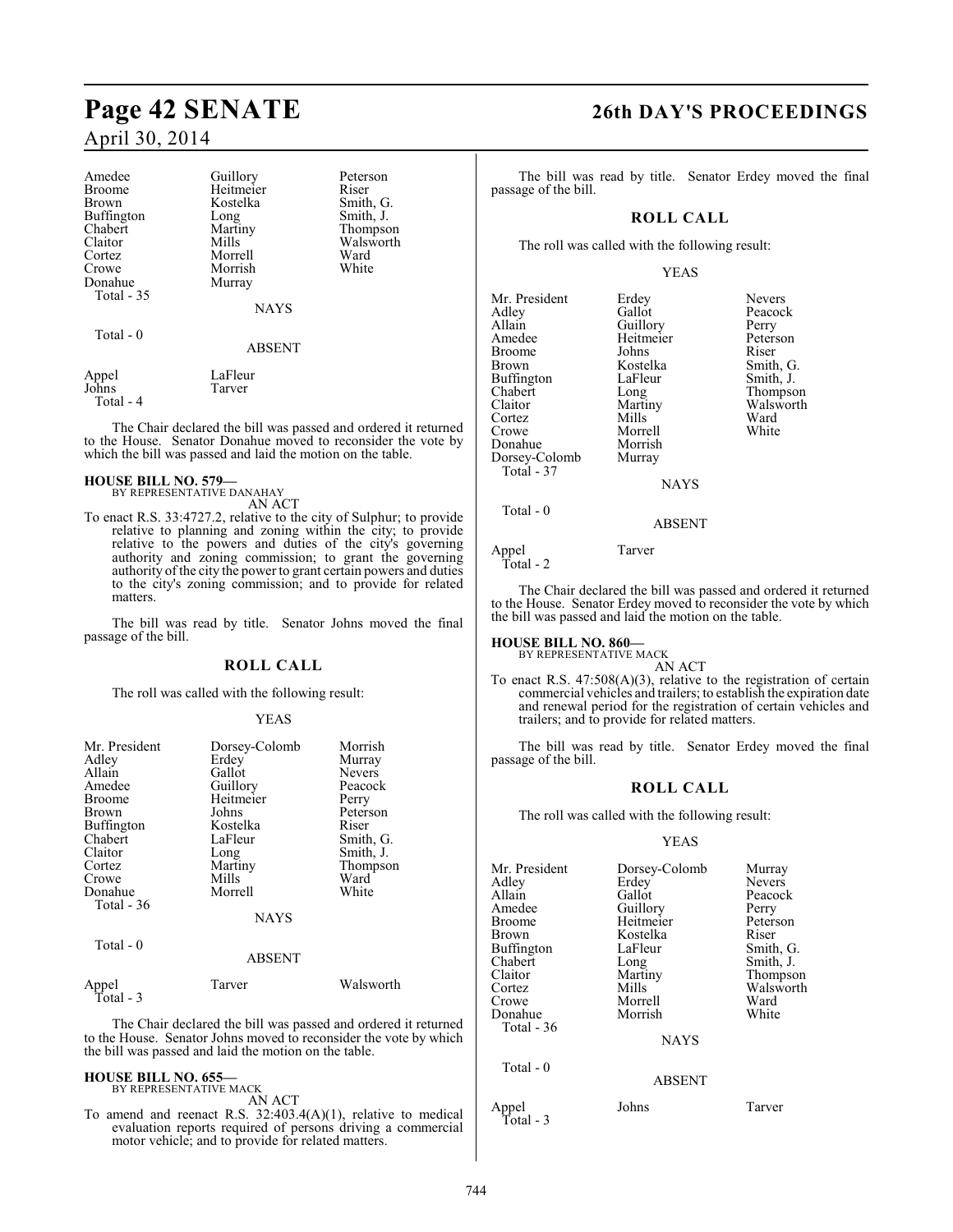| | | |
|---|---|---|
| Amedee | Guillory | Peterson |
| Broome | Heitmeier | Riser |
| Brown | Kostelka | Smith, G. |
| Buffington | Long | Smith, J. |
| Chabert | Martiny | Thompson |
| Claitor | Mills | Walsworth |
| Cortez | Morrell | Ward |
| Crowe | Morrish | White |
| Donahue | Murray | |
| Total - 35 | | |

NAYS

Total - 0

ABSENT

| | |
|---|---|
| Appel | LaFleur |
| Johns | Tarver |
| Total - 4 | |

The Chair declared the bill was passed and ordered it returned to the House. Senator Donahue moved to reconsider the vote by which the bill was passed and laid the motion on the table.

**HOUSE BILL NO. 579—**
BY REPRESENTATIVE DANAHAY
AN ACT

To enact R.S. 33:4727.2, relative to the city of Sulphur; to provide relative to planning and zoning within the city; to provide relative to the powers and duties of the city's governing authority and zoning commission; to grant the governing authority of the city the power to grant certain powers and duties to the city's zoning commission; and to provide for related matters.

The bill was read by title. Senator Johns moved the final passage of the bill.

## ROLL CALL

The roll was called with the following result:

YEAS

| | | |
|---|---|---|
| Mr. President | Dorsey-Colomb | Morrish |
| Adley | Erdey | Murray |
| Allain | Gallot | Nevers |
| Amedee | Guillory | Peacock |
| Broome | Heitmeier | Perry |
| Brown | Johns | Peterson |
| Buffington | Kostelka | Riser |
| Chabert | LaFleur | Smith, G. |
| Claitor | Long | Smith, J. |
| Cortez | Martiny | Thompson |
| Crowe | Mills | Ward |
| Donahue | Morrell | White |
| Total - 36 | | |

NAYS

Total - 0

ABSENT

| | | |
|---|---|---|
| Appel | Tarver | Walsworth |
| Total - 3 | | |

The Chair declared the bill was passed and ordered it returned to the House. Senator Johns moved to reconsider the vote by which the bill was passed and laid the motion on the table.

**HOUSE BILL NO. 655—**
BY REPRESENTATIVE MACK
AN ACT

To amend and reenact R.S. 32:403.4(A)(1), relative to medical evaluation reports required of persons driving a commercial motor vehicle; and to provide for related matters.

The bill was read by title. Senator Erdey moved the final passage of the bill.

## ROLL CALL

The roll was called with the following result:

YEAS

| | | |
|---|---|---|
| Mr. President | Erdey | Nevers |
| Adley | Gallot | Peacock |
| Allain | Guillory | Perry |
| Amedee | Heitmeier | Peterson |
| Broome | Johns | Riser |
| Brown | Kostelka | Smith, G. |
| Buffington | LaFleur | Smith, J. |
| Chabert | Long | Thompson |
| Claitor | Martiny | Walsworth |
| Cortez | Mills | Ward |
| Crowe | Morrell | White |
| Donahue | Morrish | |
| Dorsey-Colomb | Murray | |
| Total - 37 | | |

NAYS

Total - 0

ABSENT

| | |
|---|---|
| Appel | Tarver |
| Total - 2 | |

The Chair declared the bill was passed and ordered it returned to the House. Senator Erdey moved to reconsider the vote by which the bill was passed and laid the motion on the table.

**HOUSE BILL NO. 860—**
BY REPRESENTATIVE MACK
AN ACT

To enact R.S. 47:508(A)(3), relative to the registration of certain commercial vehicles and trailers; to establish the expiration date and renewal period for the registration of certain vehicles and trailers; and to provide for related matters.

The bill was read by title. Senator Erdey moved the final passage of the bill.

## ROLL CALL

The roll was called with the following result:

YEAS

| | | |
|---|---|---|
| Mr. President | Dorsey-Colomb | Murray |
| Adley | Erdey | Nevers |
| Allain | Gallot | Peacock |
| Amedee | Guillory | Perry |
| Broome | Heitmeier | Peterson |
| Brown | Kostelka | Riser |
| Buffington | LaFleur | Smith, G. |
| Chabert | Long | Smith, J. |
| Claitor | Martiny | Thompson |
| Cortez | Mills | Walsworth |
| Crowe | Morrell | Ward |
| Donahue | Morrish | White |
| Total - 36 | | |

NAYS

Total - 0

ABSENT

| | | |
|---|---|---|
| Appel | Johns | Tarver |
| Total - 3 | | |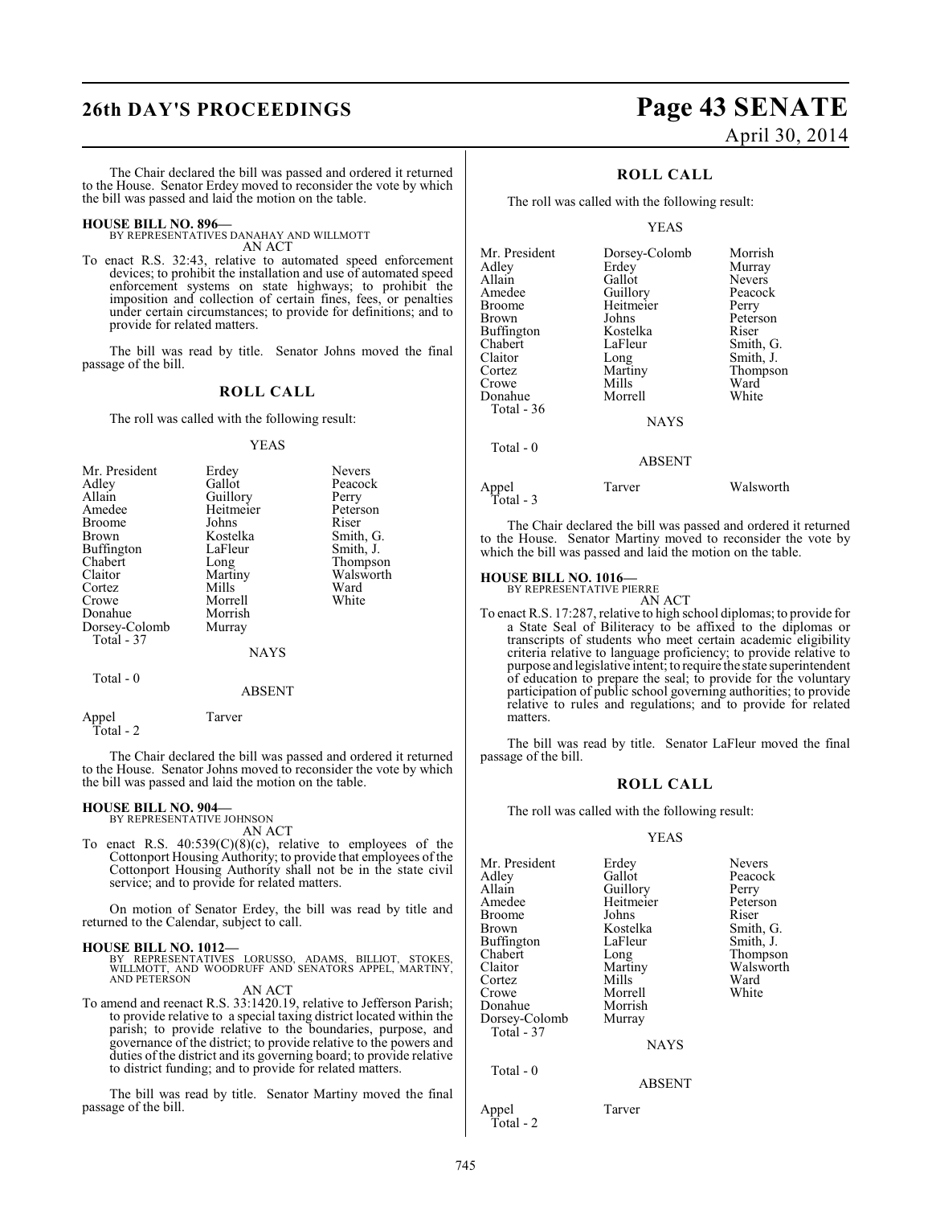The Chair declared the bill was passed and ordered it returned to the House. Senator Erdey moved to reconsider the vote by which the bill was passed and laid the motion on the table.

**HOUSE BILL NO. 896—**
BY REPRESENTATIVES DANAHAY AND WILLMOTT
AN ACT

To enact R.S. 32:43, relative to automated speed enforcement devices; to prohibit the installation and use of automated speed enforcement systems on state highways; to prohibit the imposition and collection of certain fines, fees, or penalties under certain circumstances; to provide for definitions; and to provide for related matters.

The bill was read by title. Senator Johns moved the final passage of the bill.

## ROLL CALL

The roll was called with the following result:

YEAS

| | | |
|---|---|---|
| Mr. President | Erdey | Nevers |
| Adley | Gallot | Peacock |
| Allain | Guillory | Perry |
| Amedee | Heitmeier | Peterson |
| Broome | Johns | Riser |
| Brown | Kostelka | Smith, G. |
| Buffington | LaFleur | Smith, J. |
| Chabert | Long | Thompson |
| Claitor | Martiny | Walsworth |
| Cortez | Mills | Ward |
| Crowe | Morrell | White |
| Donahue | Morrish | |
| Dorsey-Colomb | Murray | |

Total - 37

NAYS

Total - 0

ABSENT

Appel Tarver

Total - 2

The Chair declared the bill was passed and ordered it returned to the House. Senator Johns moved to reconsider the vote by which the bill was passed and laid the motion on the table.

**HOUSE BILL NO. 904—**
BY REPRESENTATIVE JOHNSON
AN ACT

To enact R.S. 40:539(C)(8)(c), relative to employees of the Cottonport Housing Authority; to provide that employees of the Cottonport Housing Authority shall not be in the state civil service; and to provide for related matters.

On motion of Senator Erdey, the bill was read by title and returned to the Calendar, subject to call.

**HOUSE BILL NO. 1012—**
BY REPRESENTATIVES LORUSSO, ADAMS, BILLIOT, STOKES, WILLMOTT, AND WOODRUFF AND SENATORS APPEL, MARTINY, AND PETERSON
AN ACT

To amend and reenact R.S. 33:1420.19, relative to Jefferson Parish; to provide relative to a special taxing district located within the parish; to provide relative to the boundaries, purpose, and governance of the district; to provide relative to the powers and duties of the district and its governing board; to provide relative to district funding; and to provide for related matters.

The bill was read by title. Senator Martiny moved the final passage of the bill.

## ROLL CALL

The roll was called with the following result:

YEAS

| | | |
|---|---|---|
| Mr. President | Dorsey-Colomb | Morrish |
| Adley | Erdey | Murray |
| Allain | Gallot | Nevers |
| Amedee | Guillory | Peacock |
| Broome | Heitmeier | Perry |
| Brown | Johns | Peterson |
| Buffington | Kostelka | Riser |
| Chabert | LaFleur | Smith, G. |
| Claitor | Long | Smith, J. |
| Cortez | Martiny | Thompson |
| Crowe | Mills | Ward |
| Donahue | Morrell | White |

Total - 36

NAYS

Total - 0

ABSENT

Appel Tarver Walsworth

Total - 3

The Chair declared the bill was passed and ordered it returned to the House. Senator Martiny moved to reconsider the vote by which the bill was passed and laid the motion on the table.

**HOUSE BILL NO. 1016—**
BY REPRESENTATIVE PIERRE
AN ACT

To enact R.S. 17:287, relative to high school diplomas; to provide for a State Seal of Biliteracy to be affixed to the diplomas or transcripts of students who meet certain academic eligibility criteria relative to language proficiency; to provide relative to purpose and legislative intent; to require the state superintendent of education to prepare the seal; to provide for the voluntary participation of public school governing authorities; to provide relative to rules and regulations; and to provide for related matters.

The bill was read by title. Senator LaFleur moved the final passage of the bill.

## ROLL CALL

The roll was called with the following result:

YEAS

| | | |
|---|---|---|
| Mr. President | Erdey | Nevers |
| Adley | Gallot | Peacock |
| Allain | Guillory | Perry |
| Amedee | Heitmeier | Peterson |
| Broome | Johns | Riser |
| Brown | Kostelka | Smith, G. |
| Buffington | LaFleur | Smith, J. |
| Chabert | Long | Thompson |
| Claitor | Martiny | Walsworth |
| Cortez | Mills | Ward |
| Crowe | Morrell | White |
| Donahue | Morrish | |
| Dorsey-Colomb | Murray | |

Total - 37

NAYS

Total - 0

ABSENT

Appel Tarver

Total - 2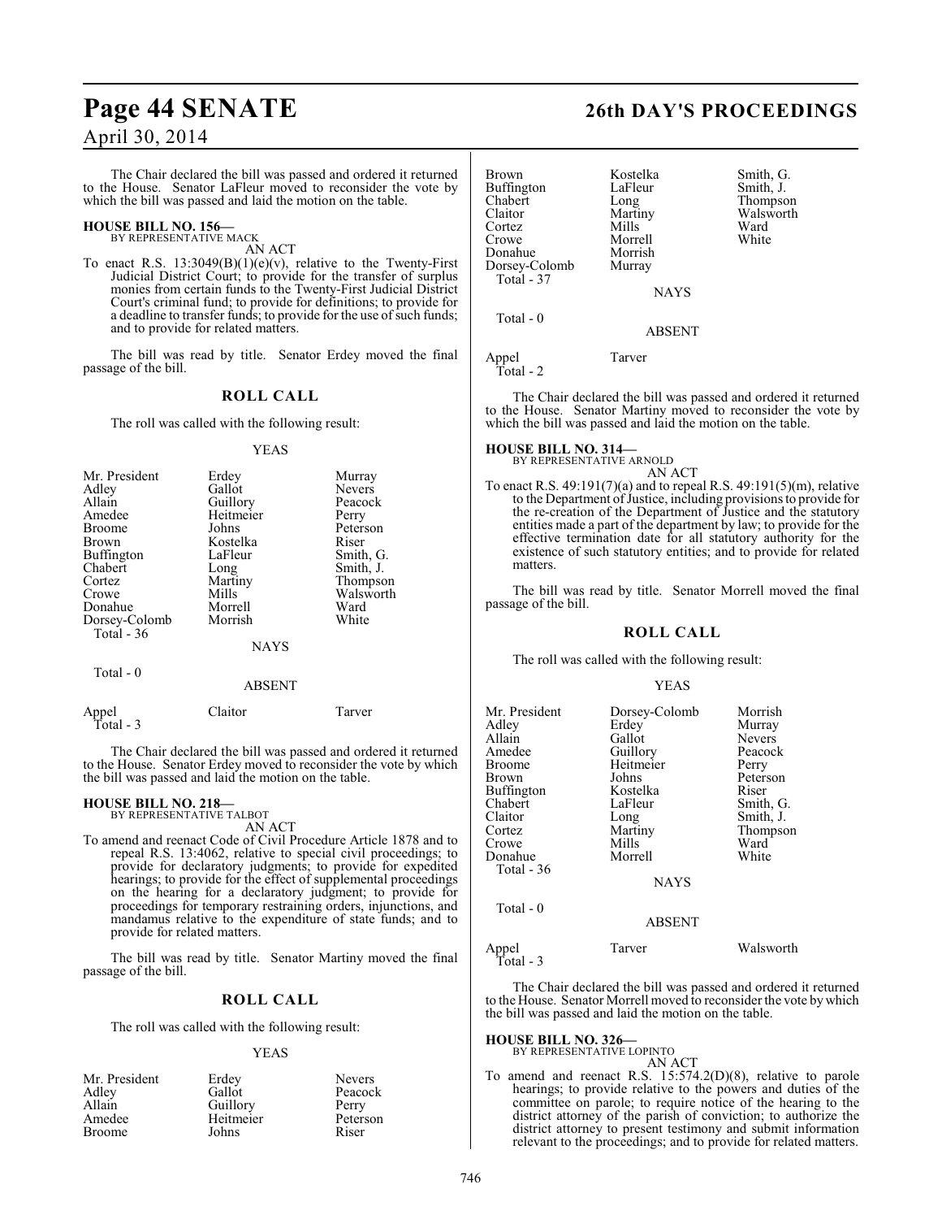The Chair declared the bill was passed and ordered it returned to the House. Senator LaFleur moved to reconsider the vote by which the bill was passed and laid the motion on the table.

**HOUSE BILL NO. 156—**
BY REPRESENTATIVE MACK

AN ACT

To enact R.S. 13:3049(B)(1)(e)(v), relative to the Twenty-First Judicial District Court; to provide for the transfer of surplus monies from certain funds to the Twenty-First Judicial District Court's criminal fund; to provide for definitions; to provide for a deadline to transfer funds; to provide for the use of such funds; and to provide for related matters.

The bill was read by title. Senator Erdey moved the final passage of the bill.

## ROLL CALL

The roll was called with the following result:

YEAS

| | | |
|---|---|---|
| Mr. President | Erdey | Murray |
| Adley | Gallot | Nevers |
| Allain | Guillory | Peacock |
| Amedee | Heitmeier | Perry |
| Broome | Johns | Peterson |
| Brown | Kostelka | Riser |
| Buffington | LaFleur | Smith, G. |
| Chabert | Long | Smith, J. |
| Cortez | Martiny | Thompson |
| Crowe | Mills | Walsworth |
| Donahue | Morrell | Ward |
| Dorsey-Colomb | Morrish | White |

Total - 36

NAYS

Total - 0

ABSENT

| | | |
|---|---|---|
| Appel | Claitor | Tarver |

Total - 3

The Chair declared the bill was passed and ordered it returned to the House. Senator Erdey moved to reconsider the vote by which the bill was passed and laid the motion on the table.

**HOUSE BILL NO. 218—**
BY REPRESENTATIVE TALBOT

AN ACT

To amend and reenact Code of Civil Procedure Article 1878 and to repeal R.S. 13:4062, relative to special civil proceedings; to provide for declaratory judgments; to provide for expedited hearings; to provide for the effect of supplemental proceedings on the hearing for a declaratory judgment; to provide for proceedings for temporary restraining orders, injunctions, and mandamus relative to the expenditure of state funds; and to provide for related matters.

The bill was read by title. Senator Martiny moved the final passage of the bill.

## ROLL CALL

The roll was called with the following result:

YEAS

| | | |
|---|---|---|
| Mr. President | Erdey | Nevers |
| Adley | Gallot | Peacock |
| Allain | Guillory | Perry |
| Amedee | Heitmeier | Peterson |
| Broome | Johns | Riser |
| Brown | Kostelka | Smith, G. |
| Buffington | LaFleur | Smith, J. |
| Chabert | Long | Thompson |
| Claitor | Martiny | Walsworth |
| Cortez | Mills | Ward |
| Crowe | Morrell | White |
| Donahue | Morrish | |
| Dorsey-Colomb | Murray | |

Total - 37

NAYS

Total - 0

ABSENT

| | |
|---|---|
| Appel | Tarver |

Total - 2

The Chair declared the bill was passed and ordered it returned to the House. Senator Martiny moved to reconsider the vote by which the bill was passed and laid the motion on the table.

**HOUSE BILL NO. 314—**
BY REPRESENTATIVE ARNOLD

AN ACT

To enact R.S. 49:191(7)(a) and to repeal R.S. 49:191(5)(m), relative to the Department of Justice, including provisions to provide for the re-creation of the Department of Justice and the statutory entities made a part of the department by law; to provide for the effective termination date for all statutory authority for the existence of such statutory entities; and to provide for related matters.

The bill was read by title. Senator Morrell moved the final passage of the bill.

## ROLL CALL

The roll was called with the following result:

YEAS

| | | |
|---|---|---|
| Mr. President | Dorsey-Colomb | Morrish |
| Adley | Erdey | Murray |
| Allain | Gallot | Nevers |
| Amedee | Guillory | Peacock |
| Broome | Heitmeier | Perry |
| Brown | Johns | Peterson |
| Buffington | Kostelka | Riser |
| Chabert | LaFleur | Smith, G. |
| Claitor | Long | Smith, J. |
| Cortez | Martiny | Thompson |
| Crowe | Mills | Ward |
| Donahue | Morrell | White |

Total - 36

NAYS

Total - 0

ABSENT

| | | |
|---|---|---|
| Appel | Tarver | Walsworth |

Total - 3

The Chair declared the bill was passed and ordered it returned to the House. Senator Morrell moved to reconsider the vote by which the bill was passed and laid the motion on the table.

**HOUSE BILL NO. 326—**
BY REPRESENTATIVE LOPINTO

AN ACT

To amend and reenact R.S. 15:574.2(D)(8), relative to parole hearings; to provide relative to the powers and duties of the committee on parole; to require notice of the hearing to the district attorney of the parish of conviction; to authorize the district attorney to present testimony and submit information relevant to the proceedings; and to provide for related matters.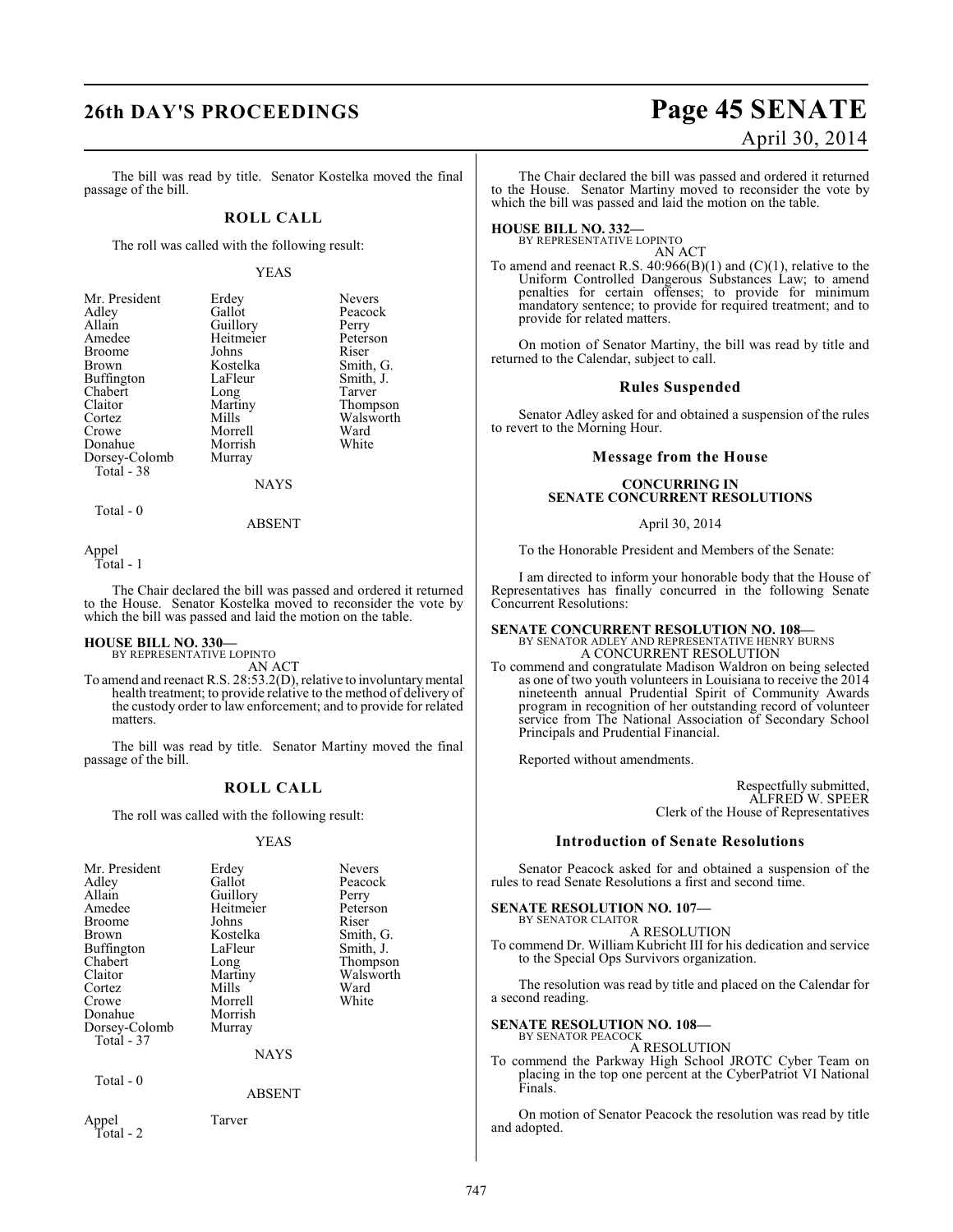The bill was read by title. Senator Kostelka moved the final passage of the bill.

## ROLL CALL

The roll was called with the following result:

YEAS

| | | |
|---|---|---|
| Mr. President | Erdey | Nevers |
| Adley | Gallot | Peacock |
| Allain | Guillory | Perry |
| Amedee | Heitmeier | Peterson |
| Broome | Johns | Riser |
| Brown | Kostelka | Smith, G. |
| Buffington | LaFleur | Smith, J. |
| Chabert | Long | Tarver |
| Claitor | Martiny | Thompson |
| Cortez | Mills | Walsworth |
| Crowe | Morrell | Ward |
| Donahue | Morrish | White |
| Dorsey-Colomb | Murray | |

Total - 38

NAYS

Total - 0

ABSENT

Appel

Total - 1

The Chair declared the bill was passed and ordered it returned to the House. Senator Kostelka moved to reconsider the vote by which the bill was passed and laid the motion on the table.

**HOUSE BILL NO. 330—**
BY REPRESENTATIVE LOPINTO

AN ACT

To amend and reenact R.S. 28:53.2(D), relative to involuntary mental health treatment; to provide relative to the method of delivery of the custody order to law enforcement; and to provide for related matters.

The bill was read by title. Senator Martiny moved the final passage of the bill.

## ROLL CALL

The roll was called with the following result:

YEAS

| | | |
|---|---|---|
| Mr. President | Erdey | Nevers |
| Adley | Gallot | Peacock |
| Allain | Guillory | Perry |
| Amedee | Heitmeier | Peterson |
| Broome | Johns | Riser |
| Brown | Kostelka | Smith, G. |
| Buffington | LaFleur | Smith, J. |
| Chabert | Long | Thompson |
| Claitor | Martiny | Walsworth |
| Cortez | Mills | Ward |
| Crowe | Morrell | White |
| Donahue | Morrish | |
| Dorsey-Colomb | Murray | |

Total - 37

NAYS

Total - 0

ABSENT

Appel Tarver

Total - 2

The Chair declared the bill was passed and ordered it returned to the House. Senator Martiny moved to reconsider the vote by which the bill was passed and laid the motion on the table.

**HOUSE BILL NO. 332—**
BY REPRESENTATIVE LOPINTO

AN ACT

To amend and reenact R.S. 40:966(B)(1) and (C)(1), relative to the Uniform Controlled Dangerous Substances Law; to amend penalties for certain offenses; to provide for minimum mandatory sentence; to provide for required treatment; and to provide for related matters.

On motion of Senator Martiny, the bill was read by title and returned to the Calendar, subject to call.

## Rules Suspended

Senator Adley asked for and obtained a suspension of the rules to revert to the Morning Hour.

## Message from the House

**CONCURRING IN SENATE CONCURRENT RESOLUTIONS**

April 30, 2014

To the Honorable President and Members of the Senate:

I am directed to inform your honorable body that the House of Representatives has finally concurred in the following Senate Concurrent Resolutions:

**SENATE CONCURRENT RESOLUTION NO. 108—**
BY SENATOR ADLEY AND REPRESENTATIVE HENRY BURNS

A CONCURRENT RESOLUTION

To commend and congratulate Madison Waldron on being selected as one of two youth volunteers in Louisiana to receive the 2014 nineteenth annual Prudential Spirit of Community Awards program in recognition of her outstanding record of volunteer service from The National Association of Secondary School Principals and Prudential Financial.

Reported without amendments.

Respectfully submitted,
ALFRED W. SPEER
Clerk of the House of Representatives

## Introduction of Senate Resolutions

Senator Peacock asked for and obtained a suspension of the rules to read Senate Resolutions a first and second time.

**SENATE RESOLUTION NO. 107—**
BY SENATOR CLAITOR

A RESOLUTION

To commend Dr. William Kubricht III for his dedication and service to the Special Ops Survivors organization.

The resolution was read by title and placed on the Calendar for a second reading.

**SENATE RESOLUTION NO. 108—**
BY SENATOR PEACOCK

A RESOLUTION

To commend the Parkway High School JROTC Cyber Team on placing in the top one percent at the CyberPatriot VI National Finals.

On motion of Senator Peacock the resolution was read by title and adopted.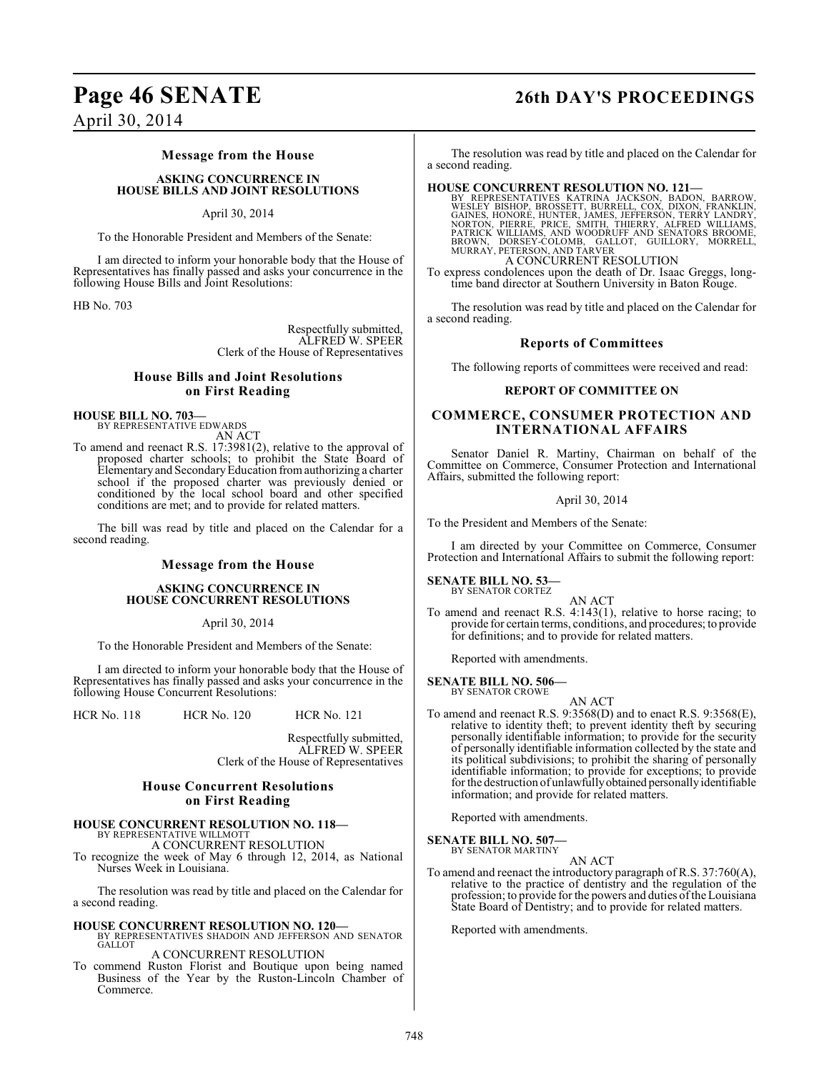## Message from the House

### ASKING CONCURRENCE IN HOUSE BILLS AND JOINT RESOLUTIONS

April 30, 2014

To the Honorable President and Members of the Senate:

I am directed to inform your honorable body that the House of Representatives has finally passed and asks your concurrence in the following House Bills and Joint Resolutions:

HB No. 703

Respectfully submitted,
ALFRED W. SPEER
Clerk of the House of Representatives

## House Bills and Joint Resolutions on First Reading

**HOUSE BILL NO. 703—**
BY REPRESENTATIVE EDWARDS

AN ACT

To amend and reenact R.S. 17:3981(2), relative to the approval of proposed charter schools; to prohibit the State Board of Elementary and Secondary Education from authorizing a charter school if the proposed charter was previously denied or conditioned by the local school board and other specified conditions are met; and to provide for related matters.

The bill was read by title and placed on the Calendar for a second reading.

## Message from the House

### ASKING CONCURRENCE IN HOUSE CONCURRENT RESOLUTIONS

April 30, 2014

To the Honorable President and Members of the Senate:

I am directed to inform your honorable body that the House of Representatives has finally passed and asks your concurrence in the following House Concurrent Resolutions:

HCR No. 118 HCR No. 120 HCR No. 121

Respectfully submitted,
ALFRED W. SPEER
Clerk of the House of Representatives

## House Concurrent Resolutions on First Reading

**HOUSE CONCURRENT RESOLUTION NO. 118—**
BY REPRESENTATIVE WILLMOTT

A CONCURRENT RESOLUTION

To recognize the week of May 6 through 12, 2014, as National Nurses Week in Louisiana.

The resolution was read by title and placed on the Calendar for a second reading.

**HOUSE CONCURRENT RESOLUTION NO. 120—**
BY REPRESENTATIVES SHADOIN AND JEFFERSON AND SENATOR GALLOT

A CONCURRENT RESOLUTION

To commend Ruston Florist and Boutique upon being named Business of the Year by the Ruston-Lincoln Chamber of Commerce.

The resolution was read by title and placed on the Calendar for a second reading.

**HOUSE CONCURRENT RESOLUTION NO. 121—**
BY REPRESENTATIVES KATRINA JACKSON, BADON, BARROW, WESLEY BISHOP, BROSSETT, BURRELL, COX, DIXON, FRANKLIN, GAINES, HONORE, HUNTER, JAMES, JEFFERSON, TERRY LANDRY, NORTON, PIERRE, PRICE, SMITH, THIERRY, ALFRED WILLIAMS, PATRICK WILLIAMS, AND WOODRUFF AND SENATORS BROOME, BROWN, DORSEY-COLOMB, GALLOT, GUILLORY, MORRELL, MURRAY, PETERSON, AND TARVER

A CONCURRENT RESOLUTION

To express condolences upon the death of Dr. Isaac Greggs, long-time band director at Southern University in Baton Rouge.

The resolution was read by title and placed on the Calendar for a second reading.

## Reports of Committees

The following reports of committees were received and read:

### REPORT OF COMMITTEE ON

### COMMERCE, CONSUMER PROTECTION AND INTERNATIONAL AFFAIRS

Senator Daniel R. Martiny, Chairman on behalf of the Committee on Commerce, Consumer Protection and International Affairs, submitted the following report:

April 30, 2014

To the President and Members of the Senate:

I am directed by your Committee on Commerce, Consumer Protection and International Affairs to submit the following report:

**SENATE BILL NO. 53—**
BY SENATOR CORTEZ

AN ACT

To amend and reenact R.S. 4:143(1), relative to horse racing; to provide for certain terms, conditions, and procedures; to provide for definitions; and to provide for related matters.

Reported with amendments.

**SENATE BILL NO. 506—**
BY SENATOR CROWE

AN ACT

To amend and reenact R.S. 9:3568(D) and to enact R.S. 9:3568(E), relative to identity theft; to prevent identity theft by securing personally identifiable information; to provide for the security of personally identifiable information collected by the state and its political subdivisions; to prohibit the sharing of personally identifiable information; to provide for exceptions; to provide for the destruction of unlawfully obtained personally identifiable information; and provide for related matters.

Reported with amendments.

**SENATE BILL NO. 507—**
BY SENATOR MARTINY

AN ACT

To amend and reenact the introductory paragraph of R.S. 37:760(A), relative to the practice of dentistry and the regulation of the profession; to provide for the powers and duties of the Louisiana State Board of Dentistry; and to provide for related matters.

Reported with amendments.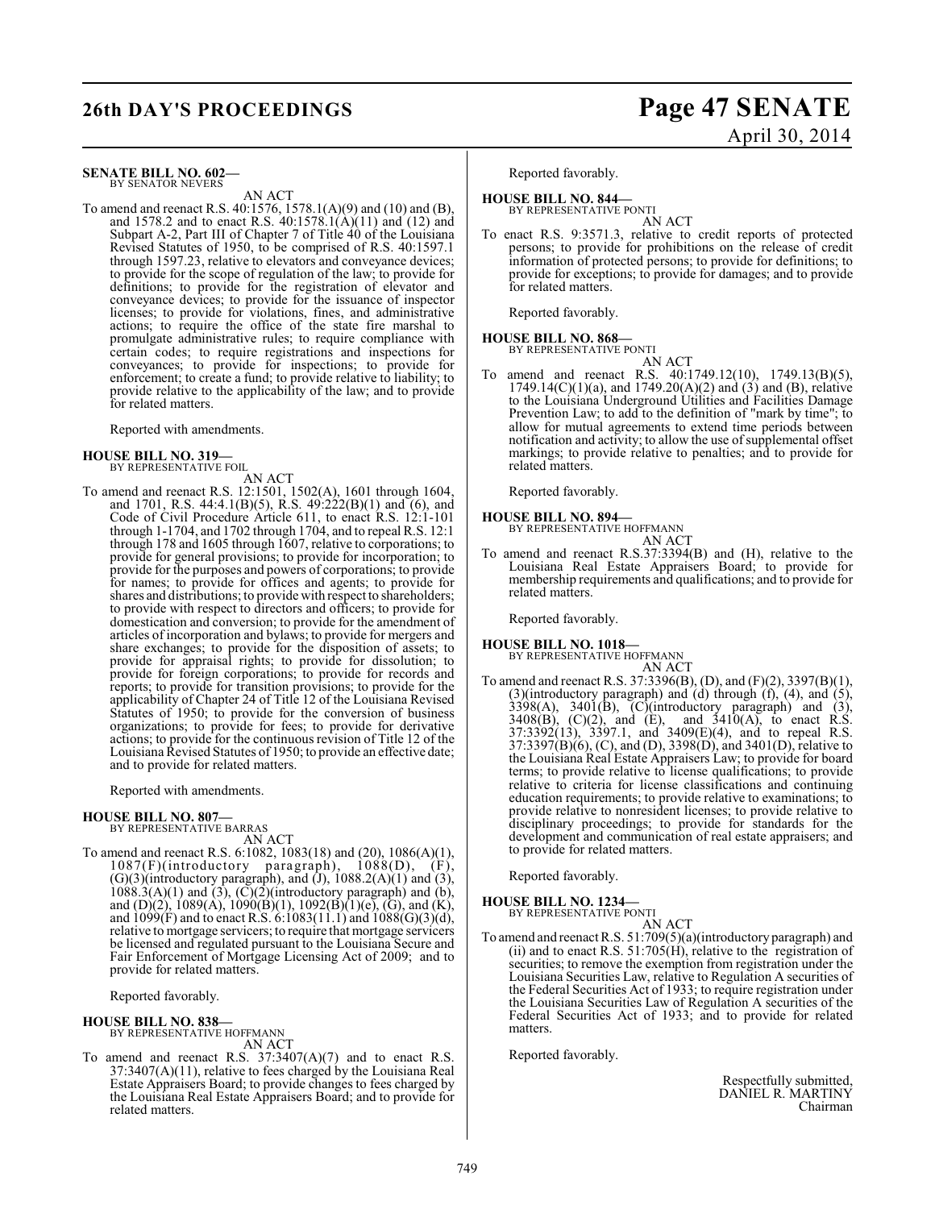**SENATE BILL NO. 602—**
BY SENATOR NEVERS

AN ACT

To amend and reenact R.S. 40:1576, 1578.1(A)(9) and (10) and (B), and 1578.2 and to enact R.S. 40:1578.1(A)(11) and (12) and Subpart A-2, Part III of Chapter 7 of Title 40 of the Louisiana Revised Statutes of 1950, to be comprised of R.S. 40:1597.1 through 1597.23, relative to elevators and conveyance devices; to provide for the scope of regulation of the law; to provide for definitions; to provide for the registration of elevator and conveyance devices; to provide for the issuance of inspector licenses; to provide for violations, fines, and administrative actions; to require the office of the state fire marshal to promulgate administrative rules; to require compliance with certain codes; to require registrations and inspections for conveyances; to provide for inspections; to provide for enforcement; to create a fund; to provide relative to liability; to provide relative to the applicability of the law; and to provide for related matters.

Reported with amendments.

**HOUSE BILL NO. 319—**
BY REPRESENTATIVE FOIL

AN ACT

To amend and reenact R.S. 12:1501, 1502(A), 1601 through 1604, and 1701, R.S. 44:4.1(B)(5), R.S. 49:222(B)(1) and (6), and Code of Civil Procedure Article 611, to enact R.S. 12:1-101 through 1-1704, and 1702 through 1704, and to repeal R.S. 12:1 through 178 and 1605 through 1607, relative to corporations; to provide for general provisions; to provide for incorporation; to provide for the purposes and powers of corporations; to provide for names; to provide for offices and agents; to provide for shares and distributions; to provide with respect to shareholders; to provide with respect to directors and officers; to provide for domestication and conversion; to provide for the amendment of articles of incorporation and bylaws; to provide for mergers and share exchanges; to provide for the disposition of assets; to provide for appraisal rights; to provide for dissolution; to provide for foreign corporations; to provide for records and reports; to provide for transition provisions; to provide for the applicability of Chapter 24 of Title 12 of the Louisiana Revised Statutes of 1950; to provide for the conversion of business organizations; to provide for fees; to provide for derivative actions; to provide for the continuous revision of Title 12 of the Louisiana Revised Statutes of 1950; to provide an effective date; and to provide for related matters.

Reported with amendments.

**HOUSE BILL NO. 807—**
BY REPRESENTATIVE BARRAS

AN ACT

To amend and reenact R.S. 6:1082, 1083(18) and (20), 1086(A)(1), 1087(F)(introductory paragraph), 1088(D), (F), (G)(3)(introductory paragraph), and (J), 1088.2(A)(1) and (3), 1088.3(A)(1) and (3), (C)(2)(introductory paragraph) and (b), and (D)(2), 1089(A), 1090(B)(1), 1092(B)(1)(e), (G), and (K), and 1099(F) and to enact R.S. 6:1083(11.1) and 1088(G)(3)(d), relative to mortgage servicers; to require that mortgage servicers be licensed and regulated pursuant to the Louisiana Secure and Fair Enforcement of Mortgage Licensing Act of 2009; and to provide for related matters.

Reported favorably.

**HOUSE BILL NO. 838—**
BY REPRESENTATIVE HOFFMANN

AN ACT

To amend and reenact R.S. 37:3407(A)(7) and to enact R.S. 37:3407(A)(11), relative to fees charged by the Louisiana Real Estate Appraisers Board; to provide changes to fees charged by the Louisiana Real Estate Appraisers Board; and to provide for related matters.

Reported favorably.

**HOUSE BILL NO. 844—**
BY REPRESENTATIVE PONTI

AN ACT

To enact R.S. 9:3571.3, relative to credit reports of protected persons; to provide for prohibitions on the release of credit information of protected persons; to provide for definitions; to provide for exceptions; to provide for damages; and to provide for related matters.

Reported favorably.

**HOUSE BILL NO. 868—**
BY REPRESENTATIVE PONTI

AN ACT

To amend and reenact R.S. 40:1749.12(10), 1749.13(B)(5), 1749.14(C)(1)(a), and 1749.20(A)(2) and (3) and (B), relative to the Louisiana Underground Utilities and Facilities Damage Prevention Law; to add to the definition of "mark by time"; to allow for mutual agreements to extend time periods between notification and activity; to allow the use of supplemental offset markings; to provide relative to penalties; and to provide for related matters.

Reported favorably.

**HOUSE BILL NO. 894—**
BY REPRESENTATIVE HOFFMANN

AN ACT

To amend and reenact R.S.37:3394(B) and (H), relative to the Louisiana Real Estate Appraisers Board; to provide for membership requirements and qualifications; and to provide for related matters.

Reported favorably.

**HOUSE BILL NO. 1018—**
BY REPRESENTATIVE HOFFMANN

AN ACT

To amend and reenact R.S. 37:3396(B), (D), and (F)(2), 3397(B)(1), (3)(introductory paragraph) and (d) through (f), (4), and (5), 3398(A), 3401(B), (C)(introductory paragraph) and (3), 3408(B), (C)(2), and (E), and 3410(A), to enact R.S. 37:3392(13), 3397.1, and 3409(E)(4), and to repeal R.S. 37:3397(B)(6), (C), and (D), 3398(D), and 3401(D), relative to the Louisiana Real Estate Appraisers Law; to provide for board terms; to provide relative to license qualifications; to provide relative to criteria for license classifications and continuing education requirements; to provide relative to examinations; to provide relative to nonresident licenses; to provide relative to disciplinary proceedings; to provide for standards for the development and communication of real estate appraisers; and to provide for related matters.

Reported favorably.

**HOUSE BILL NO. 1234—**
BY REPRESENTATIVE PONTI

AN ACT

To amend and reenact R.S. 51:709(5)(a)(introductory paragraph) and (ii) and to enact R.S. 51:705(H), relative to the registration of securities; to remove the exemption from registration under the Louisiana Securities Law, relative to Regulation A securities of the Federal Securities Act of 1933; to require registration under the Louisiana Securities Law of Regulation A securities of the Federal Securities Act of 1933; and to provide for related matters.

Reported favorably.

Respectfully submitted,
DANIEL R. MARTINY
Chairman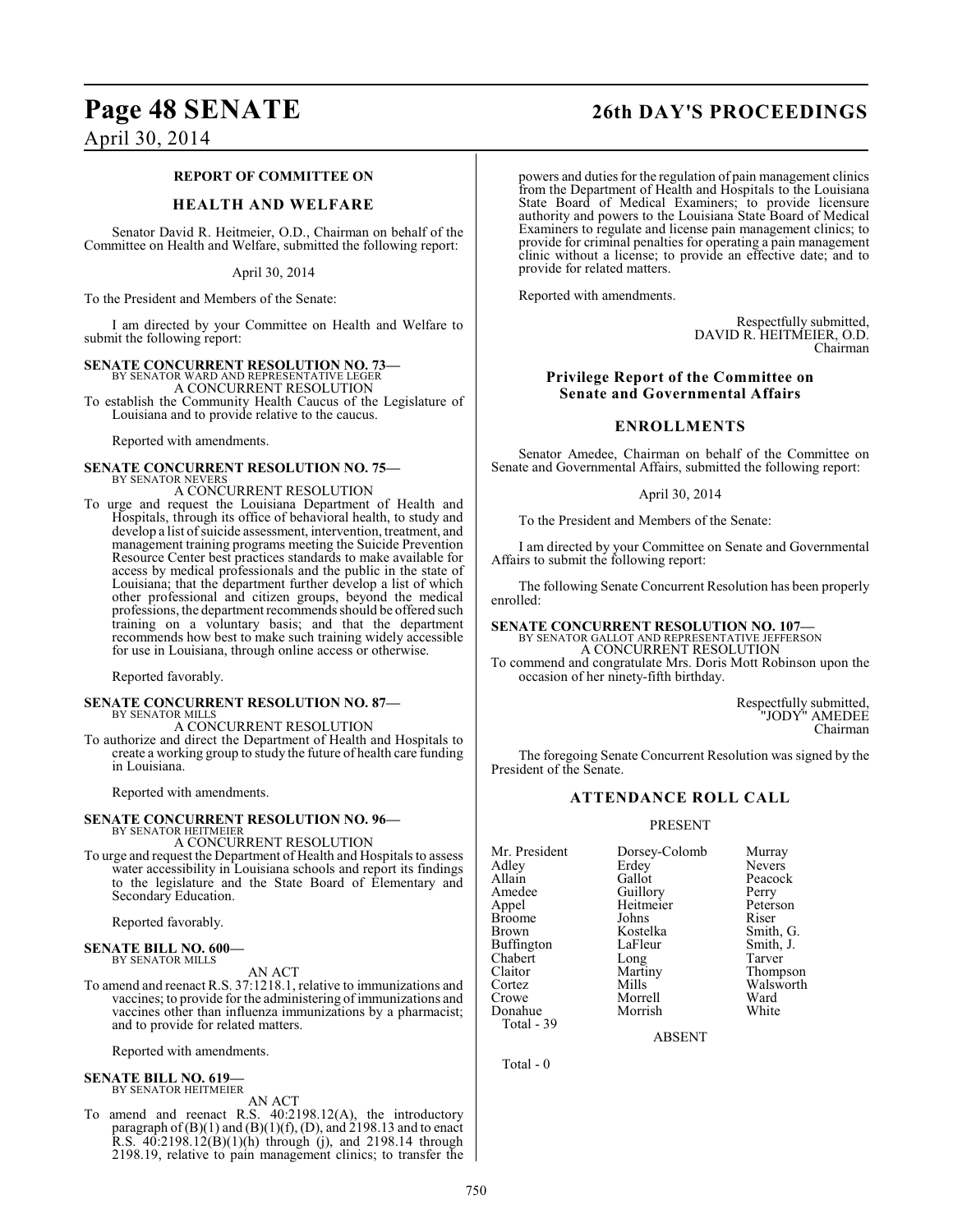## REPORT OF COMMITTEE ON

## HEALTH AND WELFARE

Senator David R. Heitmeier, O.D., Chairman on behalf of the Committee on Health and Welfare, submitted the following report:

April 30, 2014

To the President and Members of the Senate:

I am directed by your Committee on Health and Welfare to submit the following report:

**SENATE CONCURRENT RESOLUTION NO. 73—**
BY SENATOR WARD AND REPRESENTATIVE LEGER
A CONCURRENT RESOLUTION
To establish the Community Health Caucus of the Legislature of Louisiana and to provide relative to the caucus.

Reported with amendments.

**SENATE CONCURRENT RESOLUTION NO. 75—**
BY SENATOR NEVERS
A CONCURRENT RESOLUTION
To urge and request the Louisiana Department of Health and Hospitals, through its office of behavioral health, to study and develop a list of suicide assessment, intervention, treatment, and management training programs meeting the Suicide Prevention Resource Center best practices standards to make available for access by medical professionals and the public in the state of Louisiana; that the department further develop a list of which other professional and citizen groups, beyond the medical professions, the department recommends should be offered such training on a voluntary basis; and that the department recommends how best to make such training widely accessible for use in Louisiana, through online access or otherwise.

Reported favorably.

**SENATE CONCURRENT RESOLUTION NO. 87—**
BY SENATOR MILLS
A CONCURRENT RESOLUTION
To authorize and direct the Department of Health and Hospitals to create a working group to study the future of health care funding in Louisiana.

Reported with amendments.

**SENATE CONCURRENT RESOLUTION NO. 96—**
BY SENATOR HEITMEIER
A CONCURRENT RESOLUTION
To urge and request the Department of Health and Hospitals to assess water accessibility in Louisiana schools and report its findings to the legislature and the State Board of Elementary and Secondary Education.

Reported favorably.

**SENATE BILL NO. 600—**
BY SENATOR MILLS
AN ACT
To amend and reenact R.S. 37:1218.1, relative to immunizations and vaccines; to provide for the administering of immunizations and vaccines other than influenza immunizations by a pharmacist; and to provide for related matters.

Reported with amendments.

**SENATE BILL NO. 619—**
BY SENATOR HEITMEIER
AN ACT
To amend and reenact R.S. 40:2198.12(A), the introductory paragraph of (B)(1) and (B)(1)(f), (D), and 2198.13 and to enact R.S. 40:2198.12(B)(1)(h) through (j), and 2198.14 through 2198.19, relative to pain management clinics; to transfer the powers and duties for the regulation of pain management clinics from the Department of Health and Hospitals to the Louisiana State Board of Medical Examiners; to provide licensure authority and powers to the Louisiana State Board of Medical Examiners to regulate and license pain management clinics; to provide for criminal penalties for operating a pain management clinic without a license; to provide an effective date; and to provide for related matters.

Reported with amendments.

Respectfully submitted,
DAVID R. HEITMEIER, O.D.
Chairman

## Privilege Report of the Committee on Senate and Governmental Affairs

## ENROLLMENTS

Senator Amedee, Chairman on behalf of the Committee on Senate and Governmental Affairs, submitted the following report:

April 30, 2014

To the President and Members of the Senate:

I am directed by your Committee on Senate and Governmental Affairs to submit the following report:

The following Senate Concurrent Resolution has been properly enrolled:

**SENATE CONCURRENT RESOLUTION NO. 107—**
BY SENATOR GALLOT AND REPRESENTATIVE JEFFERSON
A CONCURRENT RESOLUTION
To commend and congratulate Mrs. Doris Mott Robinson upon the occasion of her ninety-fifth birthday.

Respectfully submitted,
"JODY" AMEDEE
Chairman

The foregoing Senate Concurrent Resolution was signed by the President of the Senate.

## ATTENDANCE ROLL CALL

PRESENT

| | | |
|---|---|---|
| Mr. President | Dorsey-Colomb | Murray |
| Adley | Erdey | Nevers |
| Allain | Gallot | Peacock |
| Amedee | Guillory | Perry |
| Appel | Heitmeier | Peterson |
| Broome | Johns | Riser |
| Brown | Kostelka | Smith, G. |
| Buffington | LaFleur | Smith, J. |
| Chabert | Long | Tarver |
| Claitor | Martiny | Thompson |
| Cortez | Mills | Walsworth |
| Crowe | Morrell | Ward |
| Donahue | Morrish | White |

Total - 39

ABSENT

Total - 0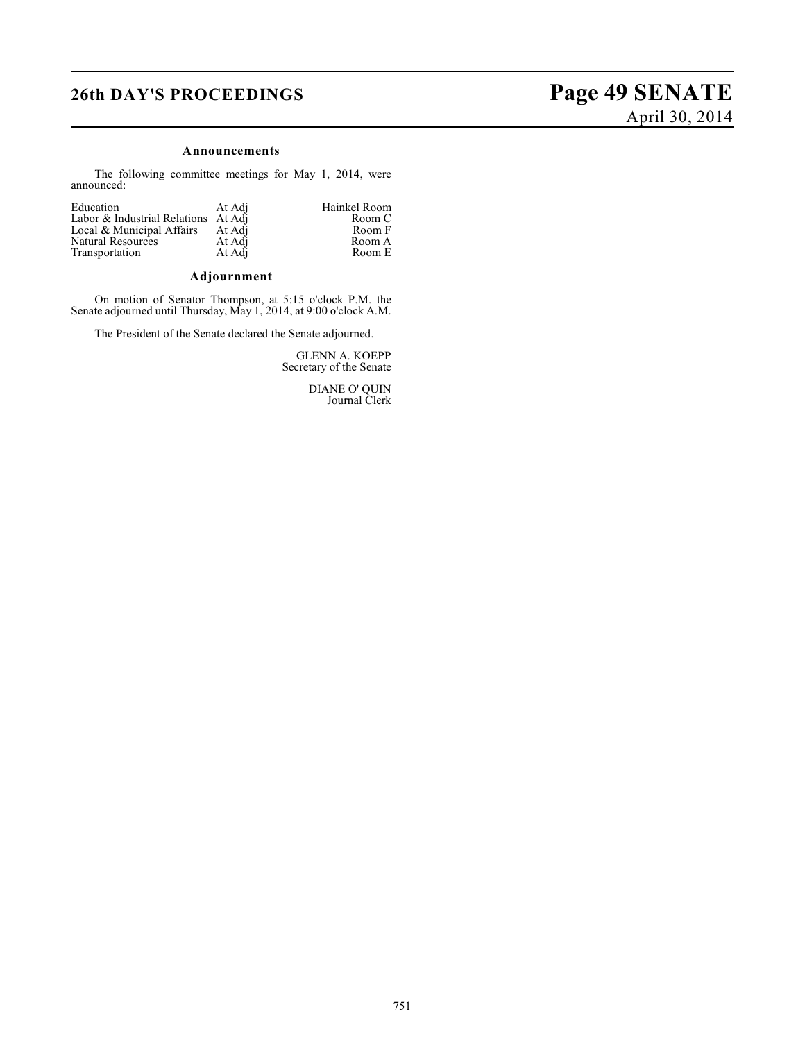### Announcements

The following committee meetings for May 1, 2014, were announced:

| | | |
|---|---|---|
| Education | At Adj | Hainkel Room |
| Labor & Industrial Relations | At Adj | Room C |
| Local & Municipal Affairs | At Adj | Room F |
| Natural Resources | At Adj | Room A |
| Transportation | At Adj | Room E |

### Adjournment

On motion of Senator Thompson, at 5:15 o'clock P.M. the Senate adjourned until Thursday, May 1, 2014, at 9:00 o'clock A.M.

The President of the Senate declared the Senate adjourned.

GLENN A. KOEPP
Secretary of the Senate

DIANE O' QUIN
Journal Clerk